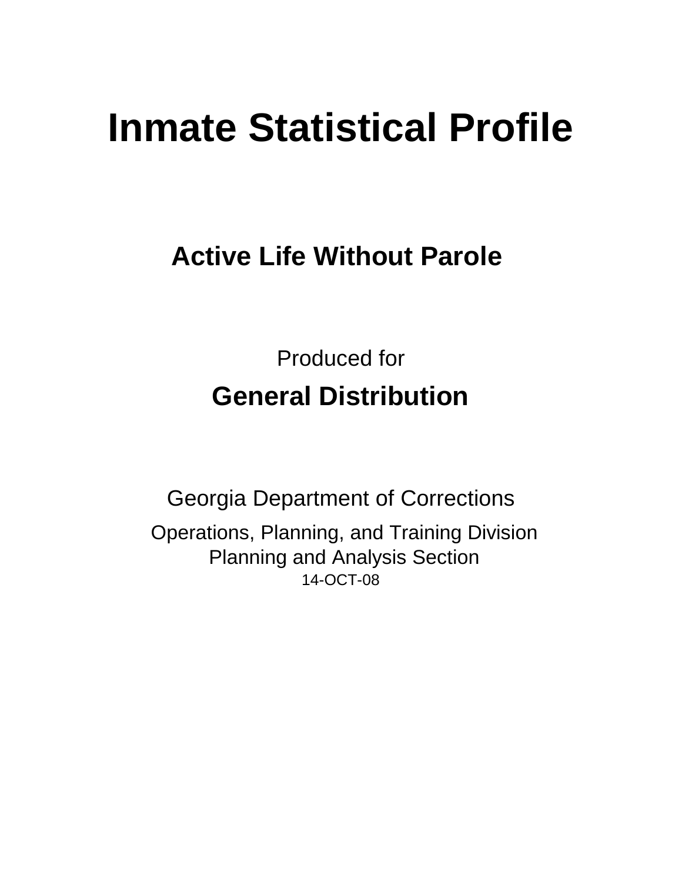# Inmate Statistical Profile

## Active Life Without Parole

Produced for

**General Distribution**

Georgia Department of Corrections

Operations, Planning, and Training Division
Planning and Analysis Section
14-OCT-08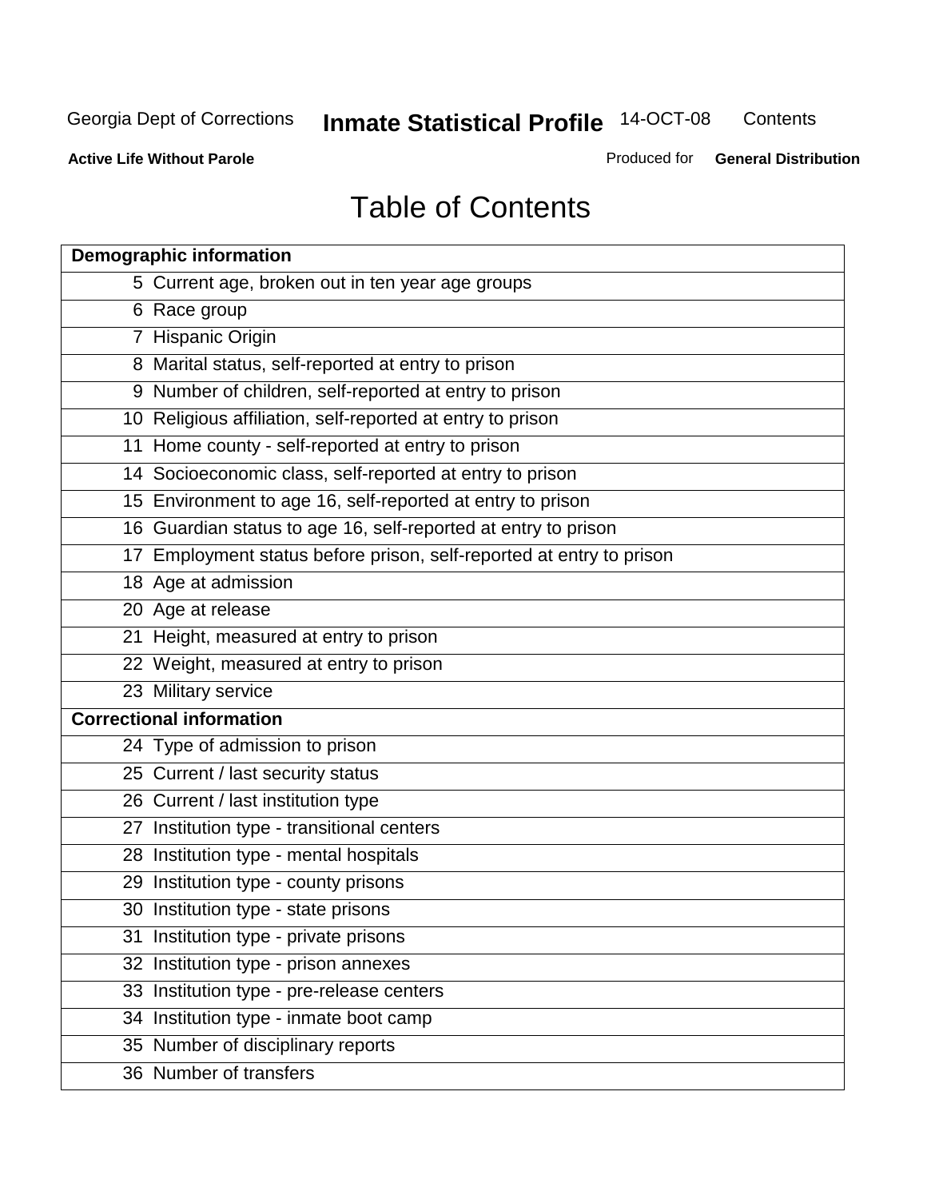# Table of Contents

| Demographic information | |
|---|---|
| 5 | Current age, broken out in ten year age groups |
| 6 | Race group |
| 7 | Hispanic Origin |
| 8 | Marital status, self-reported at entry to prison |
| 9 | Number of children, self-reported at entry to prison |
| 10 | Religious affiliation, self-reported at entry to prison |
| 11 | Home county - self-reported at entry to prison |
| 14 | Socioeconomic class, self-reported at entry to prison |
| 15 | Environment to age 16, self-reported at entry to prison |
| 16 | Guardian status to age 16, self-reported at entry to prison |
| 17 | Employment status before prison, self-reported at entry to prison |
| 18 | Age at admission |
| 20 | Age at release |
| 21 | Height, measured at entry to prison |
| 22 | Weight, measured at entry to prison |
| 23 | Military service |
| **Correctional information** | |
| 24 | Type of admission to prison |
| 25 | Current / last security status |
| 26 | Current / last institution type |
| 27 | Institution type - transitional centers |
| 28 | Institution type - mental hospitals |
| 29 | Institution type - county prisons |
| 30 | Institution type - state prisons |
| 31 | Institution type - private prisons |
| 32 | Institution type - prison annexes |
| 33 | Institution type - pre-release centers |
| 34 | Institution type - inmate boot camp |
| 35 | Number of disciplinary reports |
| 36 | Number of transfers |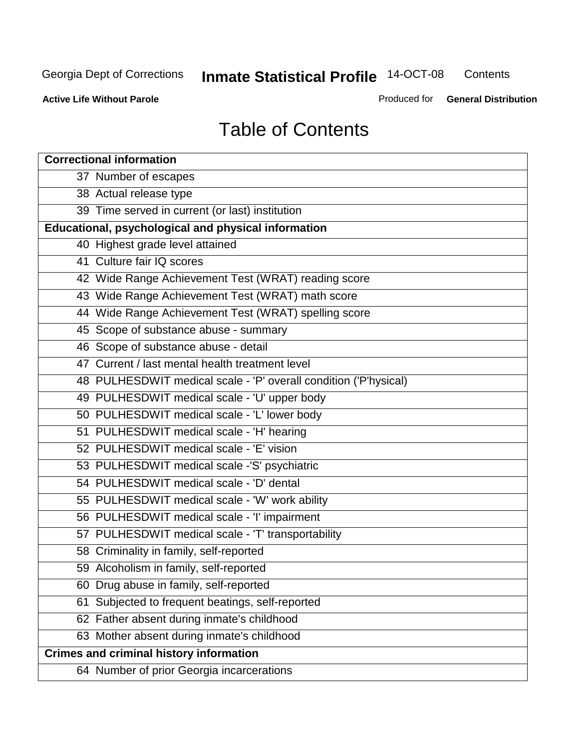# Table of Contents

| Correctional information |
|---|
| 37 Number of escapes |
| 38 Actual release type |
| 39 Time served in current (or last) institution |
| **Educational, psychological and physical information** |
| 40 Highest grade level attained |
| 41 Culture fair IQ scores |
| 42 Wide Range Achievement Test (WRAT) reading score |
| 43 Wide Range Achievement Test (WRAT) math score |
| 44 Wide Range Achievement Test (WRAT) spelling score |
| 45 Scope of substance abuse - summary |
| 46 Scope of substance abuse - detail |
| 47 Current / last mental health treatment level |
| 48 PULHESDWIT medical scale - 'P' overall condition ('P'hysical) |
| 49 PULHESDWIT medical scale - 'U' upper body |
| 50 PULHESDWIT medical scale - 'L' lower body |
| 51 PULHESDWIT medical scale - 'H' hearing |
| 52 PULHESDWIT medical scale - 'E' vision |
| 53 PULHESDWIT medical scale -'S' psychiatric |
| 54 PULHESDWIT medical scale - 'D' dental |
| 55 PULHESDWIT medical scale - 'W' work ability |
| 56 PULHESDWIT medical scale - 'I' impairment |
| 57 PULHESDWIT medical scale - 'T' transportability |
| 58 Criminality in family, self-reported |
| 59 Alcoholism in family, self-reported |
| 60 Drug abuse in family, self-reported |
| 61 Subjected to frequent beatings, self-reported |
| 62 Father absent during inmate's childhood |
| 63 Mother absent during inmate's childhood |
| **Crimes and criminal history information** |
| 64 Number of prior Georgia incarcerations |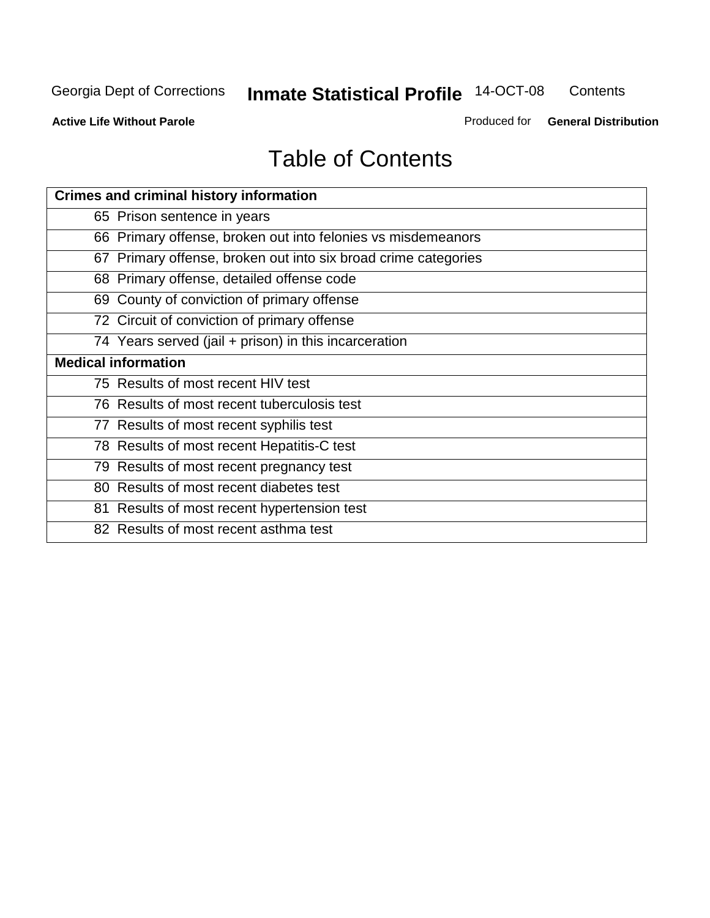# Table of Contents

| Crimes and criminal history information |
| --- |
| 65 Prison sentence in years |
| 66 Primary offense, broken out into felonies vs misdemeanors |
| 67 Primary offense, broken out into six broad crime categories |
| 68 Primary offense, detailed offense code |
| 69 County of conviction of primary offense |
| 72 Circuit of conviction of primary offense |
| 74 Years served (jail + prison) in this incarceration |
| **Medical information** |
| 75 Results of most recent HIV test |
| 76 Results of most recent tuberculosis test |
| 77 Results of most recent syphilis test |
| 78 Results of most recent Hepatitis-C test |
| 79 Results of most recent pregnancy test |
| 80 Results of most recent diabetes test |
| 81 Results of most recent hypertension test |
| 82 Results of most recent asthma test |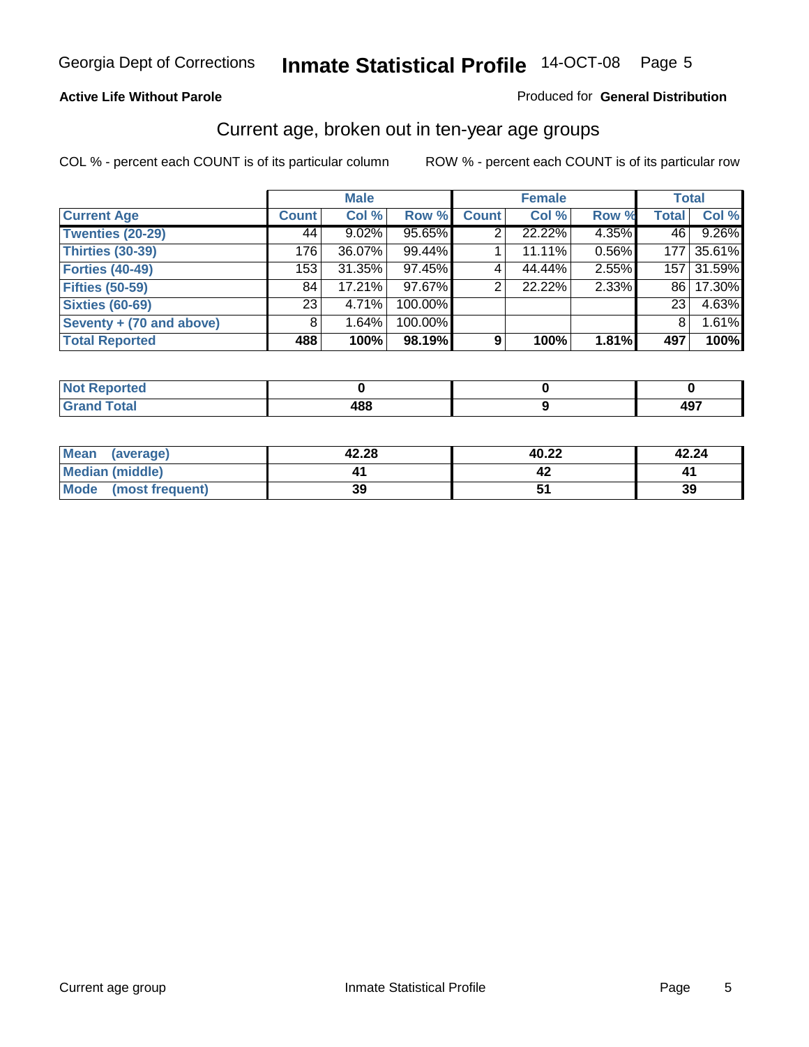# Inmate Statistical Profile

**Georgia Dept of Corrections** — 14-OCT-08

**Active Life Without Parole**

Produced for **General Distribution**

## Current age, broken out in ten-year age groups

COL % - percent each COUNT is of its particular column

ROW % - percent each COUNT is of its particular row

| | Male | | | Female | | | Total | |
|---|---|---|---|---|---|---|---|---|
| **Current Age** | **Count** | **Col %** | **Row %** | **Count** | **Col %** | **Row %** | **Total** | **Col %** |
| Twenties (20-29) | 44 | 9.02% | 95.65% | 2 | 22.22% | 4.35% | 46 | 9.26% |
| Thirties (30-39) | 176 | 36.07% | 99.44% | 1 | 11.11% | 0.56% | 177 | 35.61% |
| Forties (40-49) | 153 | 31.35% | 97.45% | 4 | 44.44% | 2.55% | 157 | 31.59% |
| Fifties (50-59) | 84 | 17.21% | 97.67% | 2 | 22.22% | 2.33% | 86 | 17.30% |
| Sixties (60-69) | 23 | 4.71% | 100.00% | | | | 23 | 4.63% |
| Seventy + (70 and above) | 8 | 1.64% | 100.00% | | | | 8 | 1.61% |
| **Total Reported** | **488** | **100%** | **98.19%** | **9** | **100%** | **1.81%** | **497** | **100%** |

| | Male | Female | Total |
|---|---|---|---|
| Not Reported | **0** | **0** | **0** |
| Grand Total | **488** | **9** | **497** |

| | Male | Female | Total |
|---|---|---|---|
| Mean (average) | **42.28** | **40.22** | **42.24** |
| Median (middle) | **41** | **42** | **41** |
| Mode (most frequent) | **39** | **51** | **39** |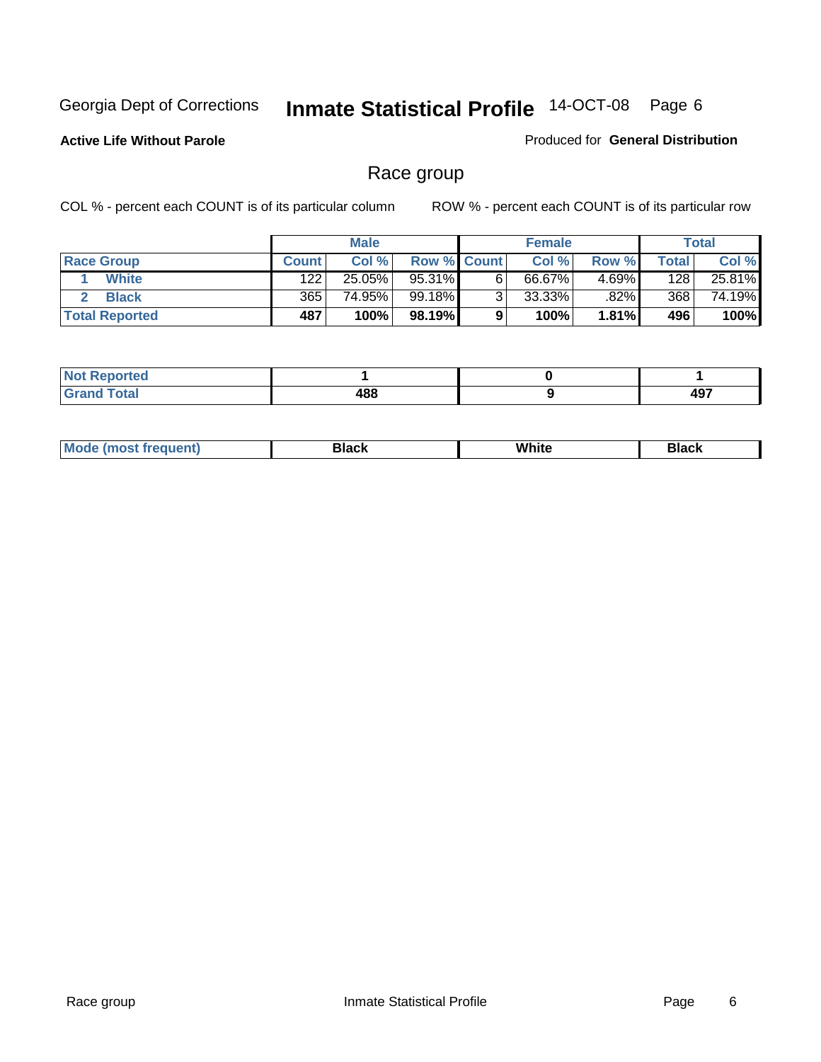Georgia Dept of Corrections **Inmate Statistical Profile** 14-OCT-08

**Active Life Without Parole**

Produced for **General Distribution**

## Race group

COL % - percent each COUNT is of its particular column

ROW % - percent each COUNT is of its particular row

| | Male | | | Female | | | Total | |
|---|---|---|---|---|---|---|---|---|
| **Race Group** | **Count** | **Col %** | **Row %** | **Count** | **Col %** | **Row %** | **Total** | **Col %** |
| 1 White | 122 | 25.05% | 95.31% | 6 | 66.67% | 4.69% | 128 | 25.81% |
| 2 Black | 365 | 74.95% | 99.18% | 3 | 33.33% | .82% | 368 | 74.19% |
| **Total Reported** | **487** | **100%** | **98.19%** | **9** | **100%** | **1.81%** | **496** | **100%** |

| | Male | Female | Total |
|---|---|---|---|
| **Not Reported** | **1** | **0** | **1** |
| **Grand Total** | **488** | **9** | **497** |

| | Male | Female | Total |
|---|---|---|---|
| **Mode (most frequent)** | **Black** | **White** | **Black** |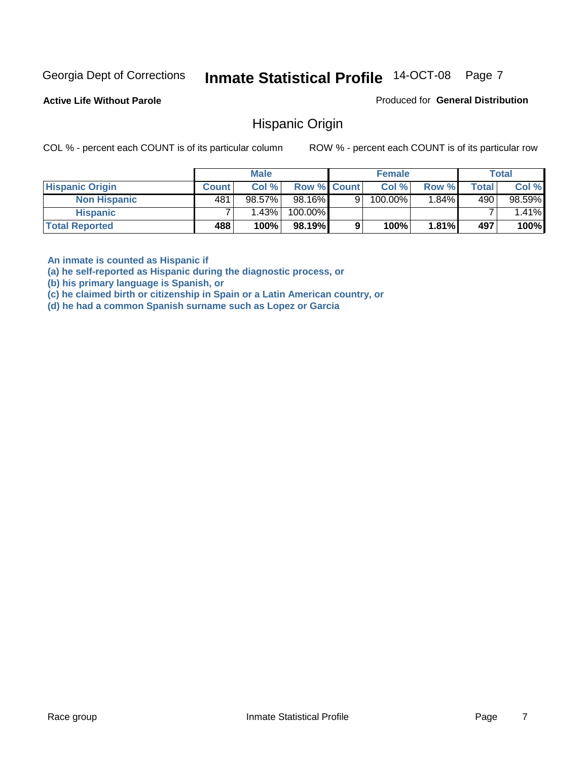Georgia Dept of Corrections **Inmate Statistical Profile** 14-OCT-08

**Active Life Without Parole**

Produced for **General Distribution**

## Hispanic Origin

COL % - percent each COUNT is of its particular column    ROW % - percent each COUNT is of its particular row

| | Male | | | Female | | | Total | |
|---|---|---|---|---|---|---|---|---|
| **Hispanic Origin** | **Count** | **Col %** | **Row %** | **Count** | **Col %** | **Row %** | **Total** | **Col %** |
| **Non Hispanic** | 481 | 98.57% | 98.16% | 9 | 100.00% | 1.84% | 490 | 98.59% |
| **Hispanic** | 7 | 1.43% | 100.00% | | | | 7 | 1.41% |
| **Total Reported** | **488** | **100%** | **98.19%** | **9** | **100%** | **1.81%** | **497** | **100%** |

**An inmate is counted as Hispanic if**
**(a) he self-reported as Hispanic during the diagnostic process, or**
**(b) his primary language is Spanish, or**
**(c) he claimed birth or citizenship in Spain or a Latin American country, or**
**(d) he had a common Spanish surname such as Lopez or Garcia**

Race group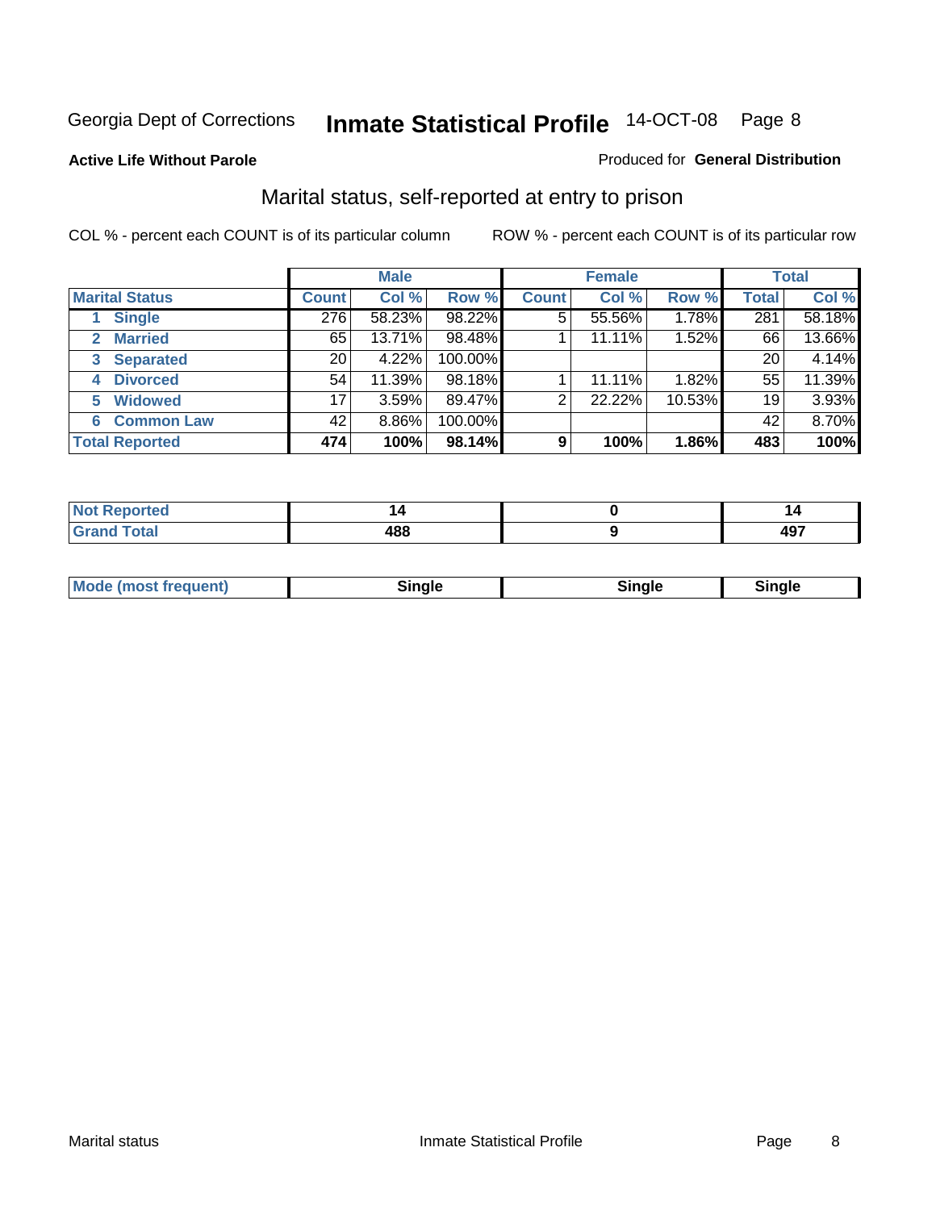Georgia Dept of Corrections **Inmate Statistical Profile** 14-OCT-08

**Active Life Without Parole**

Produced for **General Distribution**

## Marital status, self-reported at entry to prison

COL % - percent each COUNT is of its particular column

ROW % - percent each COUNT is of its particular row

| | Male | | | Female | | | Total | |
|---|---|---|---|---|---|---|---|---|
| **Marital Status** | **Count** | **Col %** | **Row %** | **Count** | **Col %** | **Row %** | **Total** | **Col %** |
| 1 Single | 276 | 58.23% | 98.22% | 5 | 55.56% | 1.78% | 281 | 58.18% |
| 2 Married | 65 | 13.71% | 98.48% | 1 | 11.11% | 1.52% | 66 | 13.66% |
| 3 Separated | 20 | 4.22% | 100.00% | | | | 20 | 4.14% |
| 4 Divorced | 54 | 11.39% | 98.18% | 1 | 11.11% | 1.82% | 55 | 11.39% |
| 5 Widowed | 17 | 3.59% | 89.47% | 2 | 22.22% | 10.53% | 19 | 3.93% |
| 6 Common Law | 42 | 8.86% | 100.00% | | | | 42 | 8.70% |
| **Total Reported** | **474** | **100%** | **98.14%** | **9** | **100%** | **1.86%** | **483** | **100%** |

| | Male | Female | Total |
|---|---|---|---|
| Not Reported | 14 | 0 | 14 |
| Grand Total | 488 | 9 | 497 |

| | Male | Female | Total |
|---|---|---|---|
| Mode (most frequent) | Single | Single | Single |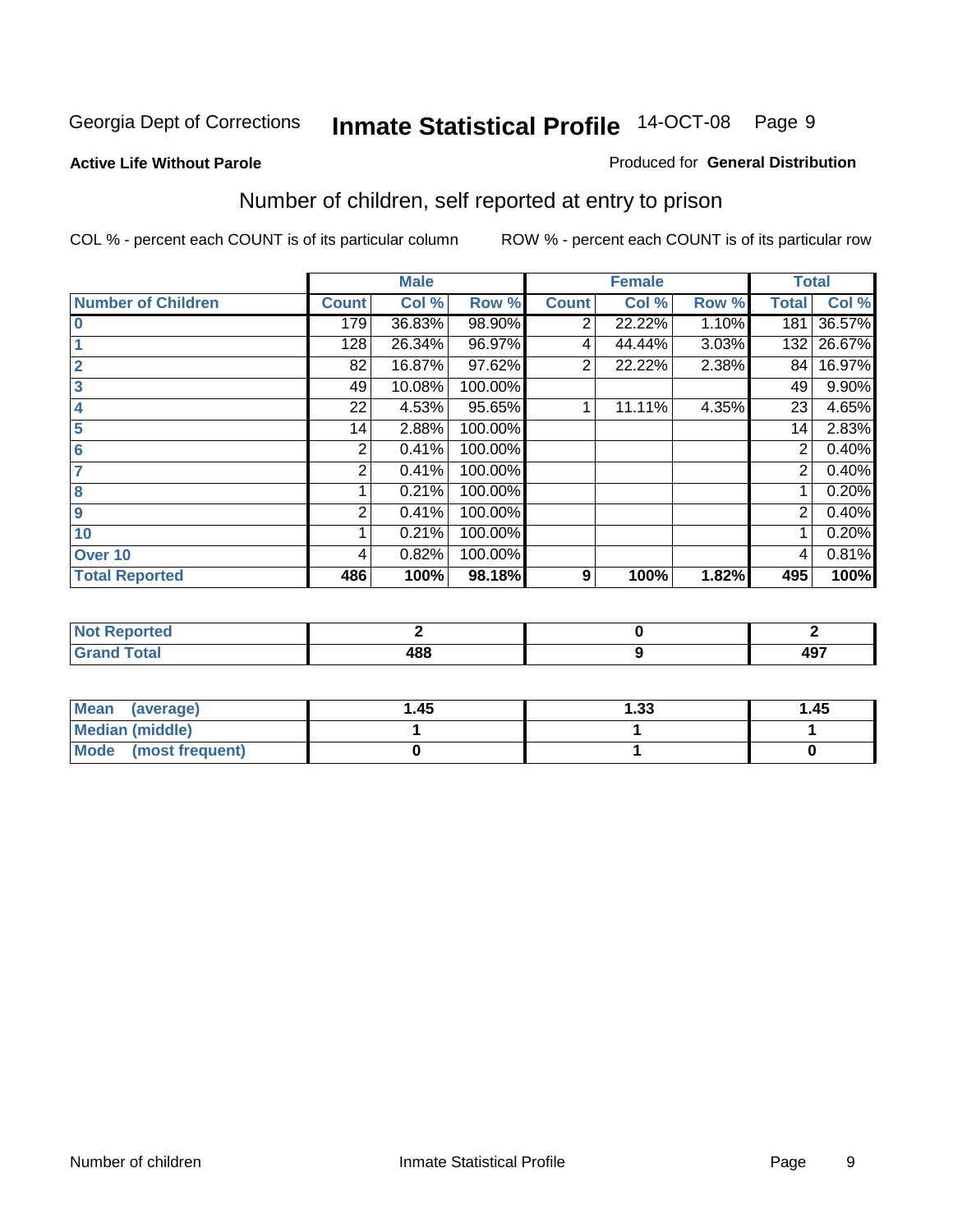Georgia Dept of Corrections **Inmate Statistical Profile** 14-OCT-08

**Active Life Without Parole**

Produced for **General Distribution**

## Number of children, self reported at entry to prison

COL % - percent each COUNT is of its particular column

ROW % - percent each COUNT is of its particular row

| | Male | | | Female | | | Total | |
|---|---|---|---|---|---|---|---|---|
| **Number of Children** | **Count** | **Col %** | **Row %** | **Count** | **Col %** | **Row %** | **Total** | **Col %** |
| **0** | 179 | 36.83% | 98.90% | 2 | 22.22% | 1.10% | 181 | 36.57% |
| **1** | 128 | 26.34% | 96.97% | 4 | 44.44% | 3.03% | 132 | 26.67% |
| **2** | 82 | 16.87% | 97.62% | 2 | 22.22% | 2.38% | 84 | 16.97% |
| **3** | 49 | 10.08% | 100.00% | | | | 49 | 9.90% |
| **4** | 22 | 4.53% | 95.65% | 1 | 11.11% | 4.35% | 23 | 4.65% |
| **5** | 14 | 2.88% | 100.00% | | | | 14 | 2.83% |
| **6** | 2 | 0.41% | 100.00% | | | | 2 | 0.40% |
| **7** | 2 | 0.41% | 100.00% | | | | 2 | 0.40% |
| **8** | 1 | 0.21% | 100.00% | | | | 1 | 0.20% |
| **9** | 2 | 0.41% | 100.00% | | | | 2 | 0.40% |
| **10** | 1 | 0.21% | 100.00% | | | | 1 | 0.20% |
| **Over 10** | 4 | 0.82% | 100.00% | | | | 4 | 0.81% |
| **Total Reported** | **486** | **100%** | **98.18%** | **9** | **100%** | **1.82%** | **495** | **100%** |

| | Male | Female | Total |
|---|---|---|---|
| **Not Reported** | **2** | **0** | **2** |
| **Grand Total** | **488** | **9** | **497** |

| | Male | Female | Total |
|---|---|---|---|
| **Mean (average)** | **1.45** | **1.33** | **1.45** |
| **Median (middle)** | **1** | **1** | **1** |
| **Mode (most frequent)** | **0** | **1** | **0** |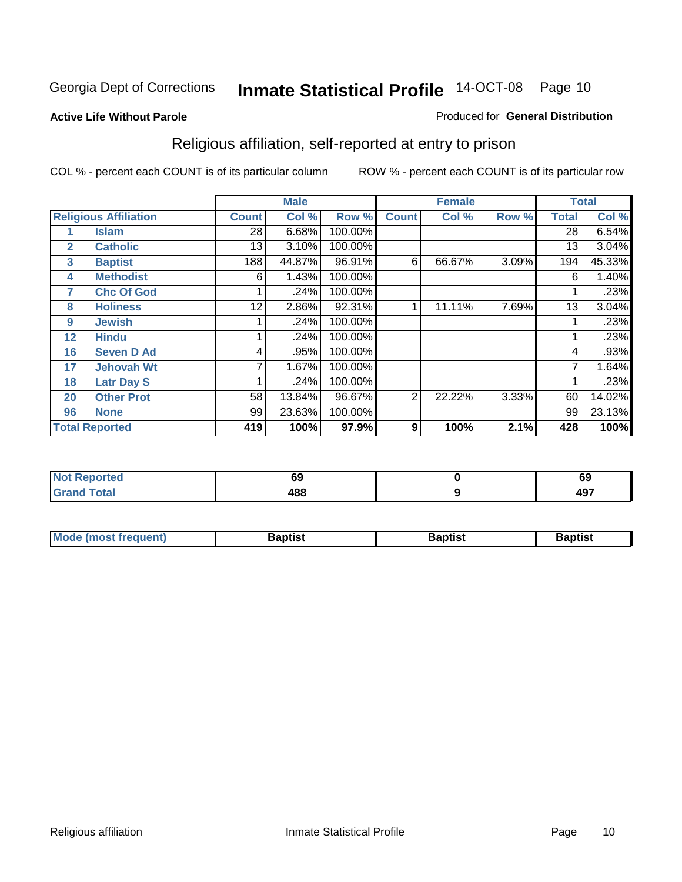Georgia Dept of Corrections **Inmate Statistical Profile** 14-OCT-08 Page 10

**Active Life Without Parole**

Produced for **General Distribution**

## Religious affiliation, self-reported at entry to prison

COL % - percent each COUNT is of its particular column

ROW % - percent each COUNT is of its particular row

| Religious Affiliation | | Male | | | Female | | | Total | |
|---|---|---|---|---|---|---|---|---|---|
| | | Count | Col % | Row % | Count | Col % | Row % | Total | Col % |
| 1 | Islam | 28 | 6.68% | 100.00% | | | | 28 | 6.54% |
| 2 | Catholic | 13 | 3.10% | 100.00% | | | | 13 | 3.04% |
| 3 | Baptist | 188 | 44.87% | 96.91% | 6 | 66.67% | 3.09% | 194 | 45.33% |
| 4 | Methodist | 6 | 1.43% | 100.00% | | | | 6 | 1.40% |
| 7 | Chc Of God | 1 | .24% | 100.00% | | | | 1 | .23% |
| 8 | Holiness | 12 | 2.86% | 92.31% | 1 | 11.11% | 7.69% | 13 | 3.04% |
| 9 | Jewish | 1 | .24% | 100.00% | | | | 1 | .23% |
| 12 | Hindu | 1 | .24% | 100.00% | | | | 1 | .23% |
| 16 | Seven D Ad | 4 | .95% | 100.00% | | | | 4 | .93% |
| 17 | Jehovah Wt | 7 | 1.67% | 100.00% | | | | 7 | 1.64% |
| 18 | Latr Day S | 1 | .24% | 100.00% | | | | 1 | .23% |
| 20 | Other Prot | 58 | 13.84% | 96.67% | 2 | 22.22% | 3.33% | 60 | 14.02% |
| 96 | None | 99 | 23.63% | 100.00% | | | | 99 | 23.13% |
| **Total Reported** | | **419** | **100%** | **97.9%** | **9** | **100%** | **2.1%** | **428** | **100%** |

| | Male | Female | Total |
|---|---|---|---|
| Not Reported | 69 | 0 | 69 |
| Grand Total | 488 | 9 | 497 |

| | Male | Female | Total |
|---|---|---|---|
| Mode (most frequent) | Baptist | Baptist | Baptist |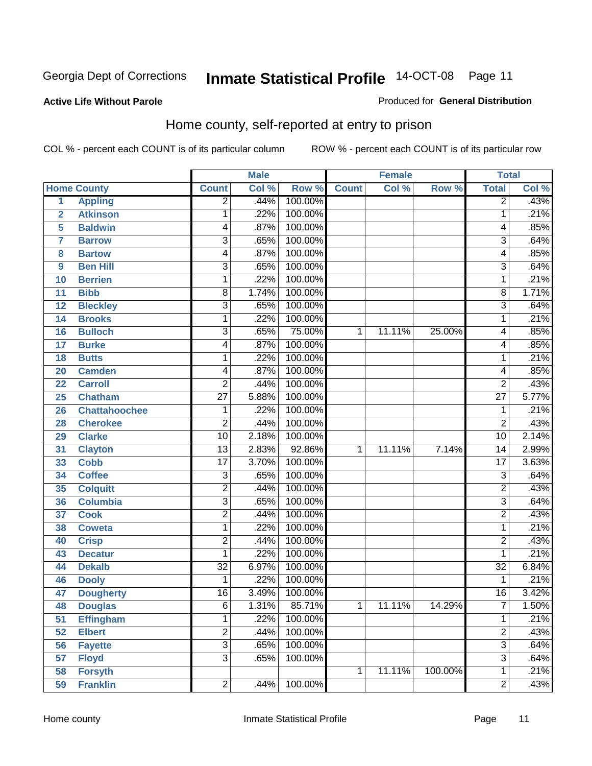Georgia Dept of Corrections **Inmate Statistical Profile** 14-OCT-08

**Active Life Without Parole**

Produced for **General Distribution**

## Home county, self-reported at entry to prison

COL % - percent each COUNT is of its particular column ROW % - percent each COUNT is of its particular row

| | | Male | | | Female | | | Total | |
|---|---|---|---|---|---|---|---|---|---|
| Home County | | Count | Col % | Row % | Count | Col % | Row % | Total | Col % |
| 1 | Appling | 2 | .44% | 100.00% | | | | 2 | .43% |
| 2 | Atkinson | 1 | .22% | 100.00% | | | | 1 | .21% |
| 5 | Baldwin | 4 | .87% | 100.00% | | | | 4 | .85% |
| 7 | Barrow | 3 | .65% | 100.00% | | | | 3 | .64% |
| 8 | Bartow | 4 | .87% | 100.00% | | | | 4 | .85% |
| 9 | Ben Hill | 3 | .65% | 100.00% | | | | 3 | .64% |
| 10 | Berrien | 1 | .22% | 100.00% | | | | 1 | .21% |
| 11 | Bibb | 8 | 1.74% | 100.00% | | | | 8 | 1.71% |
| 12 | Bleckley | 3 | .65% | 100.00% | | | | 3 | .64% |
| 14 | Brooks | 1 | .22% | 100.00% | | | | 1 | .21% |
| 16 | Bulloch | 3 | .65% | 75.00% | 1 | 11.11% | 25.00% | 4 | .85% |
| 17 | Burke | 4 | .87% | 100.00% | | | | 4 | .85% |
| 18 | Butts | 1 | .22% | 100.00% | | | | 1 | .21% |
| 20 | Camden | 4 | .87% | 100.00% | | | | 4 | .85% |
| 22 | Carroll | 2 | .44% | 100.00% | | | | 2 | .43% |
| 25 | Chatham | 27 | 5.88% | 100.00% | | | | 27 | 5.77% |
| 26 | Chattahoochee | 1 | .22% | 100.00% | | | | 1 | .21% |
| 28 | Cherokee | 2 | .44% | 100.00% | | | | 2 | .43% |
| 29 | Clarke | 10 | 2.18% | 100.00% | | | | 10 | 2.14% |
| 31 | Clayton | 13 | 2.83% | 92.86% | 1 | 11.11% | 7.14% | 14 | 2.99% |
| 33 | Cobb | 17 | 3.70% | 100.00% | | | | 17 | 3.63% |
| 34 | Coffee | 3 | .65% | 100.00% | | | | 3 | .64% |
| 35 | Colquitt | 2 | .44% | 100.00% | | | | 2 | .43% |
| 36 | Columbia | 3 | .65% | 100.00% | | | | 3 | .64% |
| 37 | Cook | 2 | .44% | 100.00% | | | | 2 | .43% |
| 38 | Coweta | 1 | .22% | 100.00% | | | | 1 | .21% |
| 40 | Crisp | 2 | .44% | 100.00% | | | | 2 | .43% |
| 43 | Decatur | 1 | .22% | 100.00% | | | | 1 | .21% |
| 44 | Dekalb | 32 | 6.97% | 100.00% | | | | 32 | 6.84% |
| 46 | Dooly | 1 | .22% | 100.00% | | | | 1 | .21% |
| 47 | Dougherty | 16 | 3.49% | 100.00% | | | | 16 | 3.42% |
| 48 | Douglas | 6 | 1.31% | 85.71% | 1 | 11.11% | 14.29% | 7 | 1.50% |
| 51 | Effingham | 1 | .22% | 100.00% | | | | 1 | .21% |
| 52 | Elbert | 2 | .44% | 100.00% | | | | 2 | .43% |
| 56 | Fayette | 3 | .65% | 100.00% | | | | 3 | .64% |
| 57 | Floyd | 3 | .65% | 100.00% | | | | 3 | .64% |
| 58 | Forsyth | | | | 1 | 11.11% | 100.00% | 1 | .21% |
| 59 | Franklin | 2 | .44% | 100.00% | | | | 2 | .43% |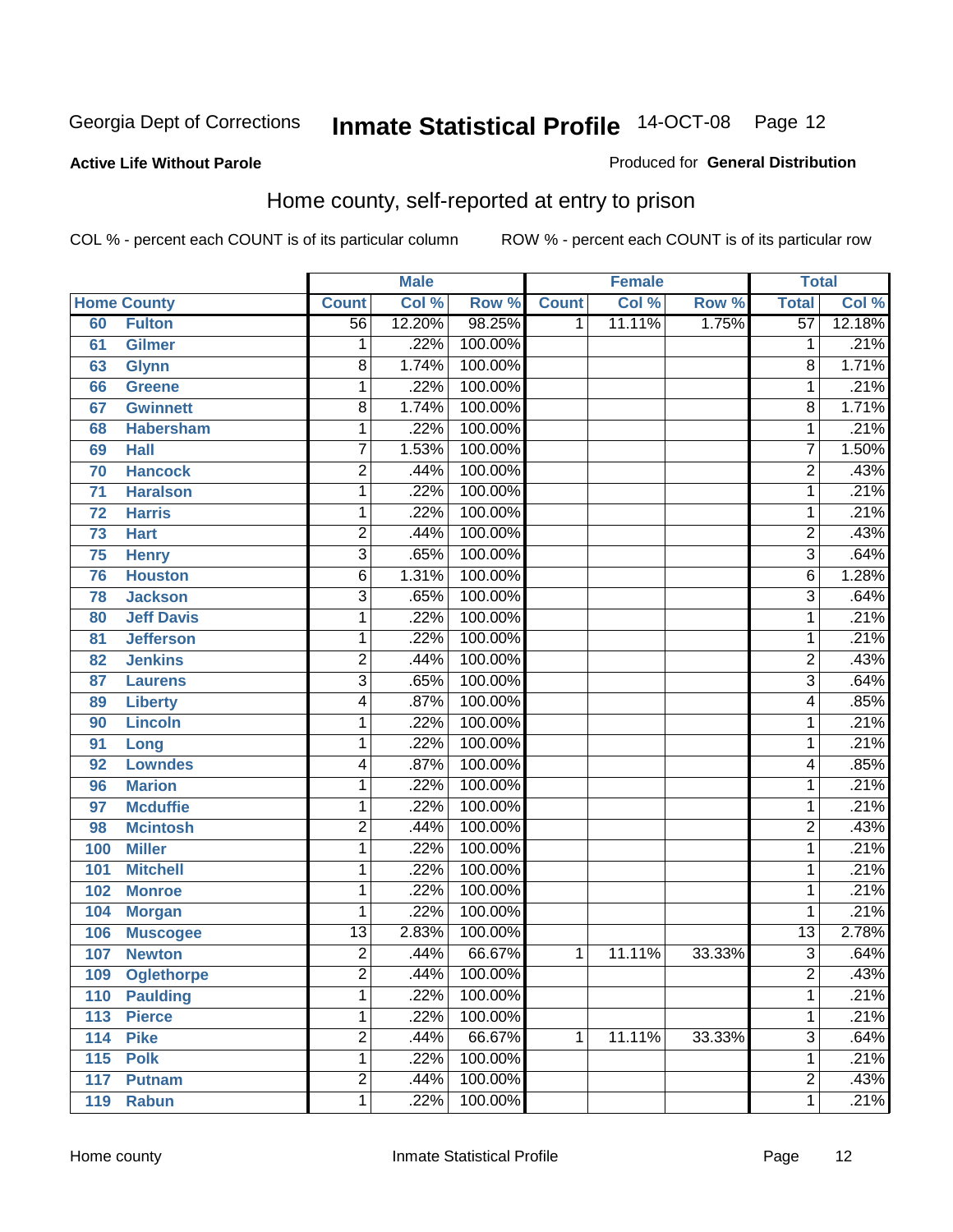Georgia Dept of Corrections **Inmate Statistical Profile** 14-OCT-08

**Active Life Without Parole**

Produced for **General Distribution**

## Home county, self-reported at entry to prison

COL % - percent each COUNT is of its particular column ROW % - percent each COUNT is of its particular row

| Home County | | Male | | | Female | | | Total | |
|---|---|---|---|---|---|---|---|---|---|
| | | Count | Col % | Row % | Count | Col % | Row % | Total | Col % |
| 60 | Fulton | 56 | 12.20% | 98.25% | 1 | 11.11% | 1.75% | 57 | 12.18% |
| 61 | Gilmer | 1 | .22% | 100.00% | | | | 1 | .21% |
| 63 | Glynn | 8 | 1.74% | 100.00% | | | | 8 | 1.71% |
| 66 | Greene | 1 | .22% | 100.00% | | | | 1 | .21% |
| 67 | Gwinnett | 8 | 1.74% | 100.00% | | | | 8 | 1.71% |
| 68 | Habersham | 1 | .22% | 100.00% | | | | 1 | .21% |
| 69 | Hall | 7 | 1.53% | 100.00% | | | | 7 | 1.50% |
| 70 | Hancock | 2 | .44% | 100.00% | | | | 2 | .43% |
| 71 | Haralson | 1 | .22% | 100.00% | | | | 1 | .21% |
| 72 | Harris | 1 | .22% | 100.00% | | | | 1 | .21% |
| 73 | Hart | 2 | .44% | 100.00% | | | | 2 | .43% |
| 75 | Henry | 3 | .65% | 100.00% | | | | 3 | .64% |
| 76 | Houston | 6 | 1.31% | 100.00% | | | | 6 | 1.28% |
| 78 | Jackson | 3 | .65% | 100.00% | | | | 3 | .64% |
| 80 | Jeff Davis | 1 | .22% | 100.00% | | | | 1 | .21% |
| 81 | Jefferson | 1 | .22% | 100.00% | | | | 1 | .21% |
| 82 | Jenkins | 2 | .44% | 100.00% | | | | 2 | .43% |
| 87 | Laurens | 3 | .65% | 100.00% | | | | 3 | .64% |
| 89 | Liberty | 4 | .87% | 100.00% | | | | 4 | .85% |
| 90 | Lincoln | 1 | .22% | 100.00% | | | | 1 | .21% |
| 91 | Long | 1 | .22% | 100.00% | | | | 1 | .21% |
| 92 | Lowndes | 4 | .87% | 100.00% | | | | 4 | .85% |
| 96 | Marion | 1 | .22% | 100.00% | | | | 1 | .21% |
| 97 | Mcduffie | 1 | .22% | 100.00% | | | | 1 | .21% |
| 98 | Mcintosh | 2 | .44% | 100.00% | | | | 2 | .43% |
| 100 | Miller | 1 | .22% | 100.00% | | | | 1 | .21% |
| 101 | Mitchell | 1 | .22% | 100.00% | | | | 1 | .21% |
| 102 | Monroe | 1 | .22% | 100.00% | | | | 1 | .21% |
| 104 | Morgan | 1 | .22% | 100.00% | | | | 1 | .21% |
| 106 | Muscogee | 13 | 2.83% | 100.00% | | | | 13 | 2.78% |
| 107 | Newton | 2 | .44% | 66.67% | 1 | 11.11% | 33.33% | 3 | .64% |
| 109 | Oglethorpe | 2 | .44% | 100.00% | | | | 2 | .43% |
| 110 | Paulding | 1 | .22% | 100.00% | | | | 1 | .21% |
| 113 | Pierce | 1 | .22% | 100.00% | | | | 1 | .21% |
| 114 | Pike | 2 | .44% | 66.67% | 1 | 11.11% | 33.33% | 3 | .64% |
| 115 | Polk | 1 | .22% | 100.00% | | | | 1 | .21% |
| 117 | Putnam | 2 | .44% | 100.00% | | | | 2 | .43% |
| 119 | Rabun | 1 | .22% | 100.00% | | | | 1 | .21% |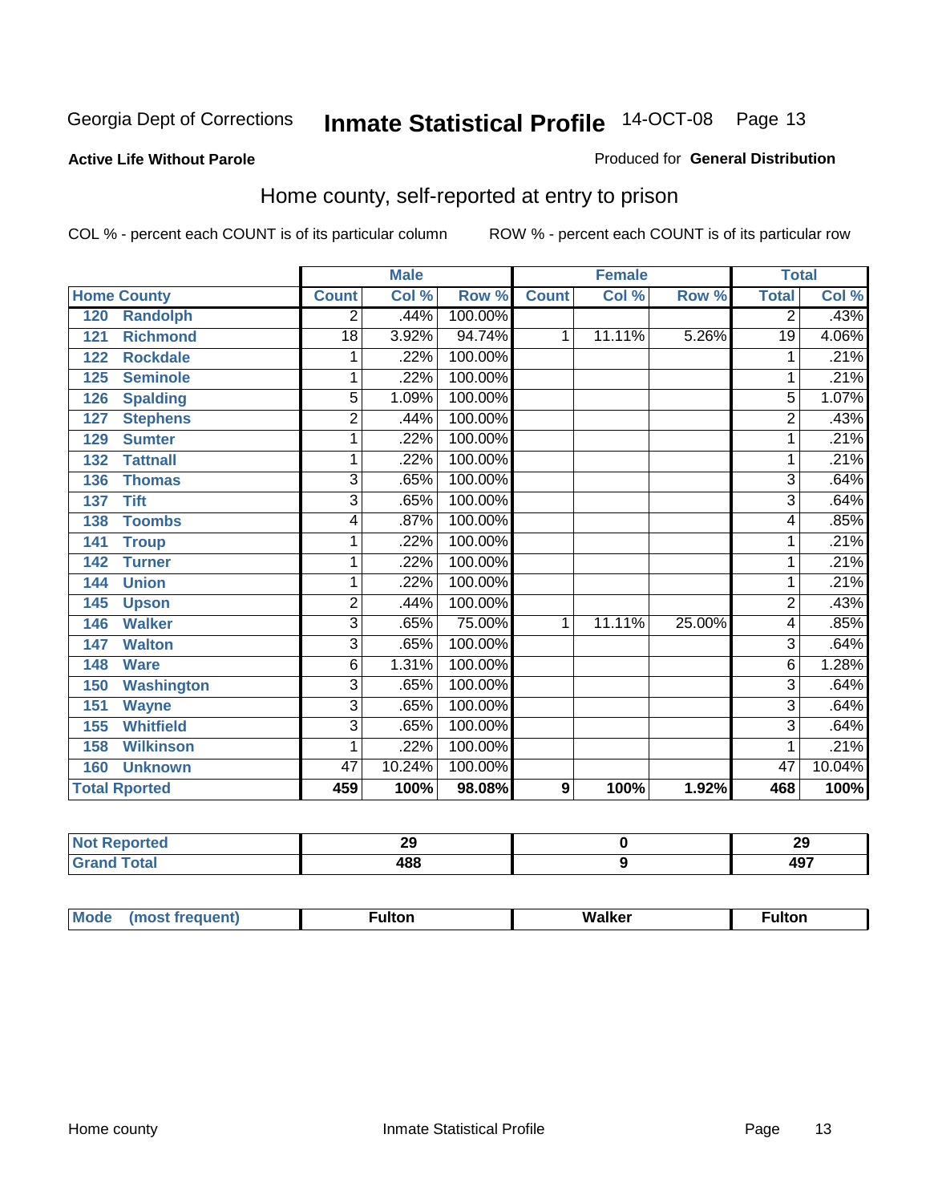Georgia Dept of Corrections **Inmate Statistical Profile** 14-OCT-08

**Active Life Without Parole**

Produced for **General Distribution**

## Home county, self-reported at entry to prison

COL % - percent each COUNT is of its particular column        ROW % - percent each COUNT is of its particular row

| Home County | Male | | | Female | | | Total | |
|---|---|---|---|---|---|---|---|---|
| | Count | Col % | Row % | Count | Col % | Row % | Total | Col % |
| 120 Randolph | 2 | .44% | 100.00% | | | | 2 | .43% |
| 121 Richmond | 18 | 3.92% | 94.74% | 1 | 11.11% | 5.26% | 19 | 4.06% |
| 122 Rockdale | 1 | .22% | 100.00% | | | | 1 | .21% |
| 125 Seminole | 1 | .22% | 100.00% | | | | 1 | .21% |
| 126 Spalding | 5 | 1.09% | 100.00% | | | | 5 | 1.07% |
| 127 Stephens | 2 | .44% | 100.00% | | | | 2 | .43% |
| 129 Sumter | 1 | .22% | 100.00% | | | | 1 | .21% |
| 132 Tattnall | 1 | .22% | 100.00% | | | | 1 | .21% |
| 136 Thomas | 3 | .65% | 100.00% | | | | 3 | .64% |
| 137 Tift | 3 | .65% | 100.00% | | | | 3 | .64% |
| 138 Toombs | 4 | .87% | 100.00% | | | | 4 | .85% |
| 141 Troup | 1 | .22% | 100.00% | | | | 1 | .21% |
| 142 Turner | 1 | .22% | 100.00% | | | | 1 | .21% |
| 144 Union | 1 | .22% | 100.00% | | | | 1 | .21% |
| 145 Upson | 2 | .44% | 100.00% | | | | 2 | .43% |
| 146 Walker | 3 | .65% | 75.00% | 1 | 11.11% | 25.00% | 4 | .85% |
| 147 Walton | 3 | .65% | 100.00% | | | | 3 | .64% |
| 148 Ware | 6 | 1.31% | 100.00% | | | | 6 | 1.28% |
| 150 Washington | 3 | .65% | 100.00% | | | | 3 | .64% |
| 151 Wayne | 3 | .65% | 100.00% | | | | 3 | .64% |
| 155 Whitfield | 3 | .65% | 100.00% | | | | 3 | .64% |
| 158 Wilkinson | 1 | .22% | 100.00% | | | | 1 | .21% |
| 160 Unknown | 47 | 10.24% | 100.00% | | | | 47 | 10.04% |
| **Total Rported** | **459** | **100%** | **98.08%** | **9** | **100%** | **1.92%** | **468** | **100%** |

| | Male | Female | Total |
|---|---|---|---|
| Not Reported | 29 | 0 | 29 |
| Grand Total | 488 | 9 | 497 |

| | Male | Female | Total |
|---|---|---|---|
| Mode (most frequent) | Fulton | Walker | Fulton |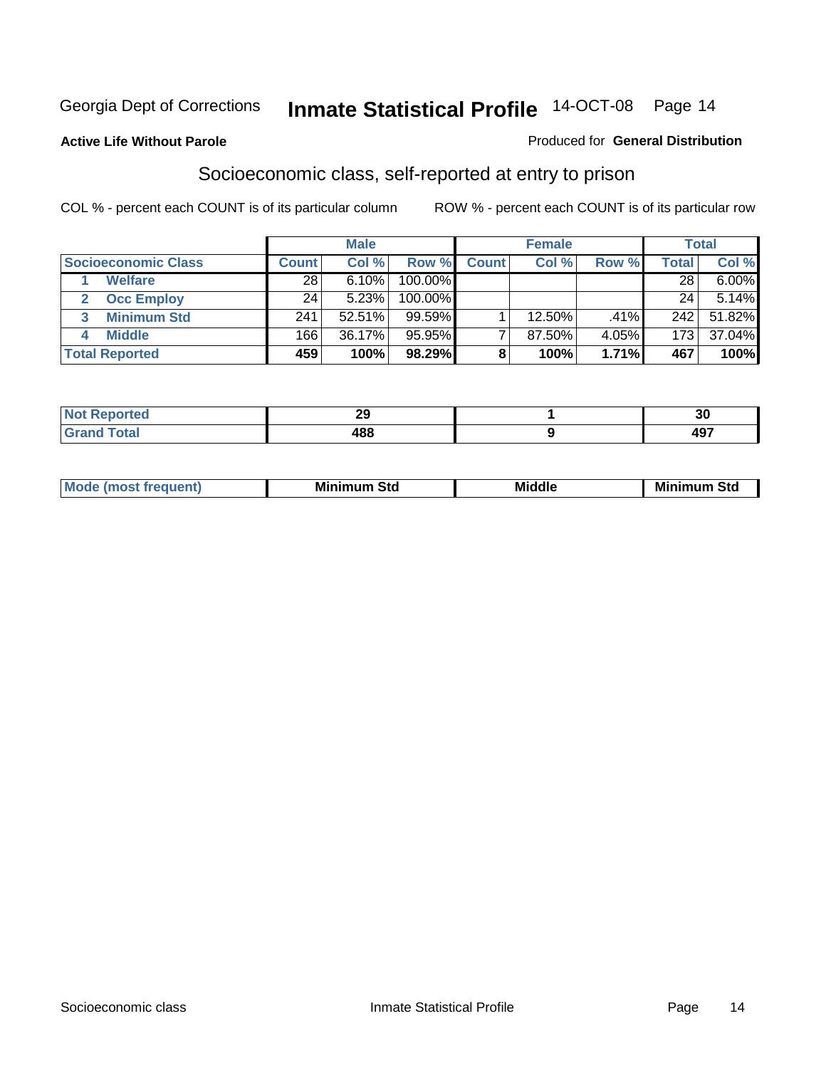Georgia Dept of Corrections **Inmate Statistical Profile** 14-OCT-08 Page 14

**Active Life Without Parole**

Produced for **General Distribution**

## Socioeconomic class, self-reported at entry to prison

COL % - percent each COUNT is of its particular column

ROW % - percent each COUNT is of its particular row

| | Male | | | Female | | | Total | |
|---|---|---|---|---|---|---|---|---|
| **Socioeconomic Class** | **Count** | **Col %** | **Row %** | **Count** | **Col %** | **Row %** | **Total** | **Col %** |
| 1 **Welfare** | 28 | 6.10% | 100.00% | | | | 28 | 6.00% |
| 2 **Occ Employ** | 24 | 5.23% | 100.00% | | | | 24 | 5.14% |
| 3 **Minimum Std** | 241 | 52.51% | 99.59% | 1 | 12.50% | .41% | 242 | 51.82% |
| 4 **Middle** | 166 | 36.17% | 95.95% | 7 | 87.50% | 4.05% | 173 | 37.04% |
| **Total Reported** | **459** | **100%** | **98.29%** | **8** | **100%** | **1.71%** | **467** | **100%** |

| | Male | Female | Total |
|---|---|---|---|
| **Not Reported** | **29** | **1** | **30** |
| **Grand Total** | **488** | **9** | **497** |

| | Male | Female | Total |
|---|---|---|---|
| **Mode (most frequent)** | **Minimum Std** | **Middle** | **Minimum Std** |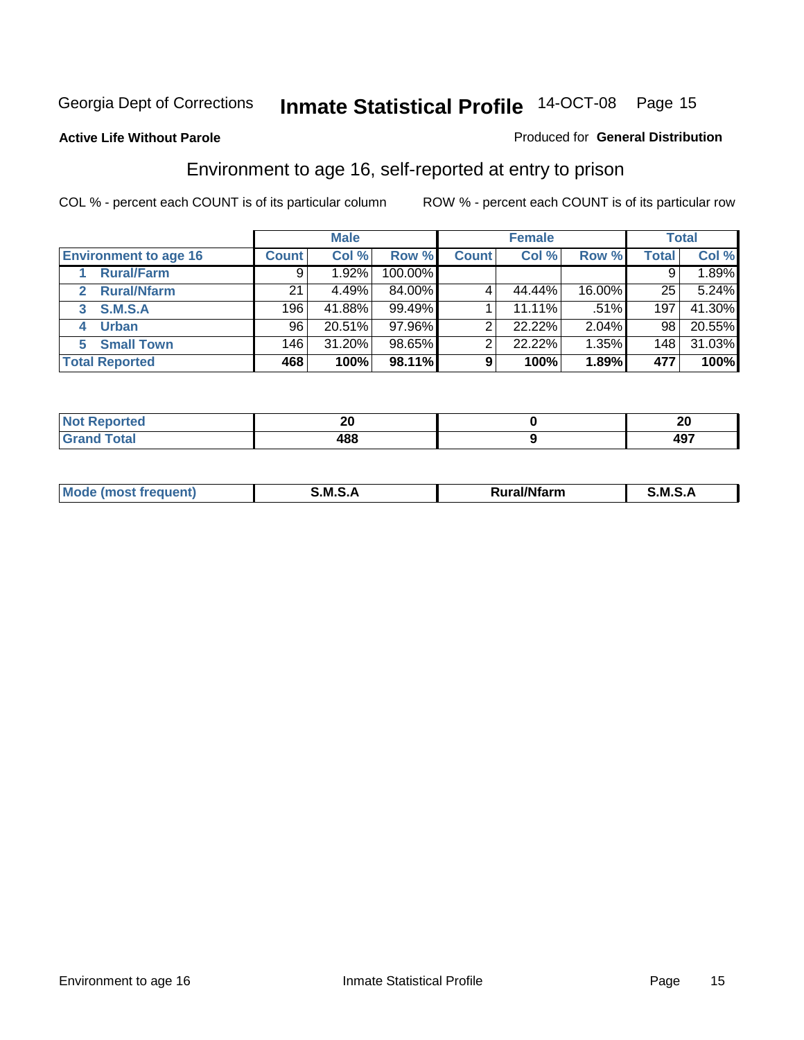Georgia Dept of Corrections **Inmate Statistical Profile** 14-OCT-08 Page 15

**Active Life Without Parole**

Produced for **General Distribution**

## Environment to age 16, self-reported at entry to prison

COL % - percent each COUNT is of its particular column ROW % - percent each COUNT is of its particular row

| | Male | | | Female | | | Total | |
|---|---|---|---|---|---|---|---|---|
| **Environment to age 16** | **Count** | **Col %** | **Row %** | **Count** | **Col %** | **Row %** | **Total** | **Col %** |
| **1 Rural/Farm** | 9 | 1.92% | 100.00% | | | | 9 | 1.89% |
| **2 Rural/Nfarm** | 21 | 4.49% | 84.00% | 4 | 44.44% | 16.00% | 25 | 5.24% |
| **3 S.M.S.A** | 196 | 41.88% | 99.49% | 1 | 11.11% | .51% | 197 | 41.30% |
| **4 Urban** | 96 | 20.51% | 97.96% | 2 | 22.22% | 2.04% | 98 | 20.55% |
| **5 Small Town** | 146 | 31.20% | 98.65% | 2 | 22.22% | 1.35% | 148 | 31.03% |
| **Total Reported** | **468** | **100%** | **98.11%** | **9** | **100%** | **1.89%** | **477** | **100%** |

| | Male | Female | Total |
|---|---|---|---|
| **Not Reported** | **20** | **0** | **20** |
| **Grand Total** | **488** | **9** | **497** |

| | Male | Female | Total |
|---|---|---|---|
| **Mode (most frequent)** | **S.M.S.A** | **Rural/Nfarm** | **S.M.S.A** |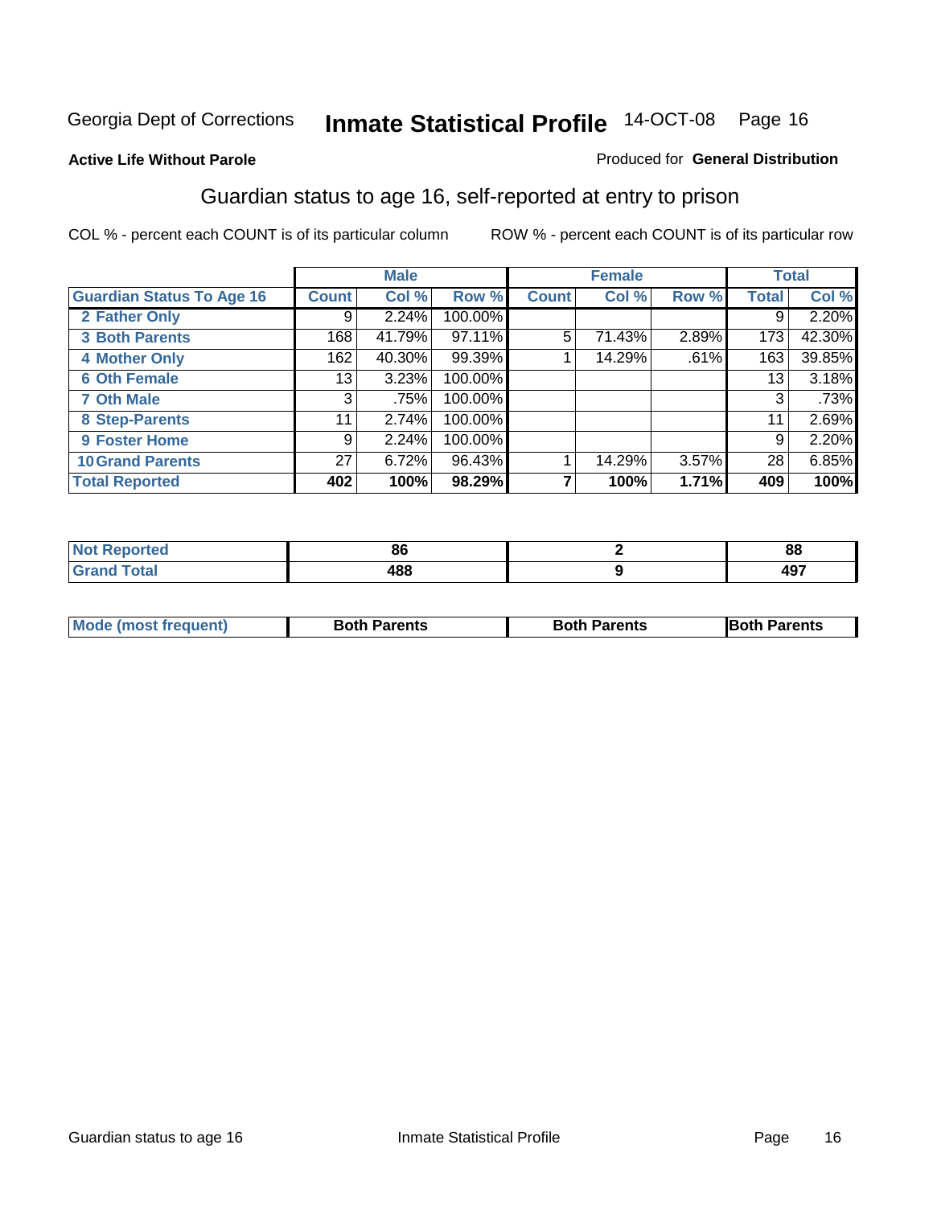Georgia Dept of Corrections **Inmate Statistical Profile** 14-OCT-08

**Active Life Without Parole**

Produced for **General Distribution**

## Guardian status to age 16, self-reported at entry to prison

COL % - percent each COUNT is of its particular column

ROW % - percent each COUNT is of its particular row

| | Male | | | Female | | | Total | |
|---|---|---|---|---|---|---|---|---|
| **Guardian Status To Age 16** | **Count** | **Col %** | **Row %** | **Count** | **Col %** | **Row %** | **Total** | **Col %** |
| 2 Father Only | 9 | 2.24% | 100.00% | | | | 9 | 2.20% |
| 3 Both Parents | 168 | 41.79% | 97.11% | 5 | 71.43% | 2.89% | 173 | 42.30% |
| 4 Mother Only | 162 | 40.30% | 99.39% | 1 | 14.29% | .61% | 163 | 39.85% |
| 6 Oth Female | 13 | 3.23% | 100.00% | | | | 13 | 3.18% |
| 7 Oth Male | 3 | .75% | 100.00% | | | | 3 | .73% |
| 8 Step-Parents | 11 | 2.74% | 100.00% | | | | 11 | 2.69% |
| 9 Foster Home | 9 | 2.24% | 100.00% | | | | 9 | 2.20% |
| 10 Grand Parents | 27 | 6.72% | 96.43% | 1 | 14.29% | 3.57% | 28 | 6.85% |
| **Total Reported** | **402** | **100%** | **98.29%** | **7** | **100%** | **1.71%** | **409** | **100%** |

| | Male | Female | Total |
|---|---|---|---|
| Not Reported | 86 | 2 | 88 |
| Grand Total | 488 | 9 | 497 |

| | Male | Female | Total |
|---|---|---|---|
| Mode (most frequent) | Both Parents | Both Parents | Both Parents |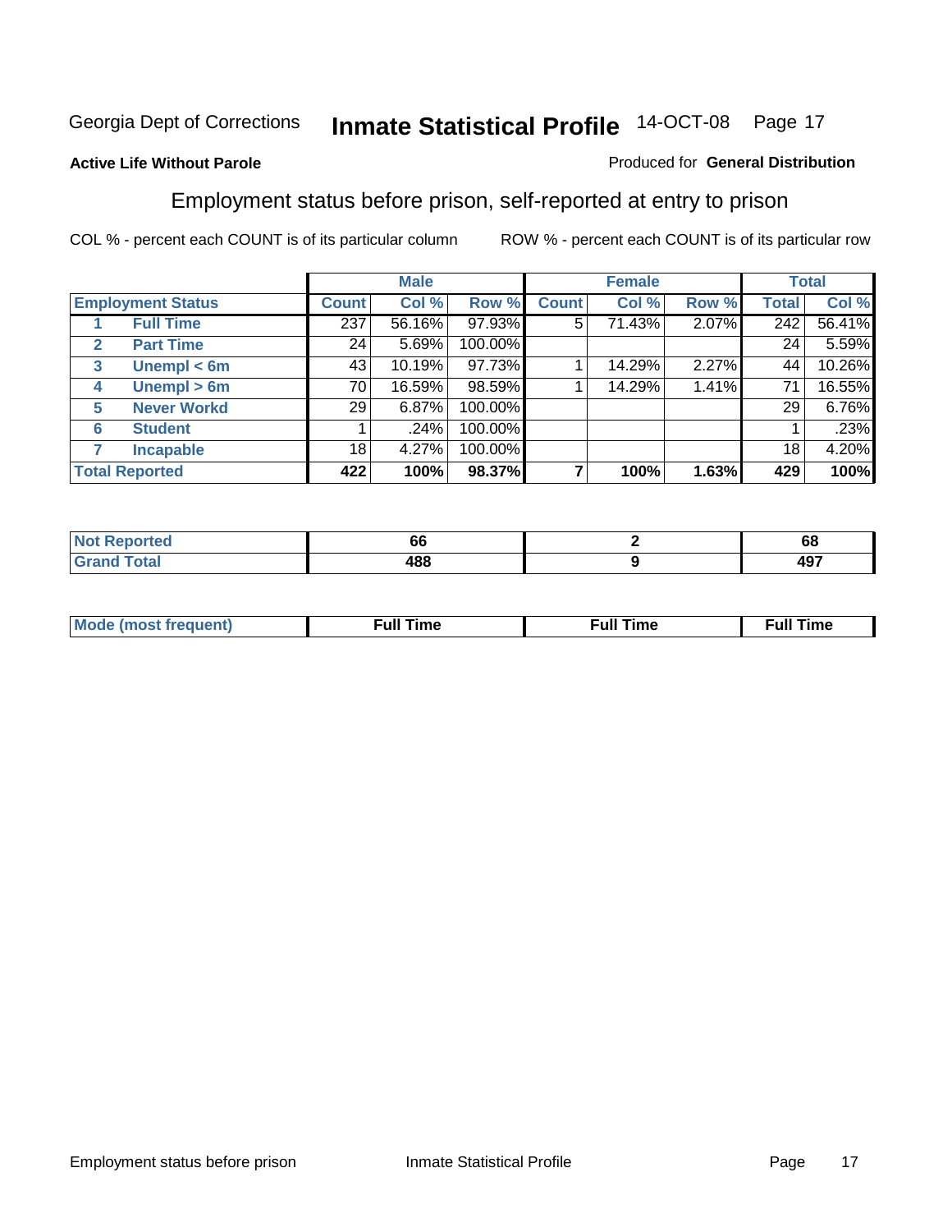Georgia Dept of Corrections **Inmate Statistical Profile** 14-OCT-08

**Active Life Without Parole**

Produced for **General Distribution**

## Employment status before prison, self-reported at entry to prison

COL % - percent each COUNT is of its particular column     ROW % - percent each COUNT is of its particular row

| | | Male | | | Female | | | Total | |
|---|---|---|---|---|---|---|---|---|---|
| **Employment Status** | | **Count** | **Col %** | **Row %** | **Count** | **Col %** | **Row %** | **Total** | **Col %** |
| 1 | **Full Time** | 237 | 56.16% | 97.93% | 5 | 71.43% | 2.07% | 242 | 56.41% |
| 2 | **Part Time** | 24 | 5.69% | 100.00% | | | | 24 | 5.59% |
| 3 | **Unempl < 6m** | 43 | 10.19% | 97.73% | 1 | 14.29% | 2.27% | 44 | 10.26% |
| 4 | **Unempl > 6m** | 70 | 16.59% | 98.59% | 1 | 14.29% | 1.41% | 71 | 16.55% |
| 5 | **Never Workd** | 29 | 6.87% | 100.00% | | | | 29 | 6.76% |
| 6 | **Student** | 1 | .24% | 100.00% | | | | 1 | .23% |
| 7 | **Incapable** | 18 | 4.27% | 100.00% | | | | 18 | 4.20% |
| **Total Reported** | | **422** | **100%** | **98.37%** | **7** | **100%** | **1.63%** | **429** | **100%** |

| | Male | Female | Total |
|---|---|---|---|
| **Not Reported** | **66** | **2** | **68** |
| **Grand Total** | **488** | **9** | **497** |

| | Male | Female | Total |
|---|---|---|---|
| **Mode (most frequent)** | **Full Time** | **Full Time** | **Full Time** |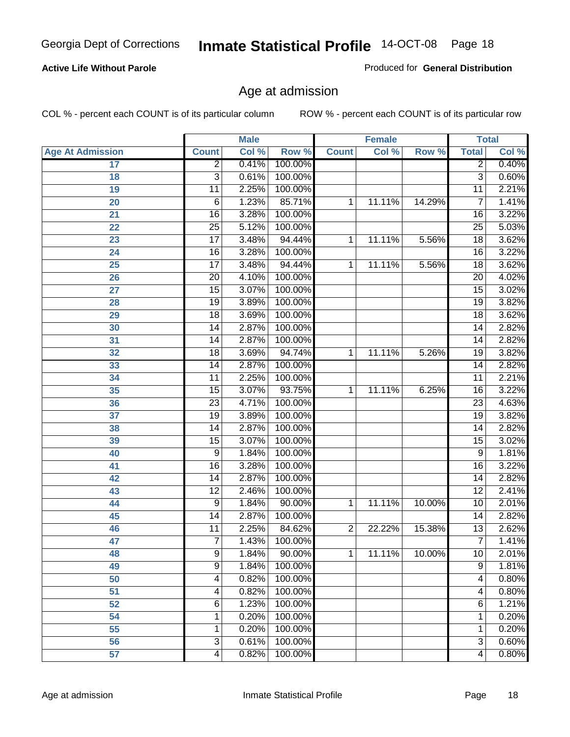**Active Life Without Parole**

Produced for **General Distribution**

## Age at admission

COL % - percent each COUNT is of its particular column

ROW % - percent each COUNT is of its particular row

| | Male | | | Female | | | Total | |
|---|---|---|---|---|---|---|---|---|
| **Age At Admission** | **Count** | **Col %** | **Row %** | **Count** | **Col %** | **Row %** | **Total** | **Col %** |
| 17 | 2 | 0.41% | 100.00% | | | | 2 | 0.40% |
| 18 | 3 | 0.61% | 100.00% | | | | 3 | 0.60% |
| 19 | 11 | 2.25% | 100.00% | | | | 11 | 2.21% |
| 20 | 6 | 1.23% | 85.71% | 1 | 11.11% | 14.29% | 7 | 1.41% |
| 21 | 16 | 3.28% | 100.00% | | | | 16 | 3.22% |
| 22 | 25 | 5.12% | 100.00% | | | | 25 | 5.03% |
| 23 | 17 | 3.48% | 94.44% | 1 | 11.11% | 5.56% | 18 | 3.62% |
| 24 | 16 | 3.28% | 100.00% | | | | 16 | 3.22% |
| 25 | 17 | 3.48% | 94.44% | 1 | 11.11% | 5.56% | 18 | 3.62% |
| 26 | 20 | 4.10% | 100.00% | | | | 20 | 4.02% |
| 27 | 15 | 3.07% | 100.00% | | | | 15 | 3.02% |
| 28 | 19 | 3.89% | 100.00% | | | | 19 | 3.82% |
| 29 | 18 | 3.69% | 100.00% | | | | 18 | 3.62% |
| 30 | 14 | 2.87% | 100.00% | | | | 14 | 2.82% |
| 31 | 14 | 2.87% | 100.00% | | | | 14 | 2.82% |
| 32 | 18 | 3.69% | 94.74% | 1 | 11.11% | 5.26% | 19 | 3.82% |
| 33 | 14 | 2.87% | 100.00% | | | | 14 | 2.82% |
| 34 | 11 | 2.25% | 100.00% | | | | 11 | 2.21% |
| 35 | 15 | 3.07% | 93.75% | 1 | 11.11% | 6.25% | 16 | 3.22% |
| 36 | 23 | 4.71% | 100.00% | | | | 23 | 4.63% |
| 37 | 19 | 3.89% | 100.00% | | | | 19 | 3.82% |
| 38 | 14 | 2.87% | 100.00% | | | | 14 | 2.82% |
| 39 | 15 | 3.07% | 100.00% | | | | 15 | 3.02% |
| 40 | 9 | 1.84% | 100.00% | | | | 9 | 1.81% |
| 41 | 16 | 3.28% | 100.00% | | | | 16 | 3.22% |
| 42 | 14 | 2.87% | 100.00% | | | | 14 | 2.82% |
| 43 | 12 | 2.46% | 100.00% | | | | 12 | 2.41% |
| 44 | 9 | 1.84% | 90.00% | 1 | 11.11% | 10.00% | 10 | 2.01% |
| 45 | 14 | 2.87% | 100.00% | | | | 14 | 2.82% |
| 46 | 11 | 2.25% | 84.62% | 2 | 22.22% | 15.38% | 13 | 2.62% |
| 47 | 7 | 1.43% | 100.00% | | | | 7 | 1.41% |
| 48 | 9 | 1.84% | 90.00% | 1 | 11.11% | 10.00% | 10 | 2.01% |
| 49 | 9 | 1.84% | 100.00% | | | | 9 | 1.81% |
| 50 | 4 | 0.82% | 100.00% | | | | 4 | 0.80% |
| 51 | 4 | 0.82% | 100.00% | | | | 4 | 0.80% |
| 52 | 6 | 1.23% | 100.00% | | | | 6 | 1.21% |
| 54 | 1 | 0.20% | 100.00% | | | | 1 | 0.20% |
| 55 | 1 | 0.20% | 100.00% | | | | 1 | 0.20% |
| 56 | 3 | 0.61% | 100.00% | | | | 3 | 0.60% |
| 57 | 4 | 0.82% | 100.00% | | | | 4 | 0.80% |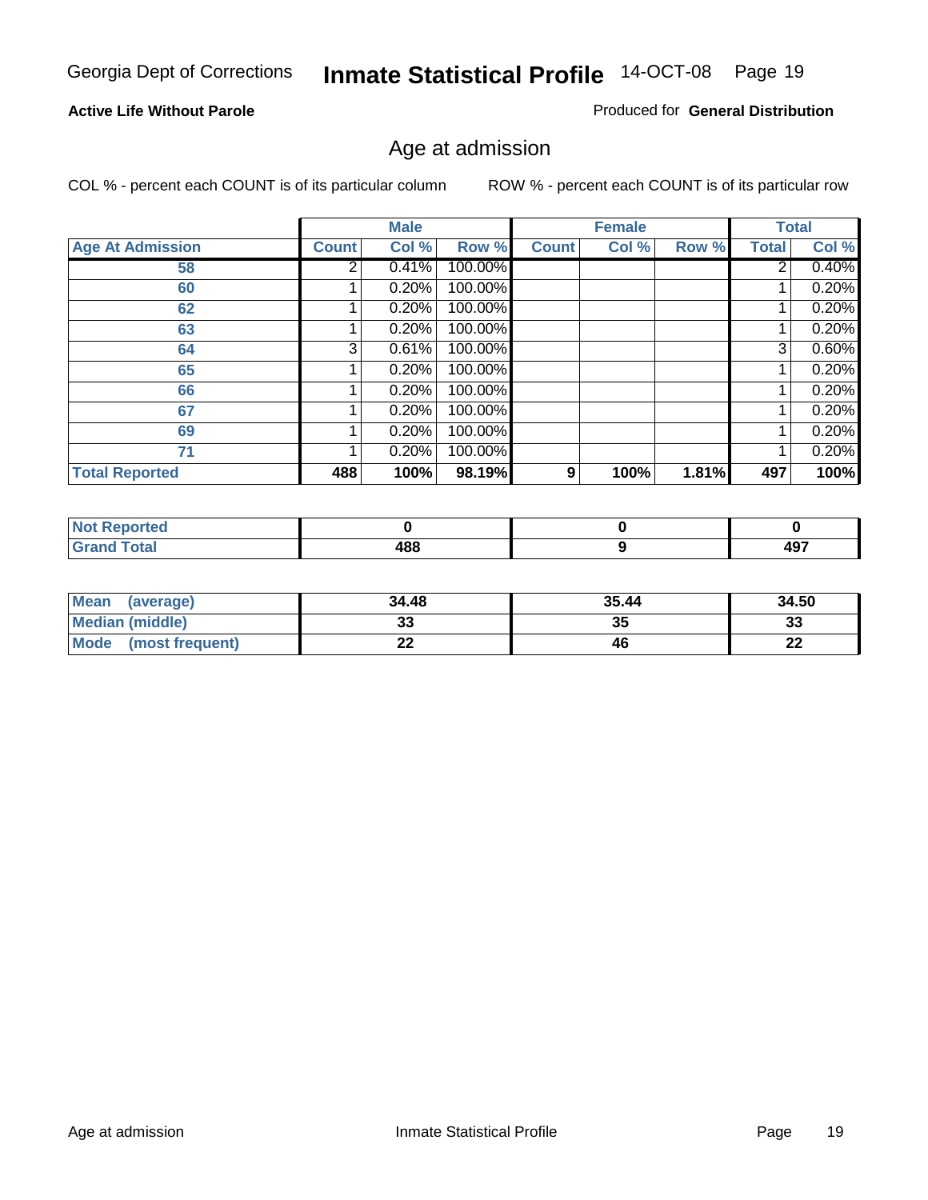**Active Life Without Parole**

Produced for **General Distribution**

## Age at admission

COL % - percent each COUNT is of its particular column

ROW % - percent each COUNT is of its particular row

| | Male | | | Female | | | Total | |
|---|---|---|---|---|---|---|---|---|
| **Age At Admission** | **Count** | **Col %** | **Row %** | **Count** | **Col %** | **Row %** | **Total** | **Col %** |
| 58 | 2 | 0.41% | 100.00% | | | | 2 | 0.40% |
| 60 | 1 | 0.20% | 100.00% | | | | 1 | 0.20% |
| 62 | 1 | 0.20% | 100.00% | | | | 1 | 0.20% |
| 63 | 1 | 0.20% | 100.00% | | | | 1 | 0.20% |
| 64 | 3 | 0.61% | 100.00% | | | | 3 | 0.60% |
| 65 | 1 | 0.20% | 100.00% | | | | 1 | 0.20% |
| 66 | 1 | 0.20% | 100.00% | | | | 1 | 0.20% |
| 67 | 1 | 0.20% | 100.00% | | | | 1 | 0.20% |
| 69 | 1 | 0.20% | 100.00% | | | | 1 | 0.20% |
| 71 | 1 | 0.20% | 100.00% | | | | 1 | 0.20% |
| **Total Reported** | **488** | **100%** | **98.19%** | **9** | **100%** | **1.81%** | **497** | **100%** |

| | Male | Female | Total |
|---|---|---|---|
| **Not Reported** | **0** | **0** | **0** |
| **Grand Total** | **488** | **9** | **497** |

| | Male | Female | Total |
|---|---|---|---|
| **Mean (average)** | **34.48** | **35.44** | **34.50** |
| **Median (middle)** | **33** | **35** | **33** |
| **Mode (most frequent)** | **22** | **46** | **22** |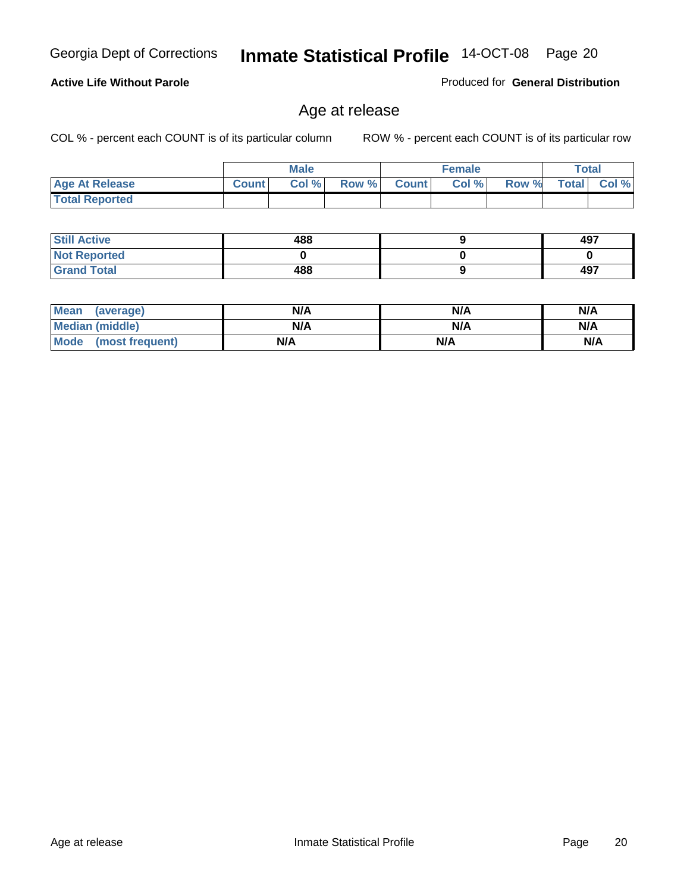**Active Life Without Parole**

Produced for **General Distribution**

## Age at release

COL % - percent each COUNT is of its particular column

ROW % - percent each COUNT is of its particular row

| | Male | | | Female | | | Total | |
|---|---|---|---|---|---|---|---|---|
| **Age At Release** | Count | Col % | Row % | Count | Col % | Row % | Total | Col % |
| **Total Reported** | | | | | | | | |

| | Male | Female | Total |
|---|---|---|---|
| **Still Active** | 488 | 9 | 497 |
| **Not Reported** | 0 | 0 | 0 |
| **Grand Total** | 488 | 9 | 497 |

| | Male | Female | Total |
|---|---|---|---|
| **Mean (average)** | N/A | N/A | N/A |
| **Median (middle)** | N/A | N/A | N/A |
| **Mode (most frequent)** | N/A | N/A | N/A |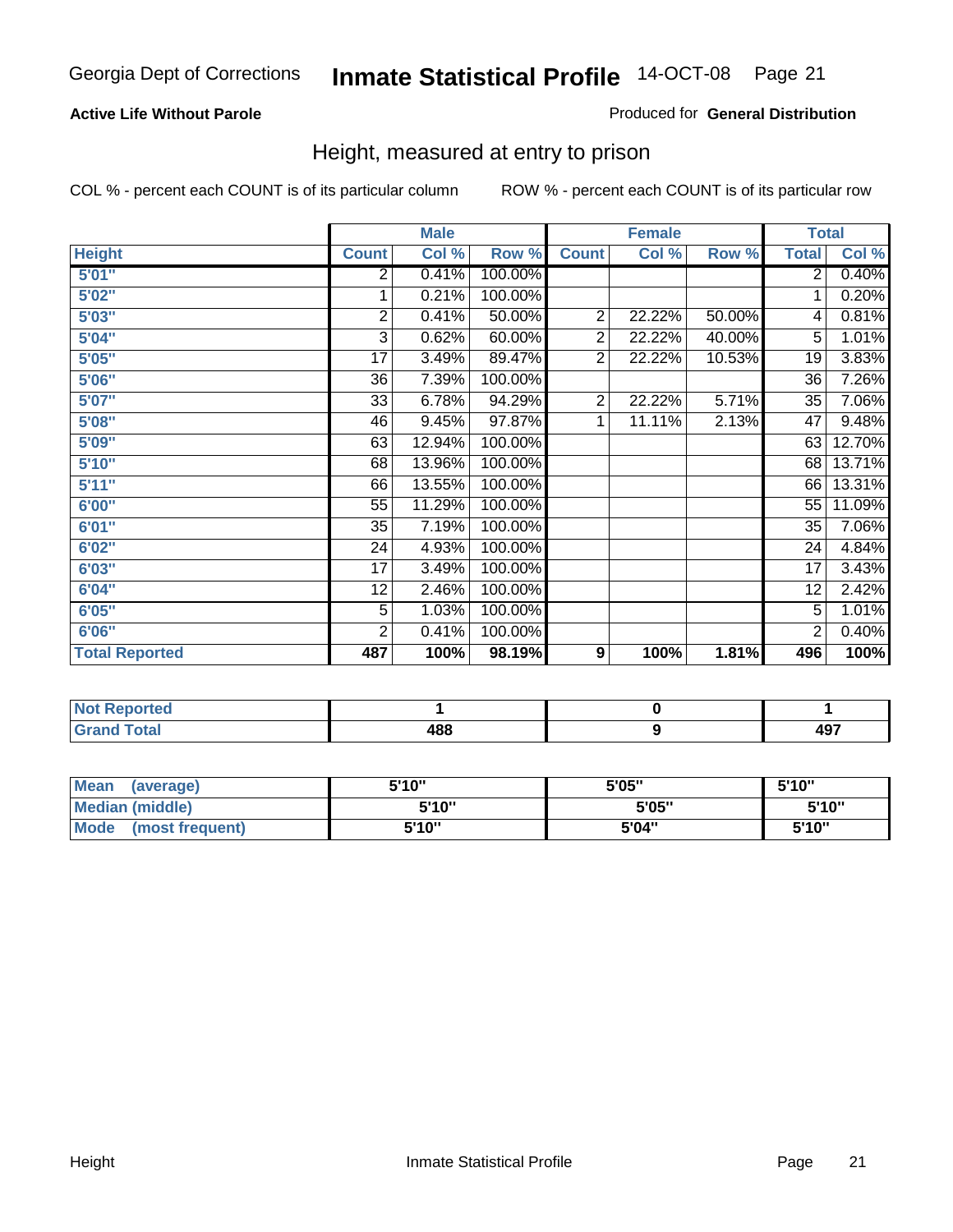Georgia Dept of Corrections **Inmate Statistical Profile** 14-OCT-08

**Active Life Without Parole**

Produced for **General Distribution**

## Height, measured at entry to prison

COL % - percent each COUNT is of its particular column

ROW % - percent each COUNT is of its particular row

| | Male | | | Female | | | Total | |
|---|---|---|---|---|---|---|---|---|
| **Height** | **Count** | **Col %** | **Row %** | **Count** | **Col %** | **Row %** | **Total** | **Col %** |
| **5'01"** | 2 | 0.41% | 100.00% | | | | 2 | 0.40% |
| **5'02"** | 1 | 0.21% | 100.00% | | | | 1 | 0.20% |
| **5'03"** | 2 | 0.41% | 50.00% | 2 | 22.22% | 50.00% | 4 | 0.81% |
| **5'04"** | 3 | 0.62% | 60.00% | 2 | 22.22% | 40.00% | 5 | 1.01% |
| **5'05"** | 17 | 3.49% | 89.47% | 2 | 22.22% | 10.53% | 19 | 3.83% |
| **5'06"** | 36 | 7.39% | 100.00% | | | | 36 | 7.26% |
| **5'07"** | 33 | 6.78% | 94.29% | 2 | 22.22% | 5.71% | 35 | 7.06% |
| **5'08"** | 46 | 9.45% | 97.87% | 1 | 11.11% | 2.13% | 47 | 9.48% |
| **5'09"** | 63 | 12.94% | 100.00% | | | | 63 | 12.70% |
| **5'10"** | 68 | 13.96% | 100.00% | | | | 68 | 13.71% |
| **5'11"** | 66 | 13.55% | 100.00% | | | | 66 | 13.31% |
| **6'00"** | 55 | 11.29% | 100.00% | | | | 55 | 11.09% |
| **6'01"** | 35 | 7.19% | 100.00% | | | | 35 | 7.06% |
| **6'02"** | 24 | 4.93% | 100.00% | | | | 24 | 4.84% |
| **6'03"** | 17 | 3.49% | 100.00% | | | | 17 | 3.43% |
| **6'04"** | 12 | 2.46% | 100.00% | | | | 12 | 2.42% |
| **6'05"** | 5 | 1.03% | 100.00% | | | | 5 | 1.01% |
| **6'06"** | 2 | 0.41% | 100.00% | | | | 2 | 0.40% |
| **Total Reported** | **487** | **100%** | **98.19%** | **9** | **100%** | **1.81%** | **496** | **100%** |

| | Male | Female | Total |
|---|---|---|---|
| **Not Reported** | **1** | **0** | **1** |
| **Grand Total** | **488** | **9** | **497** |

| | Male | Female | Total |
|---|---|---|---|
| **Mean (average)** | **5'10"** | **5'05"** | **5'10"** |
| **Median (middle)** | **5'10"** | **5'05"** | **5'10"** |
| **Mode (most frequent)** | **5'10"** | **5'04"** | **5'10"** |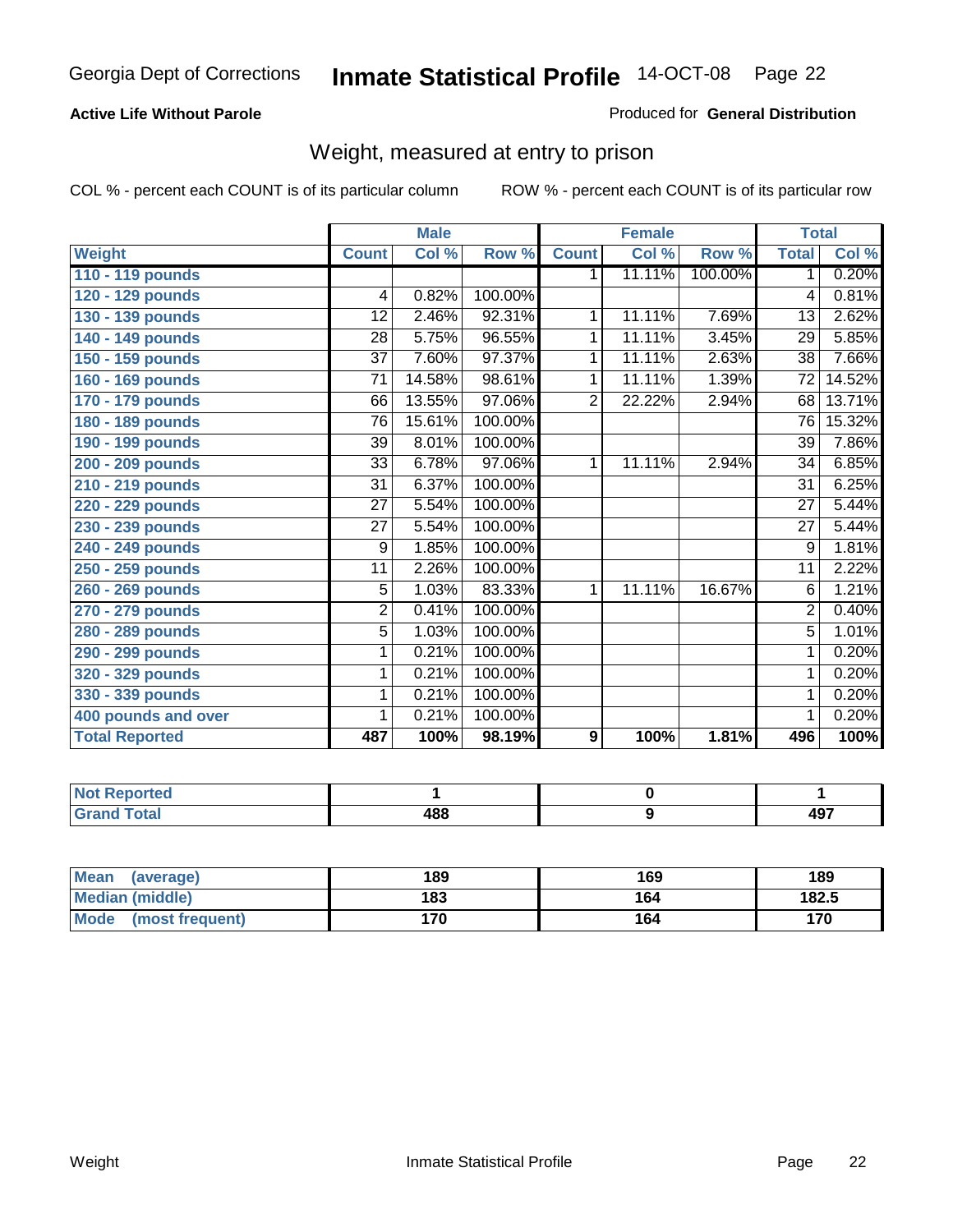Georgia Dept of Corrections **Inmate Statistical Profile** 14-OCT-08

**Active Life Without Parole**

Produced for **General Distribution**

## Weight, measured at entry to prison

COL % - percent each COUNT is of its particular column ROW % - percent each COUNT is of its particular row

| | Male | | | Female | | | Total | |
|---|---|---|---|---|---|---|---|---|
| **Weight** | **Count** | **Col %** | **Row %** | **Count** | **Col %** | **Row %** | **Total** | **Col %** |
| **110 - 119 pounds** | | | | 1 | 11.11% | 100.00% | 1 | 0.20% |
| **120 - 129 pounds** | 4 | 0.82% | 100.00% | | | | 4 | 0.81% |
| **130 - 139 pounds** | 12 | 2.46% | 92.31% | 1 | 11.11% | 7.69% | 13 | 2.62% |
| **140 - 149 pounds** | 28 | 5.75% | 96.55% | 1 | 11.11% | 3.45% | 29 | 5.85% |
| **150 - 159 pounds** | 37 | 7.60% | 97.37% | 1 | 11.11% | 2.63% | 38 | 7.66% |
| **160 - 169 pounds** | 71 | 14.58% | 98.61% | 1 | 11.11% | 1.39% | 72 | 14.52% |
| **170 - 179 pounds** | 66 | 13.55% | 97.06% | 2 | 22.22% | 2.94% | 68 | 13.71% |
| **180 - 189 pounds** | 76 | 15.61% | 100.00% | | | | 76 | 15.32% |
| **190 - 199 pounds** | 39 | 8.01% | 100.00% | | | | 39 | 7.86% |
| **200 - 209 pounds** | 33 | 6.78% | 97.06% | 1 | 11.11% | 2.94% | 34 | 6.85% |
| **210 - 219 pounds** | 31 | 6.37% | 100.00% | | | | 31 | 6.25% |
| **220 - 229 pounds** | 27 | 5.54% | 100.00% | | | | 27 | 5.44% |
| **230 - 239 pounds** | 27 | 5.54% | 100.00% | | | | 27 | 5.44% |
| **240 - 249 pounds** | 9 | 1.85% | 100.00% | | | | 9 | 1.81% |
| **250 - 259 pounds** | 11 | 2.26% | 100.00% | | | | 11 | 2.22% |
| **260 - 269 pounds** | 5 | 1.03% | 83.33% | 1 | 11.11% | 16.67% | 6 | 1.21% |
| **270 - 279 pounds** | 2 | 0.41% | 100.00% | | | | 2 | 0.40% |
| **280 - 289 pounds** | 5 | 1.03% | 100.00% | | | | 5 | 1.01% |
| **290 - 299 pounds** | 1 | 0.21% | 100.00% | | | | 1 | 0.20% |
| **320 - 329 pounds** | 1 | 0.21% | 100.00% | | | | 1 | 0.20% |
| **330 - 339 pounds** | 1 | 0.21% | 100.00% | | | | 1 | 0.20% |
| **400 pounds and over** | 1 | 0.21% | 100.00% | | | | 1 | 0.20% |
| **Total Reported** | **487** | **100%** | **98.19%** | **9** | **100%** | **1.81%** | **496** | **100%** |

| | Male | Female | Total |
|---|---|---|---|
| **Not Reported** | **1** | **0** | **1** |
| **Grand Total** | **488** | **9** | **497** |

| | Male | Female | Total |
|---|---|---|---|
| **Mean (average)** | **189** | **169** | **189** |
| **Median (middle)** | **183** | **164** | **182.5** |
| **Mode (most frequent)** | **170** | **164** | **170** |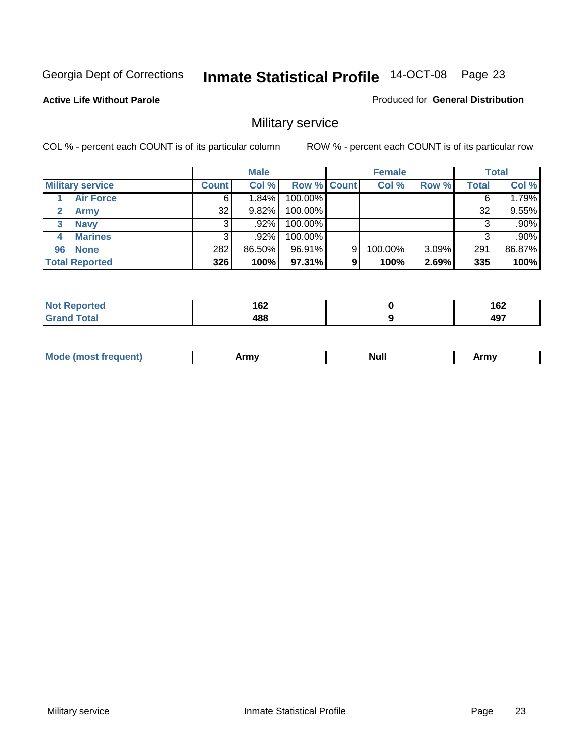Georgia Dept of Corrections **Inmate Statistical Profile** 14-OCT-08 Page 23

**Active Life Without Parole** Produced for **General Distribution**

## Military service

COL % - percent each COUNT is of its particular column ROW % - percent each COUNT is of its particular row

| | Male | | | Female | | | Total | |
|---|---|---|---|---|---|---|---|---|
| Military service | Count | Col % | Row % | Count | Col % | Row % | Total | Col % |
| 1 Air Force | 6 | 1.84% | 100.00% | | | | 6 | 1.79% |
| 2 Army | 32 | 9.82% | 100.00% | | | | 32 | 9.55% |
| 3 Navy | 3 | .92% | 100.00% | | | | 3 | .90% |
| 4 Marines | 3 | .92% | 100.00% | | | | 3 | .90% |
| 96 None | 282 | 86.50% | 96.91% | 9 | 100.00% | 3.09% | 291 | 86.87% |
| **Total Reported** | **326** | **100%** | **97.31%** | **9** | **100%** | **2.69%** | **335** | **100%** |

| | Male | Female | Total |
|---|---|---|---|
| Not Reported | 162 | 0 | 162 |
| Grand Total | 488 | 9 | 497 |

| | Male | Female | Total |
|---|---|---|---|
| Mode (most frequent) | Army | Null | Army |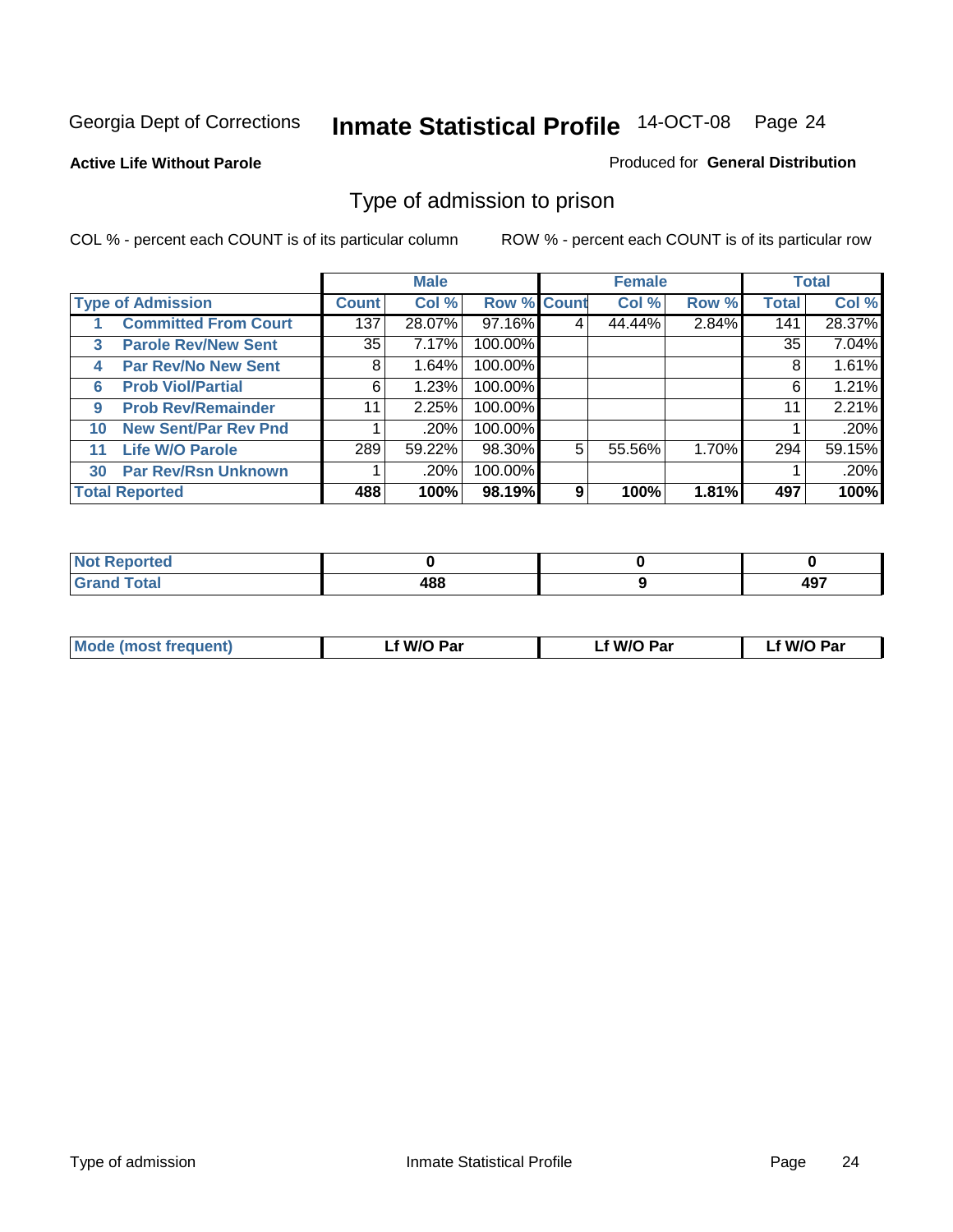Georgia Dept of Corrections **Inmate Statistical Profile** 14-OCT-08

**Active Life Without Parole**

Produced for **General Distribution**

## Type of admission to prison

COL % - percent each COUNT is of its particular column ROW % - percent each COUNT is of its particular row

| | | Male | | | Female | | | Total | |
|---|---|---|---|---|---|---|---|---|---|
| **Type of Admission** | | **Count** | **Col %** | **Row %** | **Count** | **Col %** | **Row %** | **Total** | **Col %** |
| 1 | **Committed From Court** | 137 | 28.07% | 97.16% | 4 | 44.44% | 2.84% | 141 | 28.37% |
| 3 | **Parole Rev/New Sent** | 35 | 7.17% | 100.00% | | | | 35 | 7.04% |
| 4 | **Par Rev/No New Sent** | 8 | 1.64% | 100.00% | | | | 8 | 1.61% |
| 6 | **Prob Viol/Partial** | 6 | 1.23% | 100.00% | | | | 6 | 1.21% |
| 9 | **Prob Rev/Remainder** | 11 | 2.25% | 100.00% | | | | 11 | 2.21% |
| 10 | **New Sent/Par Rev Pnd** | 1 | .20% | 100.00% | | | | 1 | .20% |
| 11 | **Life W/O Parole** | 289 | 59.22% | 98.30% | 5 | 55.56% | 1.70% | 294 | 59.15% |
| 30 | **Par Rev/Rsn Unknown** | 1 | .20% | 100.00% | | | | 1 | .20% |
| **Total Reported** | | **488** | **100%** | **98.19%** | **9** | **100%** | **1.81%** | **497** | **100%** |

| | Male | Female | Total |
|---|---|---|---|
| **Not Reported** | **0** | **0** | **0** |
| **Grand Total** | **488** | **9** | **497** |

| | Male | Female | Total |
|---|---|---|---|
| **Mode (most frequent)** | **Lf W/O Par** | **Lf W/O Par** | **Lf W/O Par** |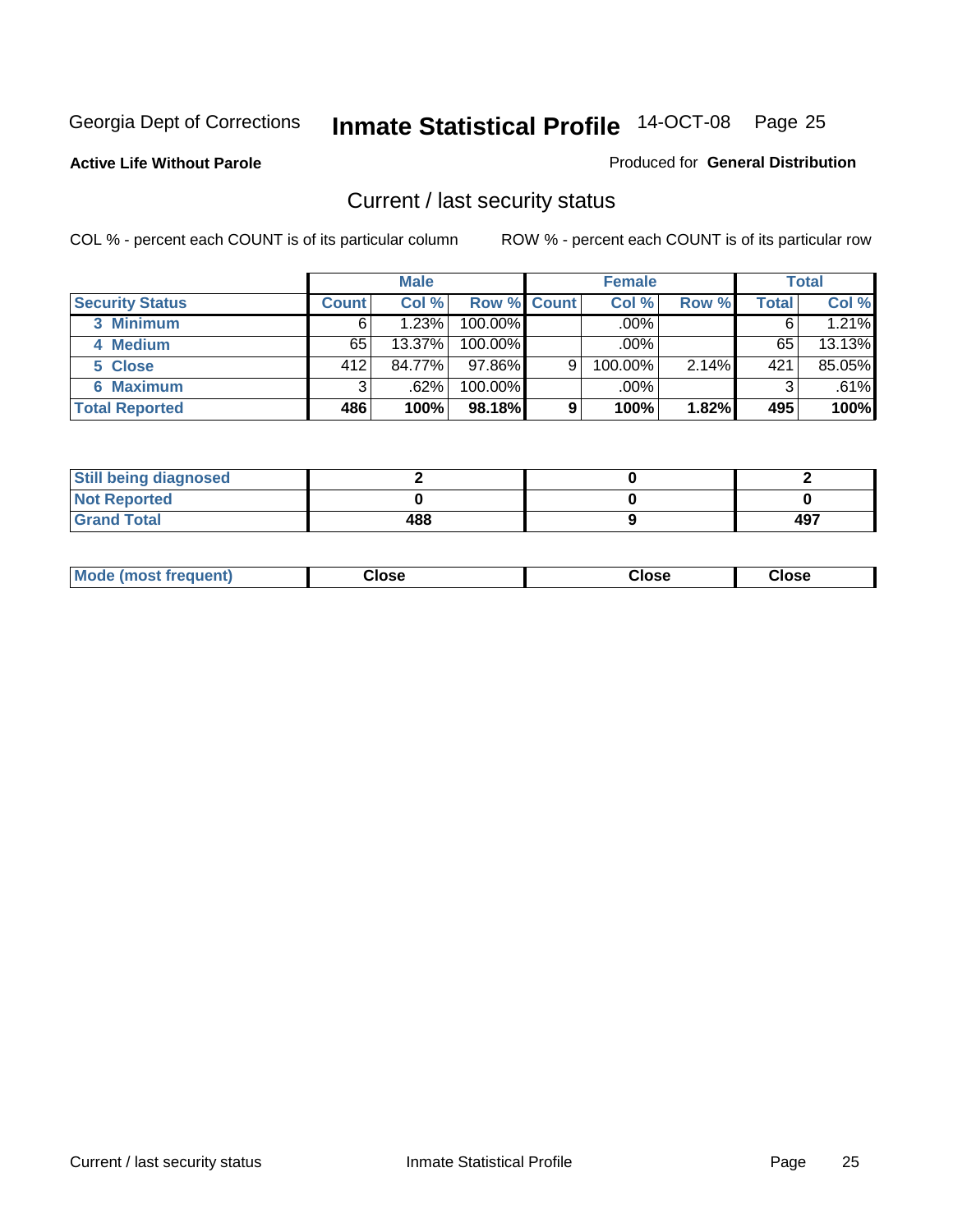Georgia Dept of Corrections **Inmate Statistical Profile** 14-OCT-08

**Active Life Without Parole**

Produced for **General Distribution**

## Current / last security status

COL % - percent each COUNT is of its particular column

ROW % - percent each COUNT is of its particular row

| | Male | | | Female | | | Total | |
|---|---|---|---|---|---|---|---|---|
| Security Status | Count | Col % | Row % | Count | Col % | Row % | Total | Col % |
| 3 Minimum | 6 | 1.23% | 100.00% | | .00% | | 6 | 1.21% |
| 4 Medium | 65 | 13.37% | 100.00% | | .00% | | 65 | 13.13% |
| 5 Close | 412 | 84.77% | 97.86% | 9 | 100.00% | 2.14% | 421 | 85.05% |
| 6 Maximum | 3 | .62% | 100.00% | | .00% | | 3 | .61% |
| **Total Reported** | **486** | **100%** | **98.18%** | **9** | **100%** | **1.82%** | **495** | **100%** |

| | Male | Female | Total |
|---|---|---|---|
| Still being diagnosed | 2 | 0 | 2 |
| Not Reported | 0 | 0 | 0 |
| Grand Total | 488 | 9 | 497 |

| | Male | Female | Total |
|---|---|---|---|
| Mode (most frequent) | Close | Close | Close |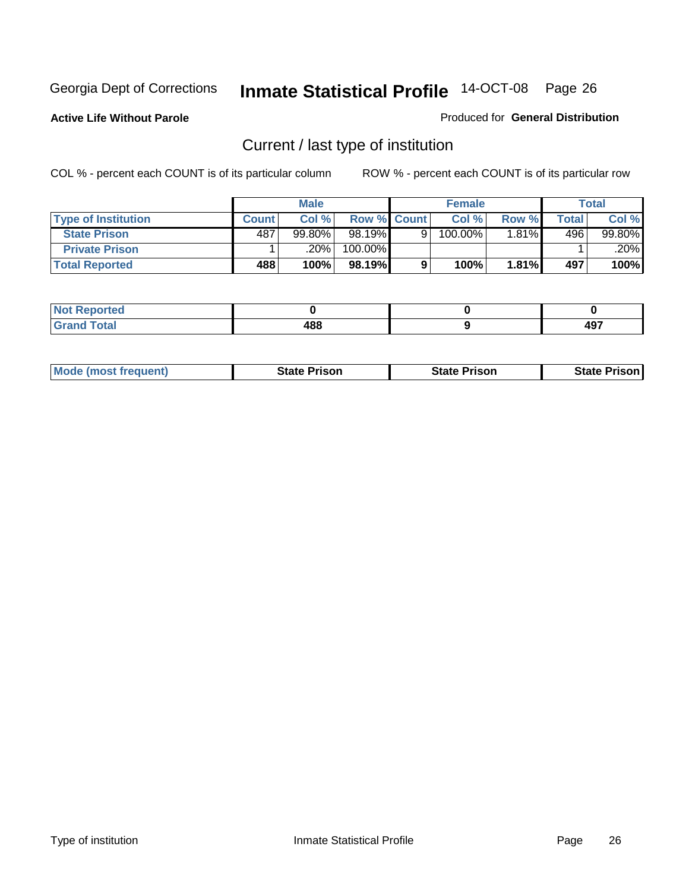Georgia Dept of Corrections **Inmate Statistical Profile** 14-OCT-08

**Active Life Without Parole**

Produced for **General Distribution**

## Current / last type of institution

COL % - percent each COUNT is of its particular column

ROW % - percent each COUNT is of its particular row

| | Male | | | Female | | | Total | |
|---|---|---|---|---|---|---|---|---|
| **Type of Institution** | **Count** | **Col %** | **Row %** | **Count** | **Col %** | **Row %** | **Total** | **Col %** |
| **State Prison** | 487 | 99.80% | 98.19% | 9 | 100.00% | 1.81% | 496 | 99.80% |
| **Private Prison** | 1 | .20% | 100.00% | | | | 1 | .20% |
| **Total Reported** | **488** | **100%** | **98.19%** | **9** | **100%** | **1.81%** | **497** | **100%** |

| | Male | Female | Total |
|---|---|---|---|
| **Not Reported** | **0** | **0** | **0** |
| **Grand Total** | **488** | **9** | **497** |

| | Male | Female | Total |
|---|---|---|---|
| **Mode (most frequent)** | **State Prison** | **State Prison** | **State Prison** |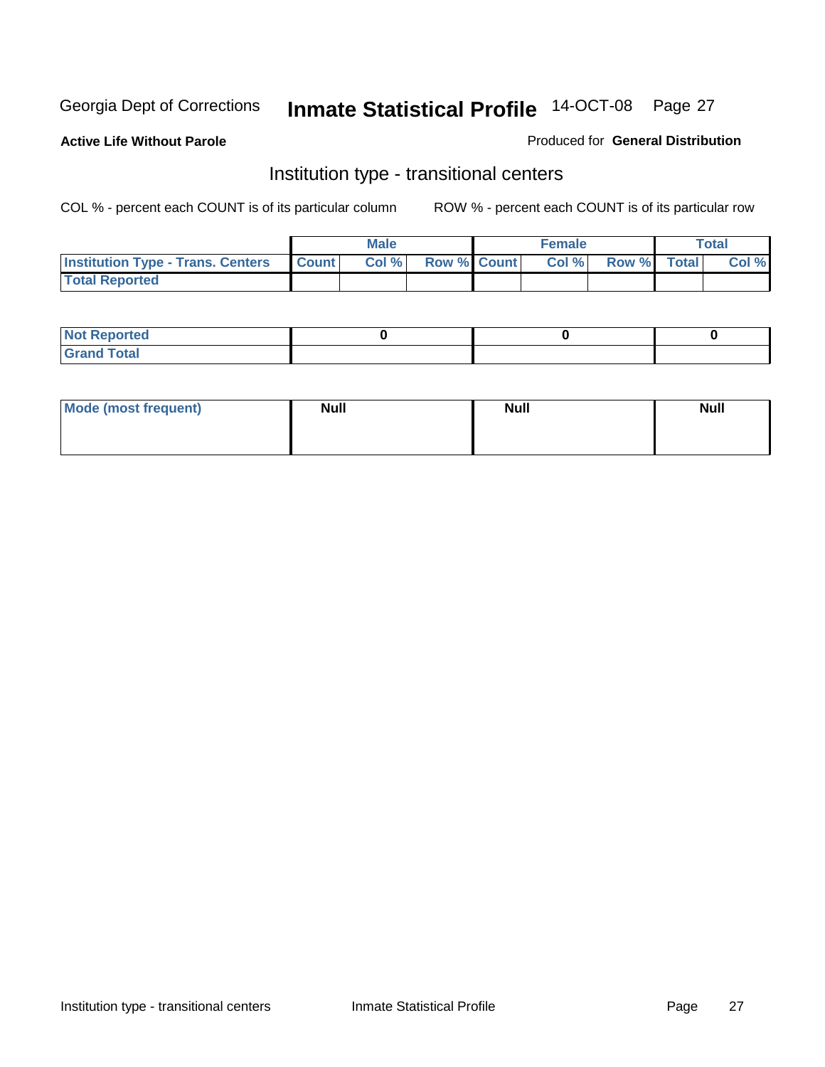Georgia Dept of Corrections **Inmate Statistical Profile** 14-OCT-08

**Active Life Without Parole**

Produced for **General Distribution**

## Institution type - transitional centers

COL % - percent each COUNT is of its particular column

ROW % - percent each COUNT is of its particular row

| | Male | | | Female | | | Total | |
|---|---|---|---|---|---|---|---|---|
| Institution Type - Trans. Centers | Count | Col % | Row % | Count | Col % | Row % | Total | Col % |
| Total Reported | | | | | | | | |

| | Male | Female | Total |
|---|---|---|---|
| Not Reported | 0 | 0 | 0 |
| Grand Total | | | |

| | Male | Female | Total |
|---|---|---|---|
| Mode (most frequent) | Null | Null | Null |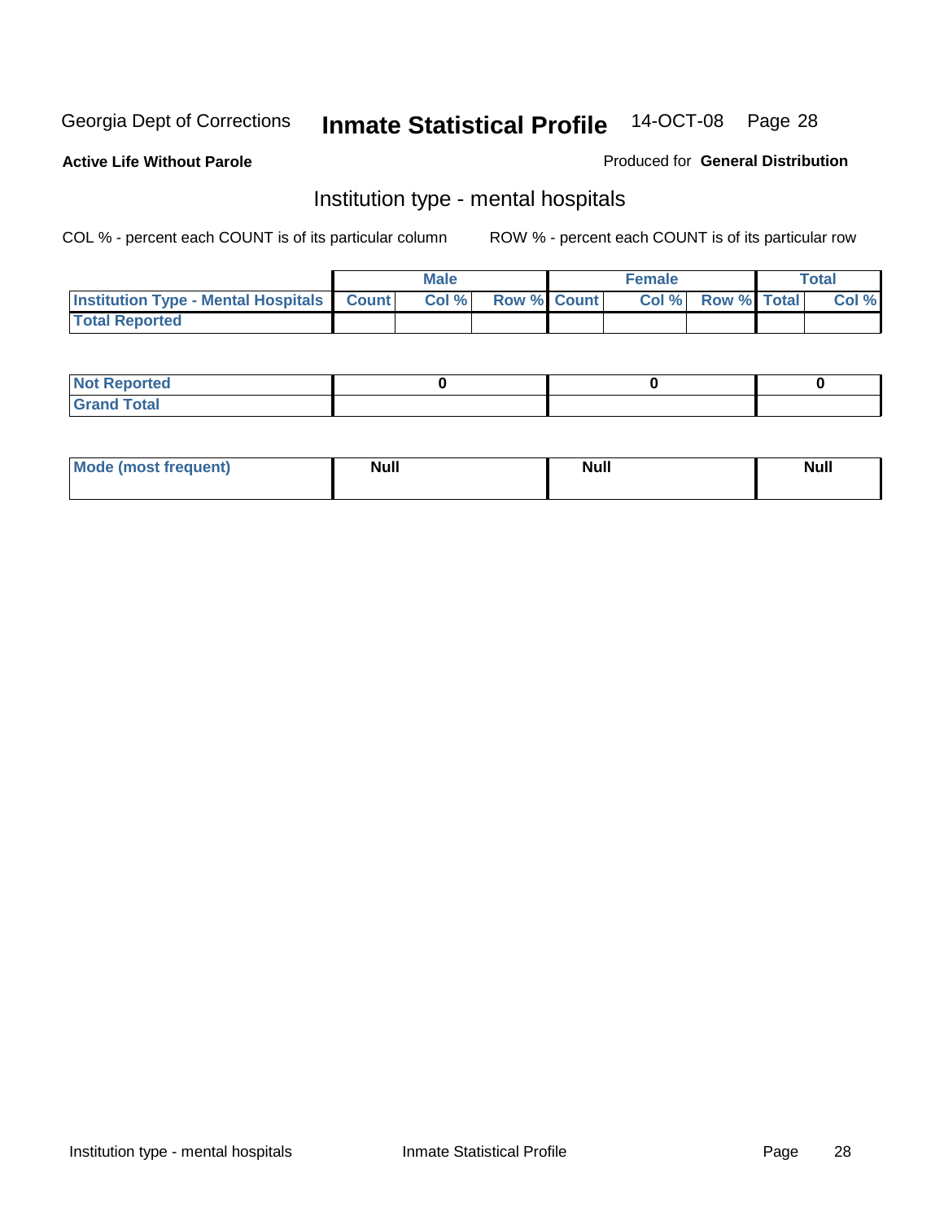Georgia Dept of Corrections **Inimate Statistical Profile** 14-OCT-08

**Active Life Without Parole**

Produced for **General Distribution**

## Institution type - mental hospitals

COL % - percent each COUNT is of its particular column

ROW % - percent each COUNT is of its particular row

| | Male | | | Female | | | Total | |
|---|---|---|---|---|---|---|---|---|
| **Institution Type - Mental Hospitals** | **Count** | **Col %** | **Row %** | **Count** | **Col %** | **Row %** | **Total** | **Col %** |
| **Total Reported** | | | | | | | | |

| | Male | Female | Total |
|---|---|---|---|
| **Not Reported** | 0 | 0 | 0 |
| **Grand Total** | | | |

| | Male | Female | Total |
|---|---|---|---|
| **Mode (most frequent)** | Null | Null | Null |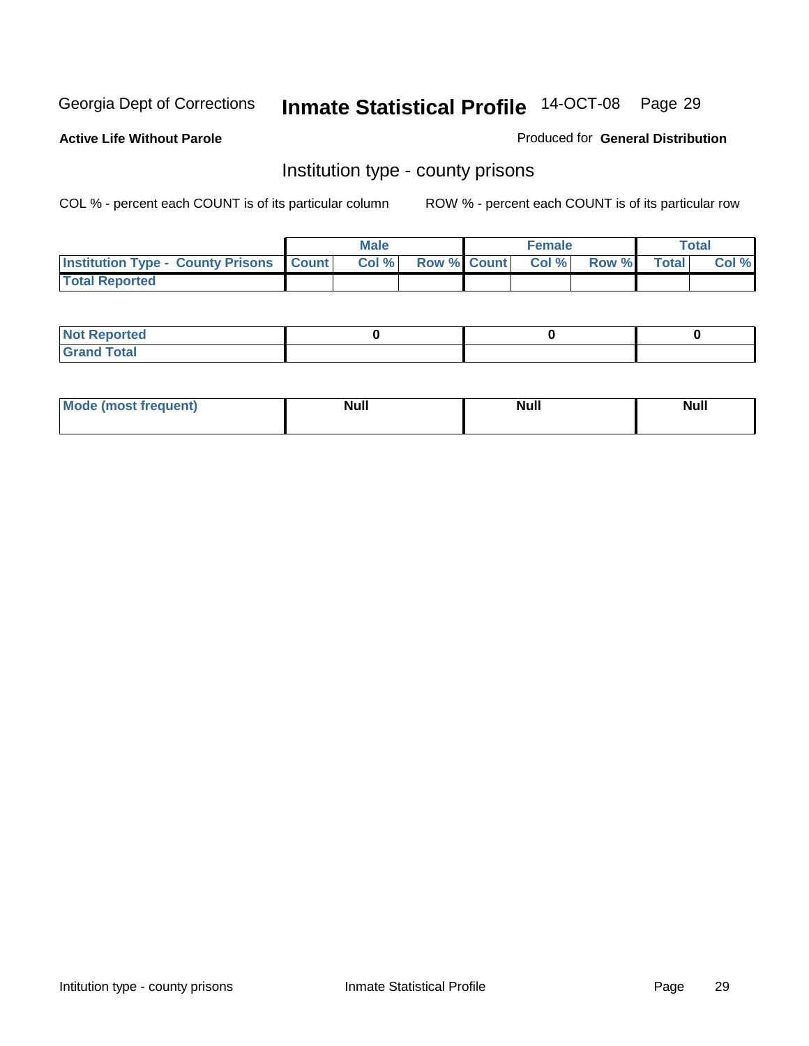Georgia Dept of Corrections **Inmate Statistical Profile** 14-OCT-08

**Active Life Without Parole**

Produced for **General Distribution**

## Institution type - county prisons

COL % - percent each COUNT is of its particular column

ROW % - percent each COUNT is of its particular row

| | Male | | | Female | | | Total | |
|---|---|---|---|---|---|---|---|---|
| **Institution Type - County Prisons** | **Count** | **Col %** | **Row %** | **Count** | **Col %** | **Row %** | **Total** | **Col %** |
| **Total Reported** | | | | | | | | |

| | Male | Female | Total |
|---|---|---|---|
| **Not Reported** | **0** | **0** | **0** |
| **Grand Total** | | | |

| | Male | Female | Total |
|---|---|---|---|
| **Mode (most frequent)** | **Null** | **Null** | **Null** |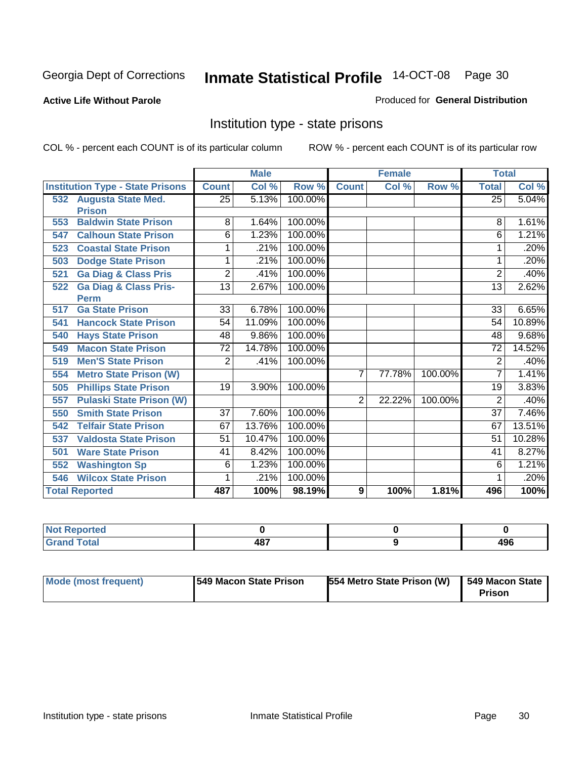Georgia Dept of Corrections

# Inmate Statistical Profile 14-OCT-08

**Active Life Without Parole**

Produced for **General Distribution**

## Institution type - state prisons

COL % - percent each COUNT is of its particular column

ROW % - percent each COUNT is of its particular row

| | Male | | | Female | | | Total | |
|---|---|---|---|---|---|---|---|---|
| **Institution Type - State Prisons** | **Count** | **Col %** | **Row %** | **Count** | **Col %** | **Row %** | **Total** | **Col %** |
| 532 Augusta State Med. Prison | 25 | 5.13% | 100.00% | | | | 25 | 5.04% |
| 553 Baldwin State Prison | 8 | 1.64% | 100.00% | | | | 8 | 1.61% |
| 547 Calhoun State Prison | 6 | 1.23% | 100.00% | | | | 6 | 1.21% |
| 523 Coastal State Prison | 1 | .21% | 100.00% | | | | 1 | .20% |
| 503 Dodge State Prison | 1 | .21% | 100.00% | | | | 1 | .20% |
| 521 Ga Diag & Class Pris | 2 | .41% | 100.00% | | | | 2 | .40% |
| 522 Ga Diag & Class Pris-Perm | 13 | 2.67% | 100.00% | | | | 13 | 2.62% |
| 517 Ga State Prison | 33 | 6.78% | 100.00% | | | | 33 | 6.65% |
| 541 Hancock State Prison | 54 | 11.09% | 100.00% | | | | 54 | 10.89% |
| 540 Hays State Prison | 48 | 9.86% | 100.00% | | | | 48 | 9.68% |
| 549 Macon State Prison | 72 | 14.78% | 100.00% | | | | 72 | 14.52% |
| 519 Men'S State Prison | 2 | .41% | 100.00% | | | | 2 | .40% |
| 554 Metro State Prison (W) | | | | 7 | 77.78% | 100.00% | 7 | 1.41% |
| 505 Phillips State Prison | 19 | 3.90% | 100.00% | | | | 19 | 3.83% |
| 557 Pulaski State Prison (W) | | | | 2 | 22.22% | 100.00% | 2 | .40% |
| 550 Smith State Prison | 37 | 7.60% | 100.00% | | | | 37 | 7.46% |
| 542 Telfair State Prison | 67 | 13.76% | 100.00% | | | | 67 | 13.51% |
| 537 Valdosta State Prison | 51 | 10.47% | 100.00% | | | | 51 | 10.28% |
| 501 Ware State Prison | 41 | 8.42% | 100.00% | | | | 41 | 8.27% |
| 552 Washington Sp | 6 | 1.23% | 100.00% | | | | 6 | 1.21% |
| 546 Wilcox State Prison | 1 | .21% | 100.00% | | | | 1 | .20% |
| **Total Reported** | **487** | **100%** | **98.19%** | **9** | **100%** | **1.81%** | **496** | **100%** |

| | Male | Female | Total |
|---|---|---|---|
| Not Reported | 0 | 0 | 0 |
| Grand Total | 487 | 9 | 496 |

| | Male | Female | Total |
|---|---|---|---|
| Mode (most frequent) | 549 Macon State Prison | 554 Metro State Prison (W) | 549 Macon State Prison |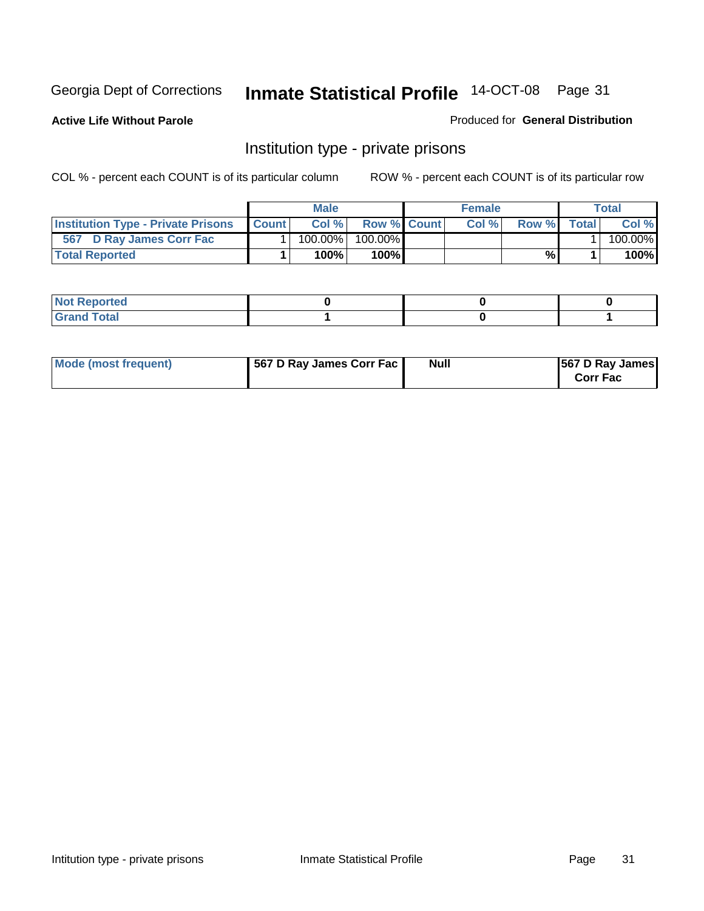Georgia Dept of Corrections **Inmate Statistical Profile** 14-OCT-08 Page 31

**Active Life Without Parole**

Produced for **General Distribution**

## Institution type - private prisons

COL % - percent each COUNT is of its particular column

ROW % - percent each COUNT is of its particular row

| | Male | | | Female | | | Total | |
|---|---|---|---|---|---|---|---|---|
| Institution Type - Private Prisons | Count | Col % | Row % | Count | Col % | Row % | Total | Col % |
| 567 D Ray James Corr Fac | 1 | 100.00% | 100.00% | | | | 1 | 100.00% |
| Total Reported | 1 | 100% | 100% | | | % | 1 | 100% |

| | Male | Female | Total |
|---|---|---|---|
| Not Reported | 0 | 0 | 0 |
| Grand Total | 1 | 0 | 1 |

| | Male | Female | Total |
|---|---|---|---|
| Mode (most frequent) | 567 D Ray James Corr Fac | Null | 567 D Ray James Corr Fac |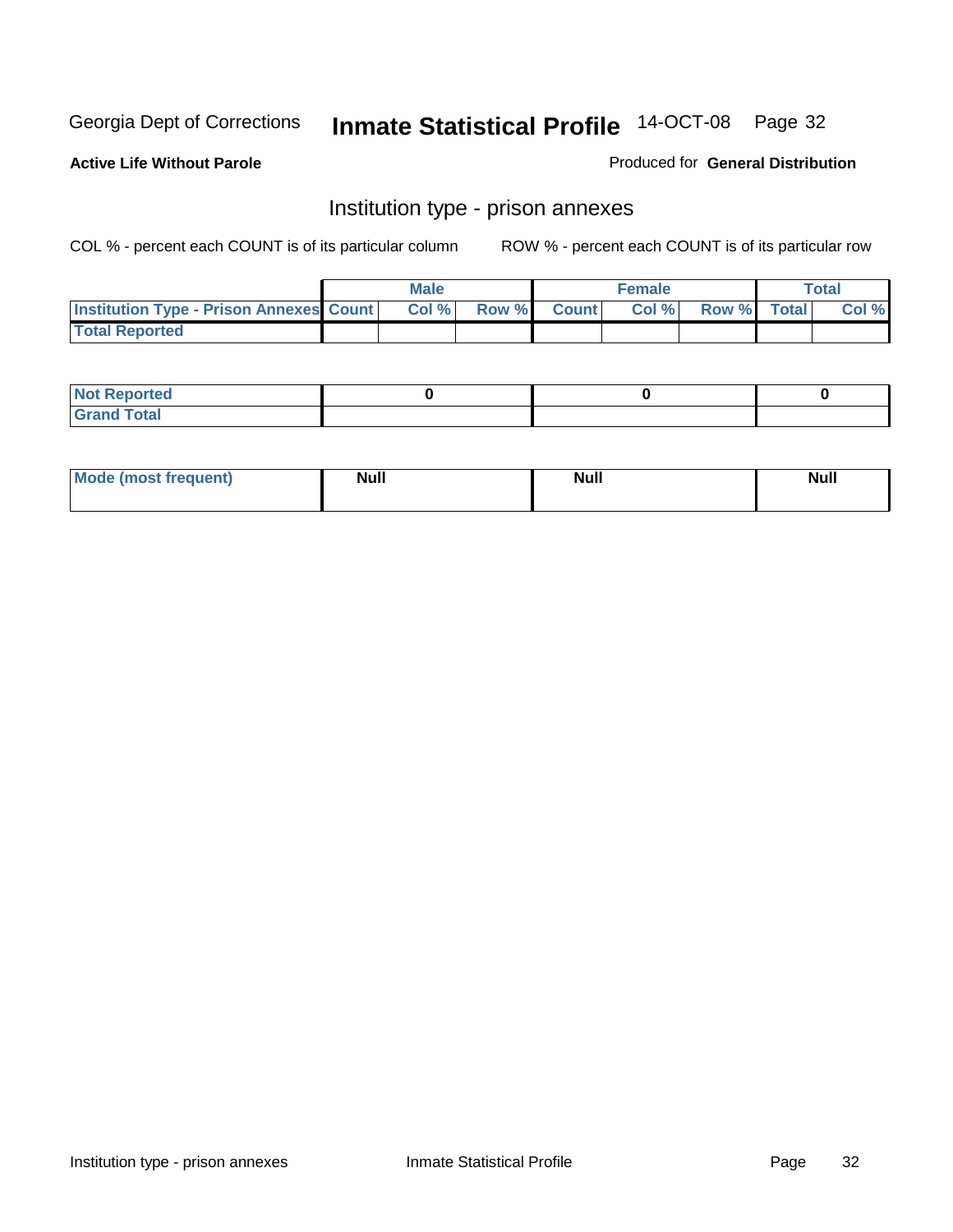Georgia Dept of Corrections **Inmate Statistical Profile** 14-OCT-08

**Active Life Without Parole**

Produced for **General Distribution**

## Institution type - prison annexes

COL % - percent each COUNT is of its particular column    ROW % - percent each COUNT is of its particular row

| | Male | | | Female | | | Total | |
|---|---|---|---|---|---|---|---|---|
| Institution Type - Prison Annexes | Count | Col % | Row % | Count | Col % | Row % | Total | Col % |
| Total Reported | | | | | | | | |

| | Male | Female | Total |
|---|---|---|---|
| Not Reported | 0 | 0 | 0 |
| Grand Total | | | |

| | Male | Female | Total |
|---|---|---|---|
| Mode (most frequent) | Null | Null | Null |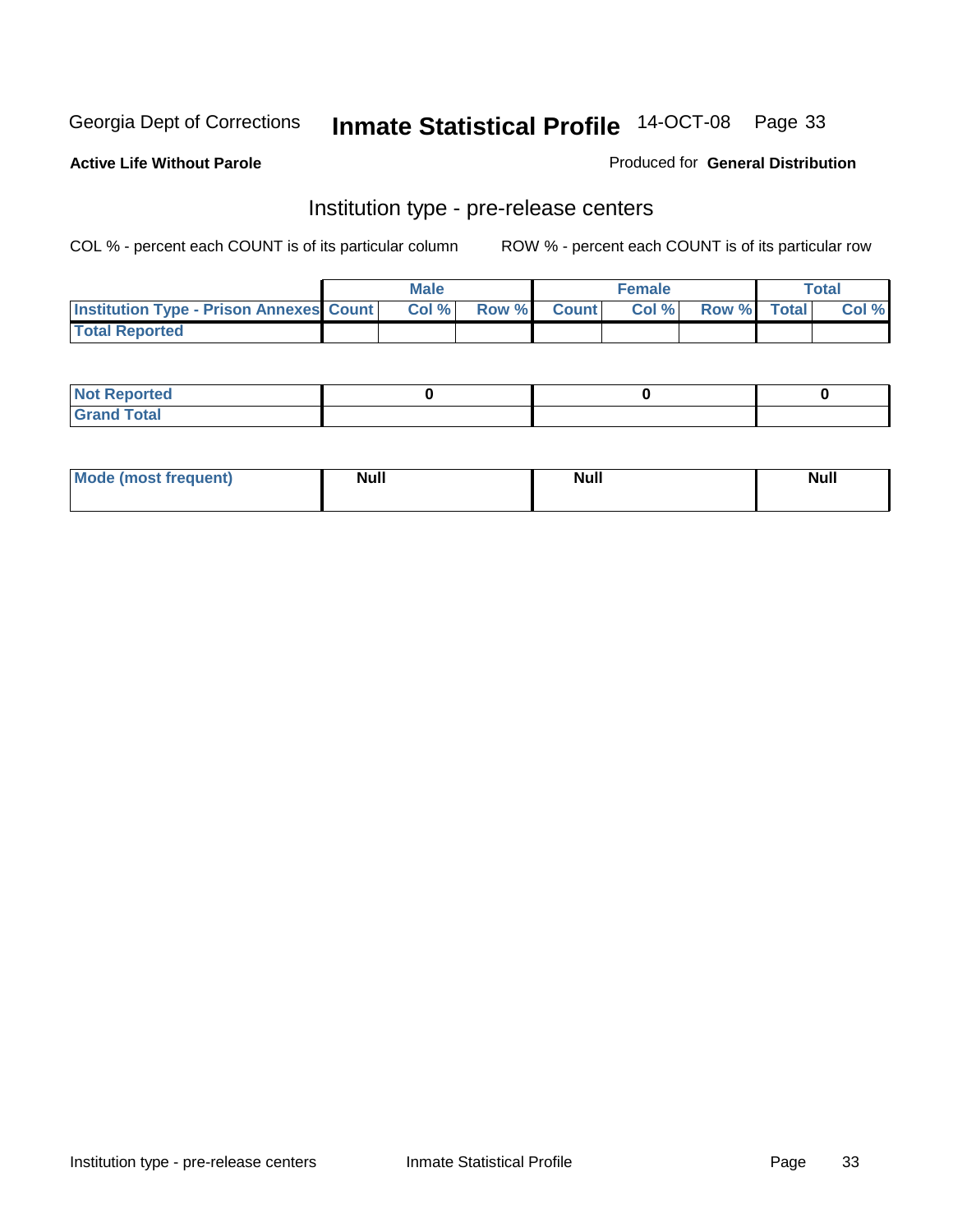Georgia Dept of Corrections **Inmate Statistical Profile** 14-OCT-08

**Active Life Without Parole**

Produced for **General Distribution**

## Institution type - pre-release centers

COL % - percent each COUNT is of its particular column ROW % - percent each COUNT is of its particular row

| | Male | | | Female | | | Total | |
|---|---|---|---|---|---|---|---|---|
| **Institution Type - Prison Annexes** | **Count** | **Col %** | **Row %** | **Count** | **Col %** | **Row %** | **Total** | **Col %** |
| **Total Reported** | | | | | | | | |

| | Male | Female | Total |
|---|---|---|---|
| **Not Reported** | 0 | 0 | 0 |
| **Grand Total** | | | |

| | Male | Female | Total |
|---|---|---|---|
| **Mode (most frequent)** | Null | Null | Null |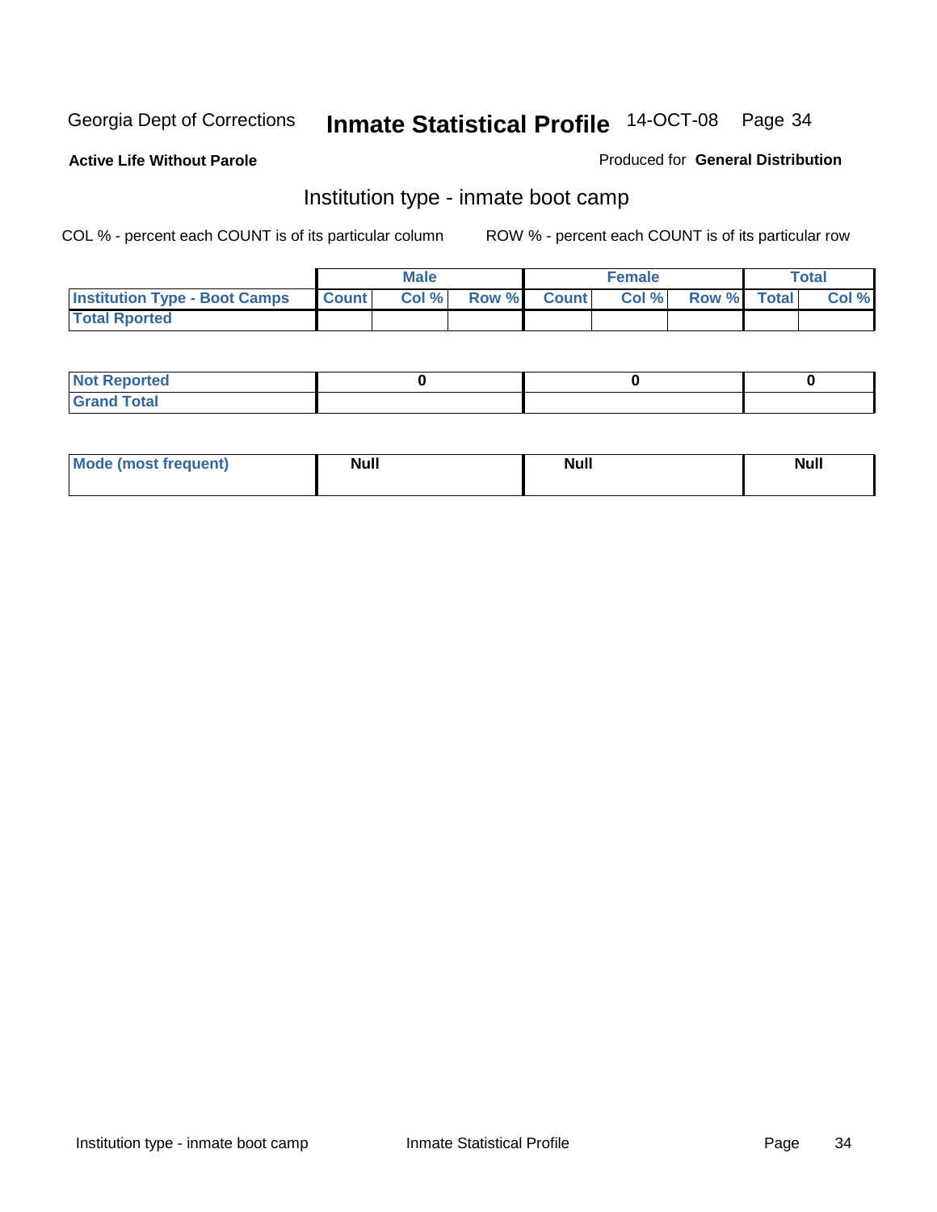Georgia Dept of Corrections **Inmate Statistical Profile** 14-OCT-08

**Active Life Without Parole**

Produced for **General Distribution**

## Institution type - inmate boot camp

COL % - percent each COUNT is of its particular column    ROW % - percent each COUNT is of its particular row

| | Male | | | Female | | | Total | |
|---|---|---|---|---|---|---|---|---|
| **Institution Type - Boot Camps** | **Count** | **Col %** | **Row %** | **Count** | **Col %** | **Row %** | **Total** | **Col %** |
| **Total Rported** | | | | | | | | |

| | Male | Female | Total |
|---|---|---|---|
| **Not Reported** | 0 | 0 | 0 |
| **Grand Total** | | | |

| | Male | Female | Total |
|---|---|---|---|
| **Mode (most frequent)** | Null | Null | Null |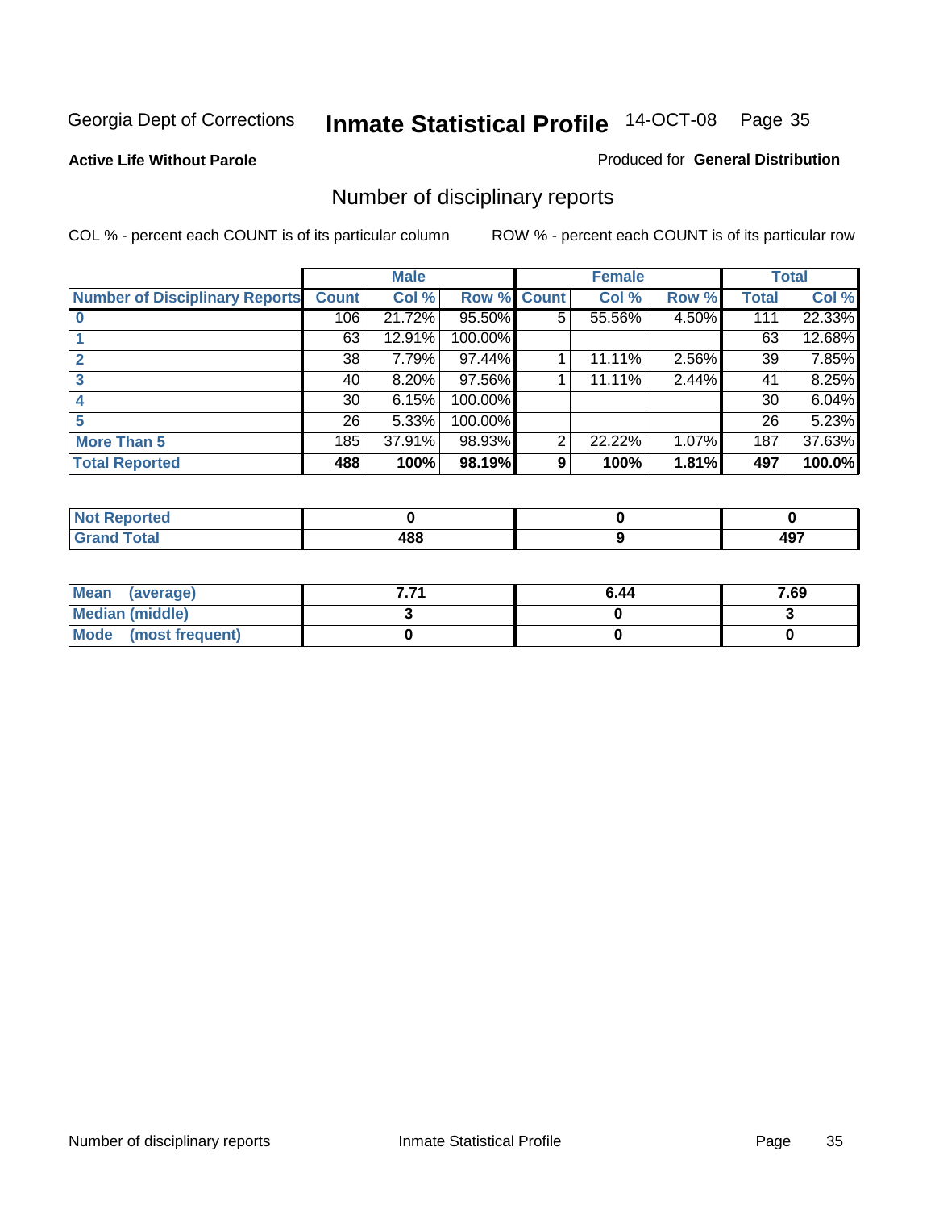Georgia Dept of Corrections **Inmate Statistical Profile** 14-OCT-08

**Active Life Without Parole**

Produced for **General Distribution**

## Number of disciplinary reports

COL % - percent each COUNT is of its particular column

ROW % - percent each COUNT is of its particular row

| | Male | | | Female | | | Total | |
|---|---|---|---|---|---|---|---|---|
| **Number of Disciplinary Reports** | **Count** | **Col %** | **Row %** | **Count** | **Col %** | **Row %** | **Total** | **Col %** |
| **0** | 106 | 21.72% | 95.50% | 5 | 55.56% | 4.50% | 111 | 22.33% |
| **1** | 63 | 12.91% | 100.00% | | | | 63 | 12.68% |
| **2** | 38 | 7.79% | 97.44% | 1 | 11.11% | 2.56% | 39 | 7.85% |
| **3** | 40 | 8.20% | 97.56% | 1 | 11.11% | 2.44% | 41 | 8.25% |
| **4** | 30 | 6.15% | 100.00% | | | | 30 | 6.04% |
| **5** | 26 | 5.33% | 100.00% | | | | 26 | 5.23% |
| **More Than 5** | 185 | 37.91% | 98.93% | 2 | 22.22% | 1.07% | 187 | 37.63% |
| **Total Reported** | **488** | **100%** | **98.19%** | **9** | **100%** | **1.81%** | **497** | **100.0%** |

| | Male | Female | Total |
|---|---|---|---|
| **Not Reported** | **0** | **0** | **0** |
| **Grand Total** | **488** | **9** | **497** |

| | Male | Female | Total |
|---|---|---|---|
| **Mean (average)** | **7.71** | **6.44** | **7.69** |
| **Median (middle)** | **3** | **0** | **3** |
| **Mode (most frequent)** | **0** | **0** | **0** |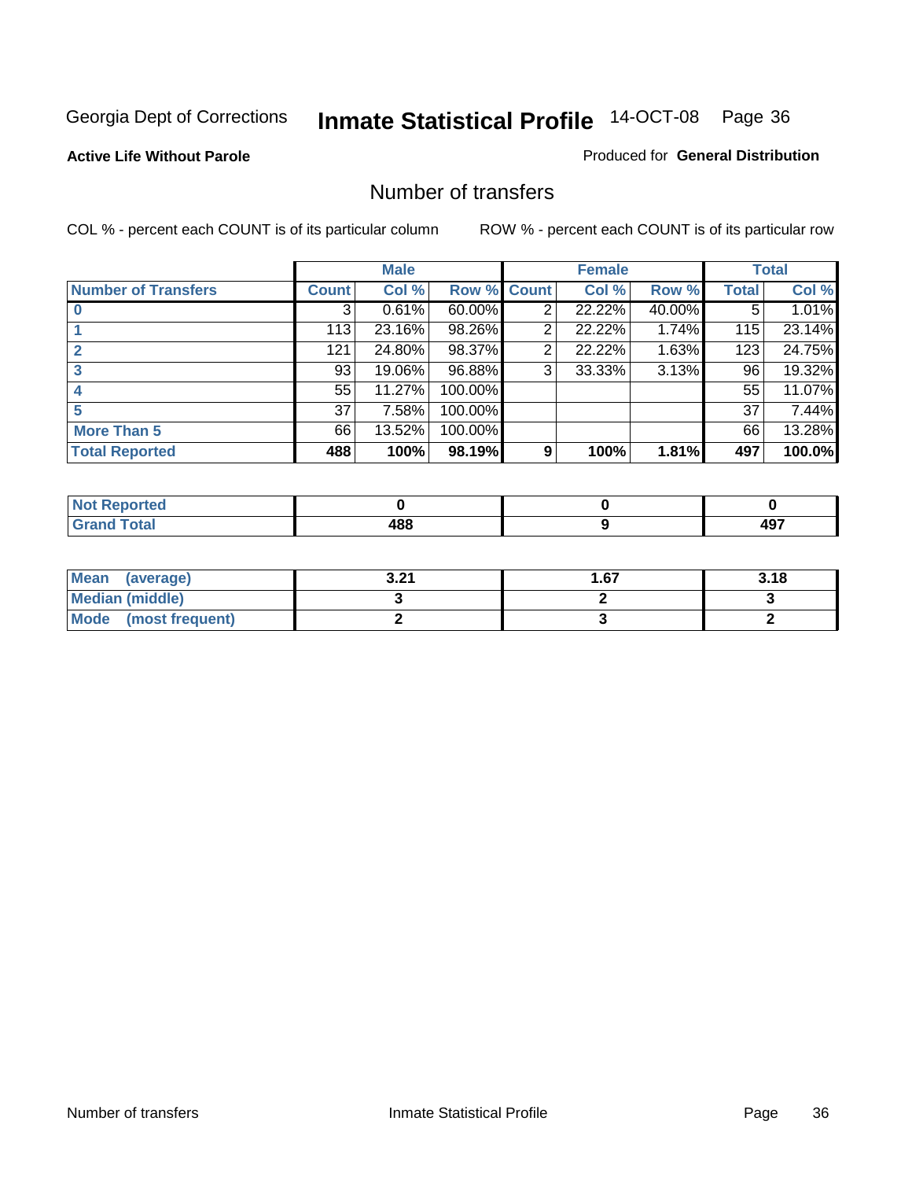Georgia Dept of Corrections **Inmate Statistical Profile** 14-OCT-08

**Active Life Without Parole**

Produced for **General Distribution**

## Number of transfers

COL % - percent each COUNT is of its particular column

ROW % - percent each COUNT is of its particular row

| | Male | | | Female | | | Total | |
|---|---|---|---|---|---|---|---|---|
| **Number of Transfers** | **Count** | **Col %** | **Row %** | **Count** | **Col %** | **Row %** | **Total** | **Col %** |
| **0** | 3 | 0.61% | 60.00% | 2 | 22.22% | 40.00% | 5 | 1.01% |
| **1** | 113 | 23.16% | 98.26% | 2 | 22.22% | 1.74% | 115 | 23.14% |
| **2** | 121 | 24.80% | 98.37% | 2 | 22.22% | 1.63% | 123 | 24.75% |
| **3** | 93 | 19.06% | 96.88% | 3 | 33.33% | 3.13% | 96 | 19.32% |
| **4** | 55 | 11.27% | 100.00% | | | | 55 | 11.07% |
| **5** | 37 | 7.58% | 100.00% | | | | 37 | 7.44% |
| **More Than 5** | 66 | 13.52% | 100.00% | | | | 66 | 13.28% |
| **Total Reported** | **488** | **100%** | **98.19%** | **9** | **100%** | **1.81%** | **497** | **100.0%** |

| | Male | Female | Total |
|---|---|---|---|
| **Not Reported** | **0** | **0** | **0** |
| **Grand Total** | **488** | **9** | **497** |

| | Male | Female | Total |
|---|---|---|---|
| **Mean (average)** | **3.21** | **1.67** | **3.18** |
| **Median (middle)** | **3** | **2** | **3** |
| **Mode (most frequent)** | **2** | **3** | **2** |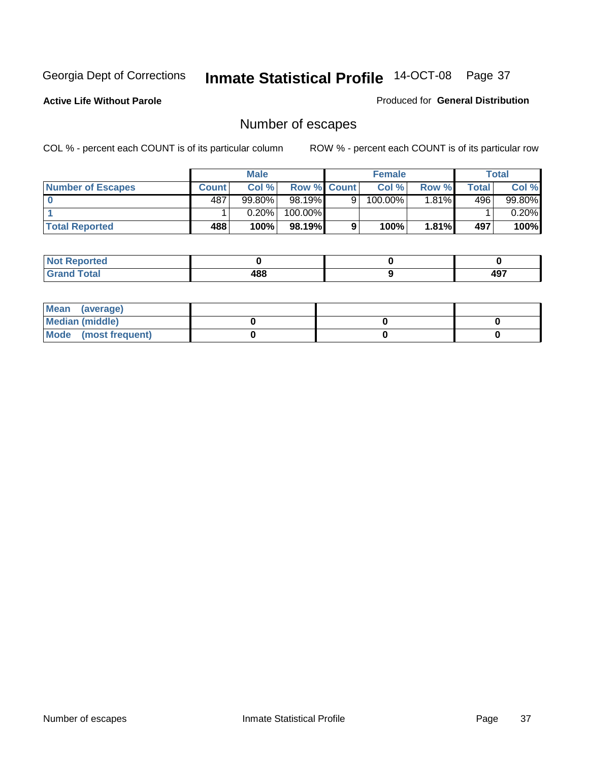Georgia Dept of Corrections **Inmate Statistical Profile** 14-OCT-08

**Active Life Without Parole**

Produced for **General Distribution**

## Number of escapes

COL % - percent each COUNT is of its particular column

ROW % - percent each COUNT is of its particular row

| | Male | | | Female | | | Total | |
|---|---|---|---|---|---|---|---|---|
| **Number of Escapes** | **Count** | **Col %** | **Row %** | **Count** | **Col %** | **Row %** | **Total** | **Col %** |
| **0** | 487 | 99.80% | 98.19% | 9 | 100.00% | 1.81% | 496 | 99.80% |
| **1** | 1 | 0.20% | 100.00% | | | | 1 | 0.20% |
| **Total Reported** | **488** | **100%** | **98.19%** | **9** | **100%** | **1.81%** | **497** | **100%** |

| | Male | Female | Total |
|---|---|---|---|
| **Not Reported** | **0** | **0** | **0** |
| **Grand Total** | **488** | **9** | **497** |

| | Male | Female | Total |
|---|---|---|---|
| **Mean (average)** | | | |
| **Median (middle)** | **0** | **0** | **0** |
| **Mode (most frequent)** | **0** | **0** | **0** |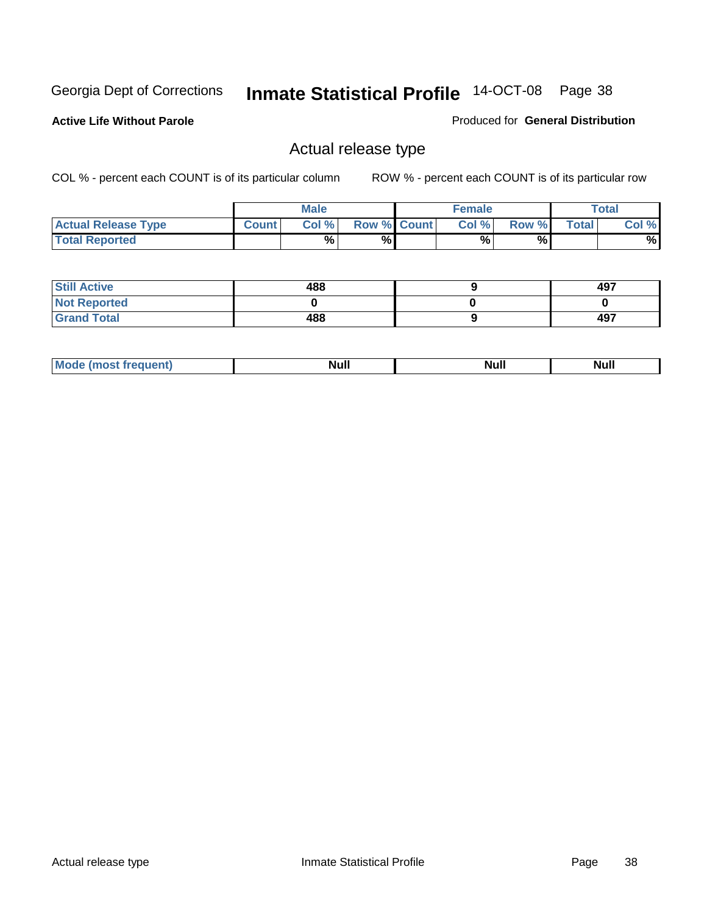Georgia Dept of Corrections **Inmate Statistical Profile** 14-OCT-08

**Active Life Without Parole**

Produced for **General Distribution**

## Actual release type

COL % - percent each COUNT is of its particular column ROW % - percent each COUNT is of its particular row

| | Male | | | Female | | | Total | |
|---|---|---|---|---|---|---|---|---|
| **Actual Release Type** | **Count** | **Col %** | **Row %** | **Count** | **Col %** | **Row %** | **Total** | **Col %** |
| **Total Reported** | | % | % | | % | % | | % |
| **Still Active** | 488 | | | 9 | | | 497 | |
| **Not Reported** | 0 | | | 0 | | | 0 | |
| **Grand Total** | 488 | | | 9 | | | 497 | |
| **Mode (most frequent)** | Null | | | Null | | | Null | |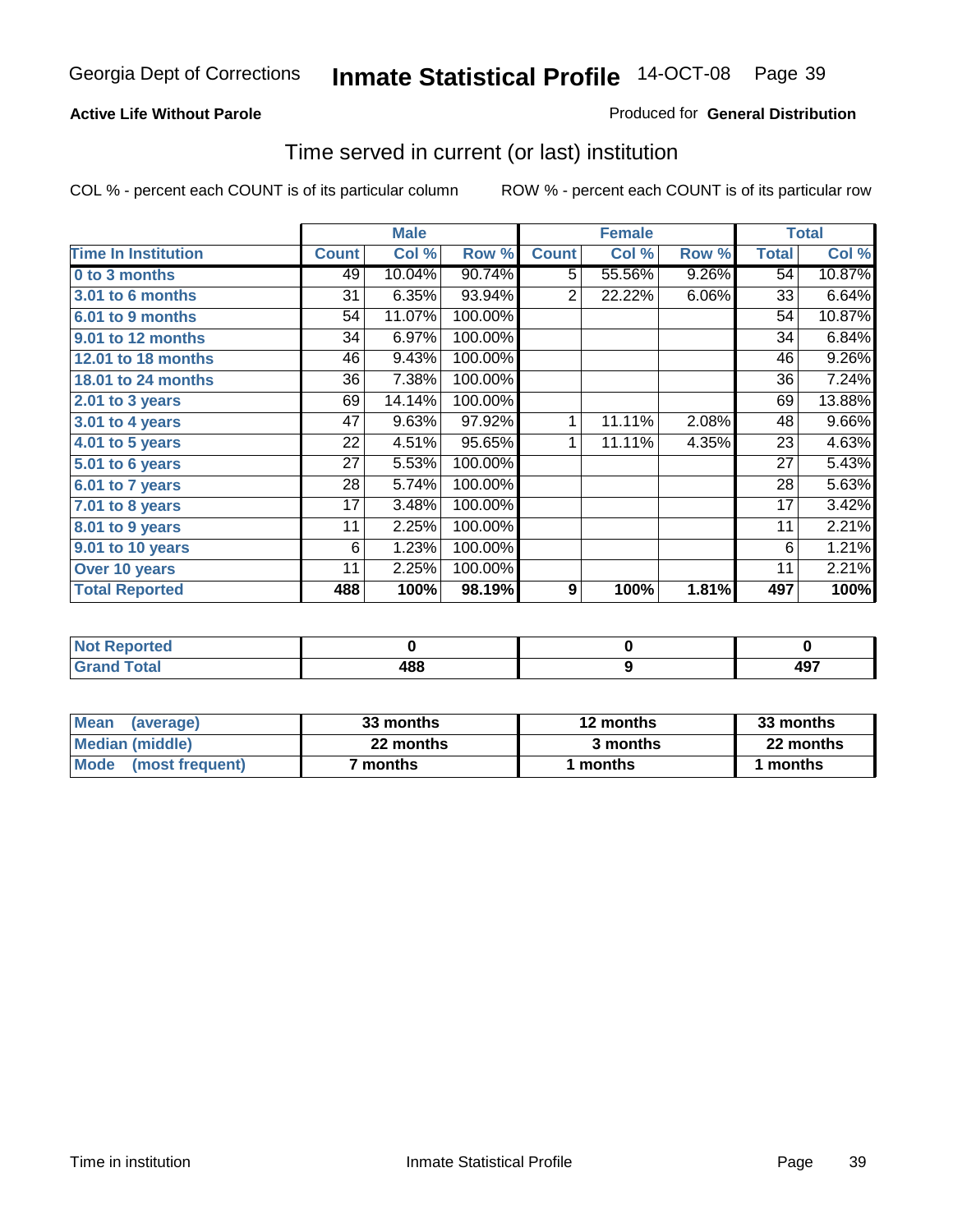Georgia Dept of Corrections **Inmate Statistical Profile** 14-OCT-08

**Active Life Without Parole**

Produced for **General Distribution**

## Time served in current (or last) institution

COL % - percent each COUNT is of its particular column    ROW % - percent each COUNT is of its particular row

| | Male | | | Female | | | Total | |
|---|---|---|---|---|---|---|---|---|
| **Time In Institution** | **Count** | **Col %** | **Row %** | **Count** | **Col %** | **Row %** | **Total** | **Col %** |
| **0 to 3 months** | 49 | 10.04% | 90.74% | 5 | 55.56% | 9.26% | 54 | 10.87% |
| **3.01 to 6 months** | 31 | 6.35% | 93.94% | 2 | 22.22% | 6.06% | 33 | 6.64% |
| **6.01 to 9 months** | 54 | 11.07% | 100.00% | | | | 54 | 10.87% |
| **9.01 to 12 months** | 34 | 6.97% | 100.00% | | | | 34 | 6.84% |
| **12.01 to 18 months** | 46 | 9.43% | 100.00% | | | | 46 | 9.26% |
| **18.01 to 24 months** | 36 | 7.38% | 100.00% | | | | 36 | 7.24% |
| **2.01 to 3 years** | 69 | 14.14% | 100.00% | | | | 69 | 13.88% |
| **3.01 to 4 years** | 47 | 9.63% | 97.92% | 1 | 11.11% | 2.08% | 48 | 9.66% |
| **4.01 to 5 years** | 22 | 4.51% | 95.65% | 1 | 11.11% | 4.35% | 23 | 4.63% |
| **5.01 to 6 years** | 27 | 5.53% | 100.00% | | | | 27 | 5.43% |
| **6.01 to 7 years** | 28 | 5.74% | 100.00% | | | | 28 | 5.63% |
| **7.01 to 8 years** | 17 | 3.48% | 100.00% | | | | 17 | 3.42% |
| **8.01 to 9 years** | 11 | 2.25% | 100.00% | | | | 11 | 2.21% |
| **9.01 to 10 years** | 6 | 1.23% | 100.00% | | | | 6 | 1.21% |
| **Over 10 years** | 11 | 2.25% | 100.00% | | | | 11 | 2.21% |
| **Total Reported** | **488** | **100%** | **98.19%** | **9** | **100%** | **1.81%** | **497** | **100%** |

| | Male | Female | Total |
|---|---|---|---|
| **Not Reported** | **0** | **0** | **0** |
| **Grand Total** | **488** | **9** | **497** |

| | Male | Female | Total |
|---|---|---|---|
| **Mean (average)** | **33 months** | **12 months** | **33 months** |
| **Median (middle)** | **22 months** | **3 months** | **22 months** |
| **Mode (most frequent)** | **7 months** | **1 months** | **1 months** |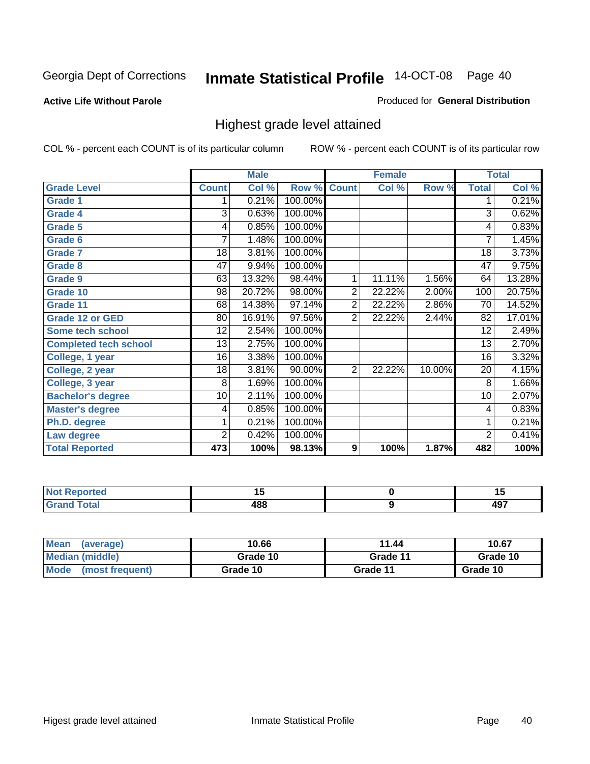Georgia Dept of Corrections **Inmate Statistical Profile** 14-OCT-08

**Active Life Without Parole**

Produced for **General Distribution**

## Highest grade level attained

COL % - percent each COUNT is of its particular column

ROW % - percent each COUNT is of its particular row

| | Male | | | Female | | | Total | |
|---|---|---|---|---|---|---|---|---|
| Grade Level | Count | Col % | Row % | Count | Col % | Row % | Total | Col % |
| Grade 1 | 1 | 0.21% | 100.00% | | | | 1 | 0.21% |
| Grade 4 | 3 | 0.63% | 100.00% | | | | 3 | 0.62% |
| Grade 5 | 4 | 0.85% | 100.00% | | | | 4 | 0.83% |
| Grade 6 | 7 | 1.48% | 100.00% | | | | 7 | 1.45% |
| Grade 7 | 18 | 3.81% | 100.00% | | | | 18 | 3.73% |
| Grade 8 | 47 | 9.94% | 100.00% | | | | 47 | 9.75% |
| Grade 9 | 63 | 13.32% | 98.44% | 1 | 11.11% | 1.56% | 64 | 13.28% |
| Grade 10 | 98 | 20.72% | 98.00% | 2 | 22.22% | 2.00% | 100 | 20.75% |
| Grade 11 | 68 | 14.38% | 97.14% | 2 | 22.22% | 2.86% | 70 | 14.52% |
| Grade 12 or GED | 80 | 16.91% | 97.56% | 2 | 22.22% | 2.44% | 82 | 17.01% |
| Some tech school | 12 | 2.54% | 100.00% | | | | 12 | 2.49% |
| Completed tech school | 13 | 2.75% | 100.00% | | | | 13 | 2.70% |
| College, 1 year | 16 | 3.38% | 100.00% | | | | 16 | 3.32% |
| College, 2 year | 18 | 3.81% | 90.00% | 2 | 22.22% | 10.00% | 20 | 4.15% |
| College, 3 year | 8 | 1.69% | 100.00% | | | | 8 | 1.66% |
| Bachelor's degree | 10 | 2.11% | 100.00% | | | | 10 | 2.07% |
| Master's degree | 4 | 0.85% | 100.00% | | | | 4 | 0.83% |
| Ph.D. degree | 1 | 0.21% | 100.00% | | | | 1 | 0.21% |
| Law degree | 2 | 0.42% | 100.00% | | | | 2 | 0.41% |
| **Total Reported** | **473** | **100%** | **98.13%** | **9** | **100%** | **1.87%** | **482** | **100%** |

| | Male | Female | Total |
|---|---|---|---|
| Not Reported | 15 | 0 | 15 |
| Grand Total | 488 | 9 | 497 |

| | Male | Female | Total |
|---|---|---|---|
| Mean (average) | 10.66 | 11.44 | 10.67 |
| Median (middle) | Grade 10 | Grade 11 | Grade 10 |
| Mode (most frequent) | Grade 10 | Grade 11 | Grade 10 |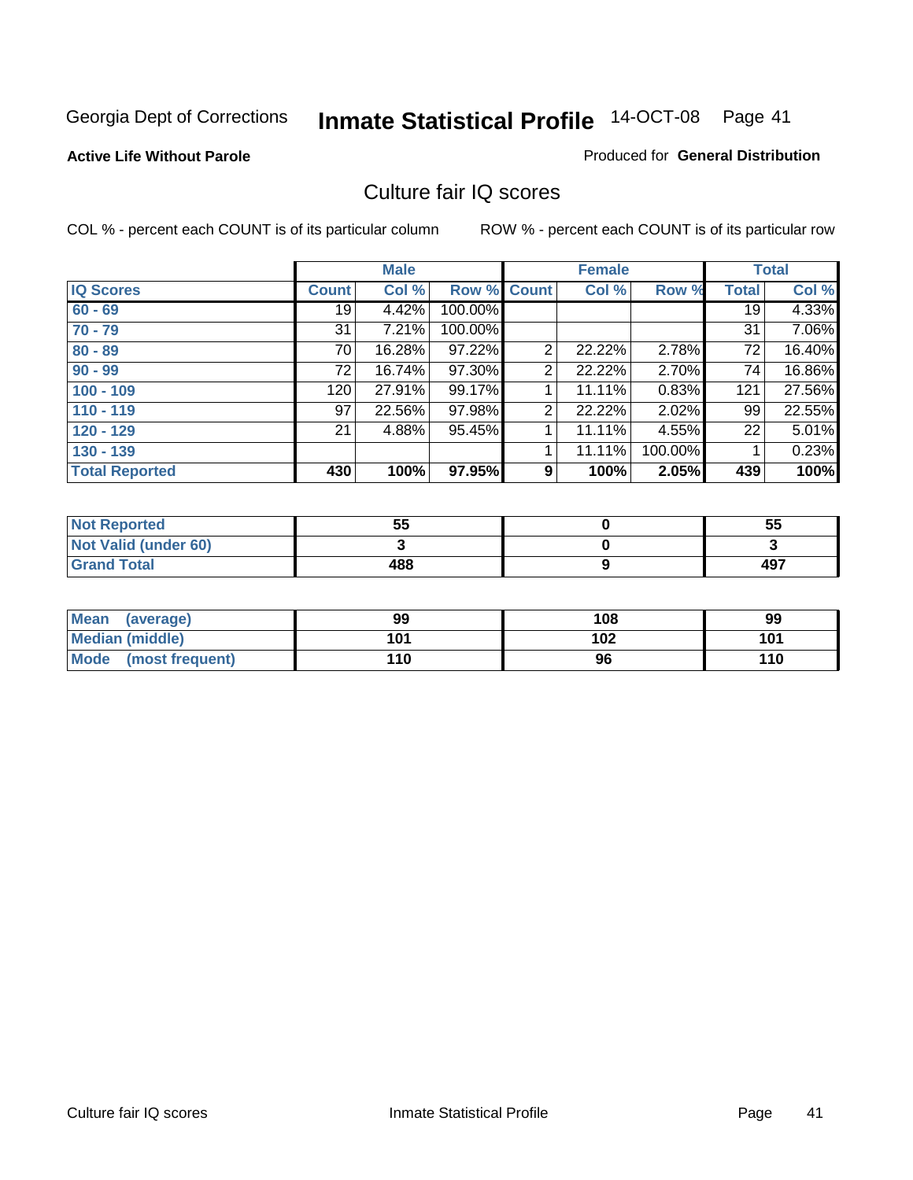Georgia Dept of Corrections **Inmate Statistical Profile** 14-OCT-08 Page 41

**Active Life Without Parole**

Produced for **General Distribution**

## Culture fair IQ scores

COL % - percent each COUNT is of its particular column

ROW % - percent each COUNT is of its particular row

| | Male | | | Female | | | Total | |
|---|---|---|---|---|---|---|---|---|
| **IQ Scores** | **Count** | **Col %** | **Row %** | **Count** | **Col %** | **Row %** | **Total** | **Col %** |
| **60 - 69** | 19 | 4.42% | 100.00% | | | | 19 | 4.33% |
| **70 - 79** | 31 | 7.21% | 100.00% | | | | 31 | 7.06% |
| **80 - 89** | 70 | 16.28% | 97.22% | 2 | 22.22% | 2.78% | 72 | 16.40% |
| **90 - 99** | 72 | 16.74% | 97.30% | 2 | 22.22% | 2.70% | 74 | 16.86% |
| **100 - 109** | 120 | 27.91% | 99.17% | 1 | 11.11% | 0.83% | 121 | 27.56% |
| **110 - 119** | 97 | 22.56% | 97.98% | 2 | 22.22% | 2.02% | 99 | 22.55% |
| **120 - 129** | 21 | 4.88% | 95.45% | 1 | 11.11% | 4.55% | 22 | 5.01% |
| **130 - 139** | | | | 1 | 11.11% | 100.00% | 1 | 0.23% |
| **Total Reported** | **430** | **100%** | **97.95%** | **9** | **100%** | **2.05%** | **439** | **100%** |

| | Male | Female | Total |
|---|---|---|---|
| **Not Reported** | **55** | **0** | **55** |
| **Not Valid (under 60)** | **3** | **0** | **3** |
| **Grand Total** | **488** | **9** | **497** |

| | Male | Female | Total |
|---|---|---|---|
| **Mean (average)** | **99** | **108** | **99** |
| **Median (middle)** | **101** | **102** | **101** |
| **Mode (most frequent)** | **110** | **96** | **110** |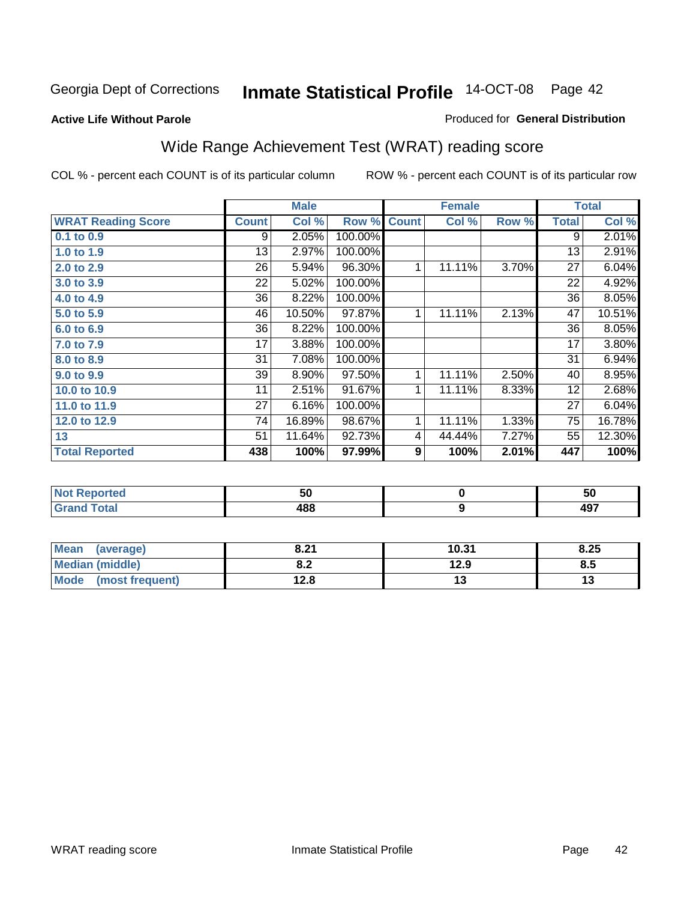Georgia Dept of Corrections **Inmate Statistical Profile** 14-OCT-08

**Active Life Without Parole**

Produced for **General Distribution**

## Wide Range Achievement Test (WRAT) reading score

COL % - percent each COUNT is of its particular column     ROW % - percent each COUNT is of its particular row

| | Male | | | Female | | | Total | |
|---|---|---|---|---|---|---|---|---|
| **WRAT Reading Score** | **Count** | **Col %** | **Row %** | **Count** | **Col %** | **Row %** | **Total** | **Col %** |
| 0.1 to 0.9 | 9 | 2.05% | 100.00% | | | | 9 | 2.01% |
| 1.0 to 1.9 | 13 | 2.97% | 100.00% | | | | 13 | 2.91% |
| 2.0 to 2.9 | 26 | 5.94% | 96.30% | 1 | 11.11% | 3.70% | 27 | 6.04% |
| 3.0 to 3.9 | 22 | 5.02% | 100.00% | | | | 22 | 4.92% |
| 4.0 to 4.9 | 36 | 8.22% | 100.00% | | | | 36 | 8.05% |
| 5.0 to 5.9 | 46 | 10.50% | 97.87% | 1 | 11.11% | 2.13% | 47 | 10.51% |
| 6.0 to 6.9 | 36 | 8.22% | 100.00% | | | | 36 | 8.05% |
| 7.0 to 7.9 | 17 | 3.88% | 100.00% | | | | 17 | 3.80% |
| 8.0 to 8.9 | 31 | 7.08% | 100.00% | | | | 31 | 6.94% |
| 9.0 to 9.9 | 39 | 8.90% | 97.50% | 1 | 11.11% | 2.50% | 40 | 8.95% |
| 10.0 to 10.9 | 11 | 2.51% | 91.67% | 1 | 11.11% | 8.33% | 12 | 2.68% |
| 11.0 to 11.9 | 27 | 6.16% | 100.00% | | | | 27 | 6.04% |
| 12.0 to 12.9 | 74 | 16.89% | 98.67% | 1 | 11.11% | 1.33% | 75 | 16.78% |
| 13 | 51 | 11.64% | 92.73% | 4 | 44.44% | 7.27% | 55 | 12.30% |
| **Total Reported** | **438** | **100%** | **97.99%** | **9** | **100%** | **2.01%** | **447** | **100%** |

| | Male | Female | Total |
|---|---|---|---|
| Not Reported | **50** | **0** | **50** |
| Grand Total | **488** | **9** | **497** |

| | Male | Female | Total |
|---|---|---|---|
| Mean (average) | **8.21** | **10.31** | **8.25** |
| Median (middle) | **8.2** | **12.9** | **8.5** |
| Mode (most frequent) | **12.8** | **13** | **13** |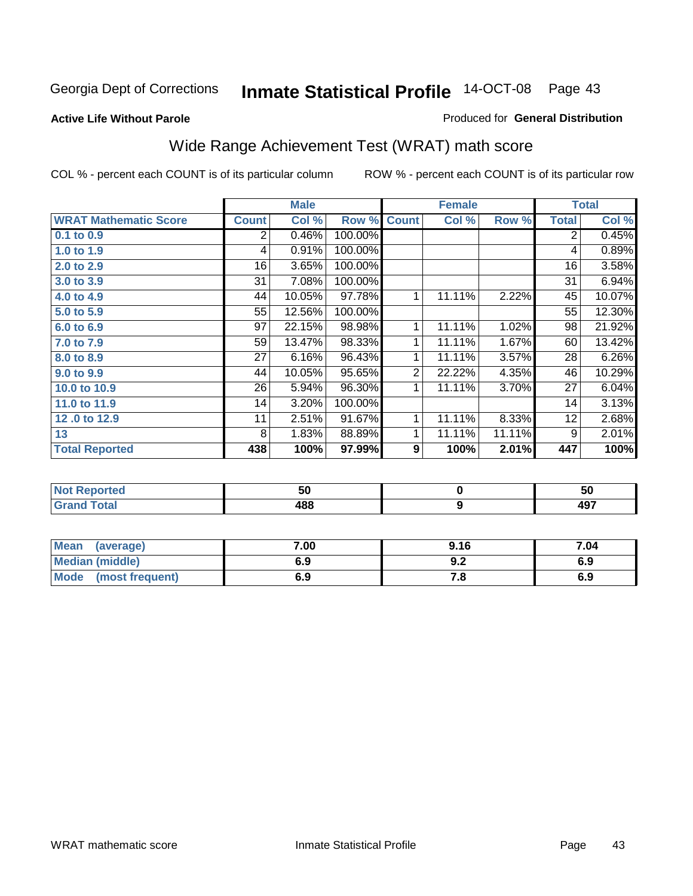Georgia Dept of Corrections **Inmate Statistical Profile** 14-OCT-08

**Active Life Without Parole**

Produced for **General Distribution**

## Wide Range Achievement Test (WRAT) math score

COL % - percent each COUNT is of its particular column    ROW % - percent each COUNT is of its particular row

| | Male | | | Female | | | Total | |
|---|---|---|---|---|---|---|---|---|
| **WRAT Mathematic Score** | **Count** | **Col %** | **Row %** | **Count** | **Col %** | **Row %** | **Total** | **Col %** |
| 0.1 to 0.9 | 2 | 0.46% | 100.00% | | | | 2 | 0.45% |
| 1.0 to 1.9 | 4 | 0.91% | 100.00% | | | | 4 | 0.89% |
| 2.0 to 2.9 | 16 | 3.65% | 100.00% | | | | 16 | 3.58% |
| 3.0 to 3.9 | 31 | 7.08% | 100.00% | | | | 31 | 6.94% |
| 4.0 to 4.9 | 44 | 10.05% | 97.78% | 1 | 11.11% | 2.22% | 45 | 10.07% |
| 5.0 to 5.9 | 55 | 12.56% | 100.00% | | | | 55 | 12.30% |
| 6.0 to 6.9 | 97 | 22.15% | 98.98% | 1 | 11.11% | 1.02% | 98 | 21.92% |
| 7.0 to 7.9 | 59 | 13.47% | 98.33% | 1 | 11.11% | 1.67% | 60 | 13.42% |
| 8.0 to 8.9 | 27 | 6.16% | 96.43% | 1 | 11.11% | 3.57% | 28 | 6.26% |
| 9.0 to 9.9 | 44 | 10.05% | 95.65% | 2 | 22.22% | 4.35% | 46 | 10.29% |
| 10.0 to 10.9 | 26 | 5.94% | 96.30% | 1 | 11.11% | 3.70% | 27 | 6.04% |
| 11.0 to 11.9 | 14 | 3.20% | 100.00% | | | | 14 | 3.13% |
| 12 .0 to 12.9 | 11 | 2.51% | 91.67% | 1 | 11.11% | 8.33% | 12 | 2.68% |
| 13 | 8 | 1.83% | 88.89% | 1 | 11.11% | 11.11% | 9 | 2.01% |
| **Total Reported** | **438** | **100%** | **97.99%** | **9** | **100%** | **2.01%** | **447** | **100%** |

| | Male | Female | Total |
|---|---|---|---|
| **Not Reported** | **50** | **0** | **50** |
| **Grand Total** | **488** | **9** | **497** |

| | Male | Female | Total |
|---|---|---|---|
| **Mean (average)** | **7.00** | **9.16** | **7.04** |
| **Median (middle)** | **6.9** | **9.2** | **6.9** |
| **Mode (most frequent)** | **6.9** | **7.8** | **6.9** |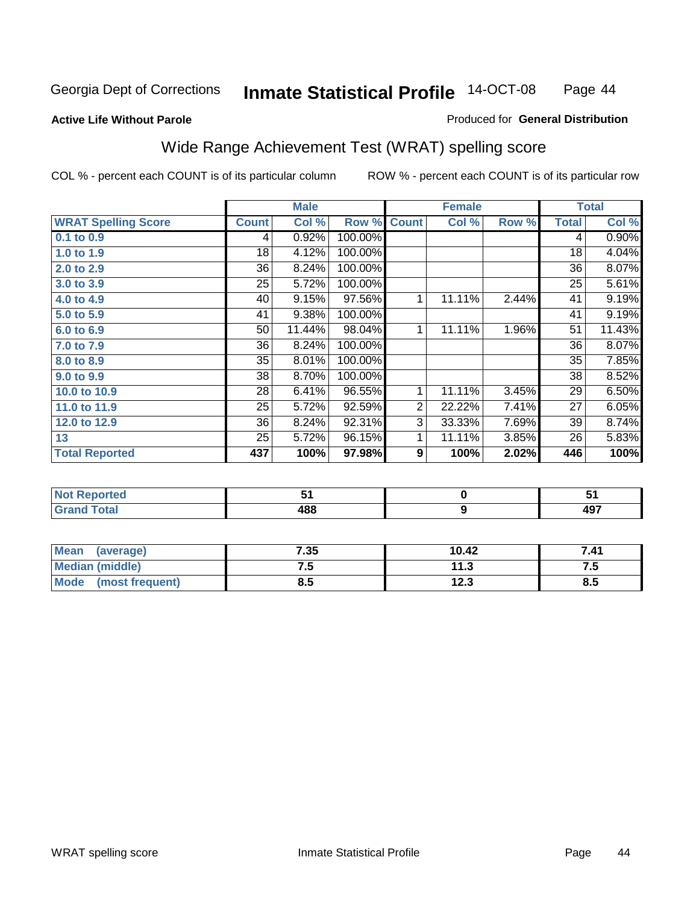Georgia Dept of Corrections **Inmate Statistical Profile** 14-OCT-08

**Active Life Without Parole**

Produced for **General Distribution**

## Wide Range Achievement Test (WRAT) spelling score

COL % - percent each COUNT is of its particular column    ROW % - percent each COUNT is of its particular row

| | Male | | | Female | | | Total | |
|---|---|---|---|---|---|---|---|---|
| **WRAT Spelling Score** | **Count** | **Col %** | **Row %** | **Count** | **Col %** | **Row %** | **Total** | **Col %** |
| 0.1 to 0.9 | 4 | 0.92% | 100.00% | | | | 4 | 0.90% |
| 1.0 to 1.9 | 18 | 4.12% | 100.00% | | | | 18 | 4.04% |
| 2.0 to 2.9 | 36 | 8.24% | 100.00% | | | | 36 | 8.07% |
| 3.0 to 3.9 | 25 | 5.72% | 100.00% | | | | 25 | 5.61% |
| 4.0 to 4.9 | 40 | 9.15% | 97.56% | 1 | 11.11% | 2.44% | 41 | 9.19% |
| 5.0 to 5.9 | 41 | 9.38% | 100.00% | | | | 41 | 9.19% |
| 6.0 to 6.9 | 50 | 11.44% | 98.04% | 1 | 11.11% | 1.96% | 51 | 11.43% |
| 7.0 to 7.9 | 36 | 8.24% | 100.00% | | | | 36 | 8.07% |
| 8.0 to 8.9 | 35 | 8.01% | 100.00% | | | | 35 | 7.85% |
| 9.0 to 9.9 | 38 | 8.70% | 100.00% | | | | 38 | 8.52% |
| 10.0 to 10.9 | 28 | 6.41% | 96.55% | 1 | 11.11% | 3.45% | 29 | 6.50% |
| 11.0 to 11.9 | 25 | 5.72% | 92.59% | 2 | 22.22% | 7.41% | 27 | 6.05% |
| 12.0 to 12.9 | 36 | 8.24% | 92.31% | 3 | 33.33% | 7.69% | 39 | 8.74% |
| 13 | 25 | 5.72% | 96.15% | 1 | 11.11% | 3.85% | 26 | 5.83% |
| **Total Reported** | **437** | **100%** | **97.98%** | **9** | **100%** | **2.02%** | **446** | **100%** |

| | Male | Female | Total |
|---|---|---|---|
| Not Reported | 51 | 0 | 51 |
| Grand Total | 488 | 9 | 497 |

| | Male | Female | Total |
|---|---|---|---|
| Mean (average) | 7.35 | 10.42 | 7.41 |
| Median (middle) | 7.5 | 11.3 | 7.5 |
| Mode (most frequent) | 8.5 | 12.3 | 8.5 |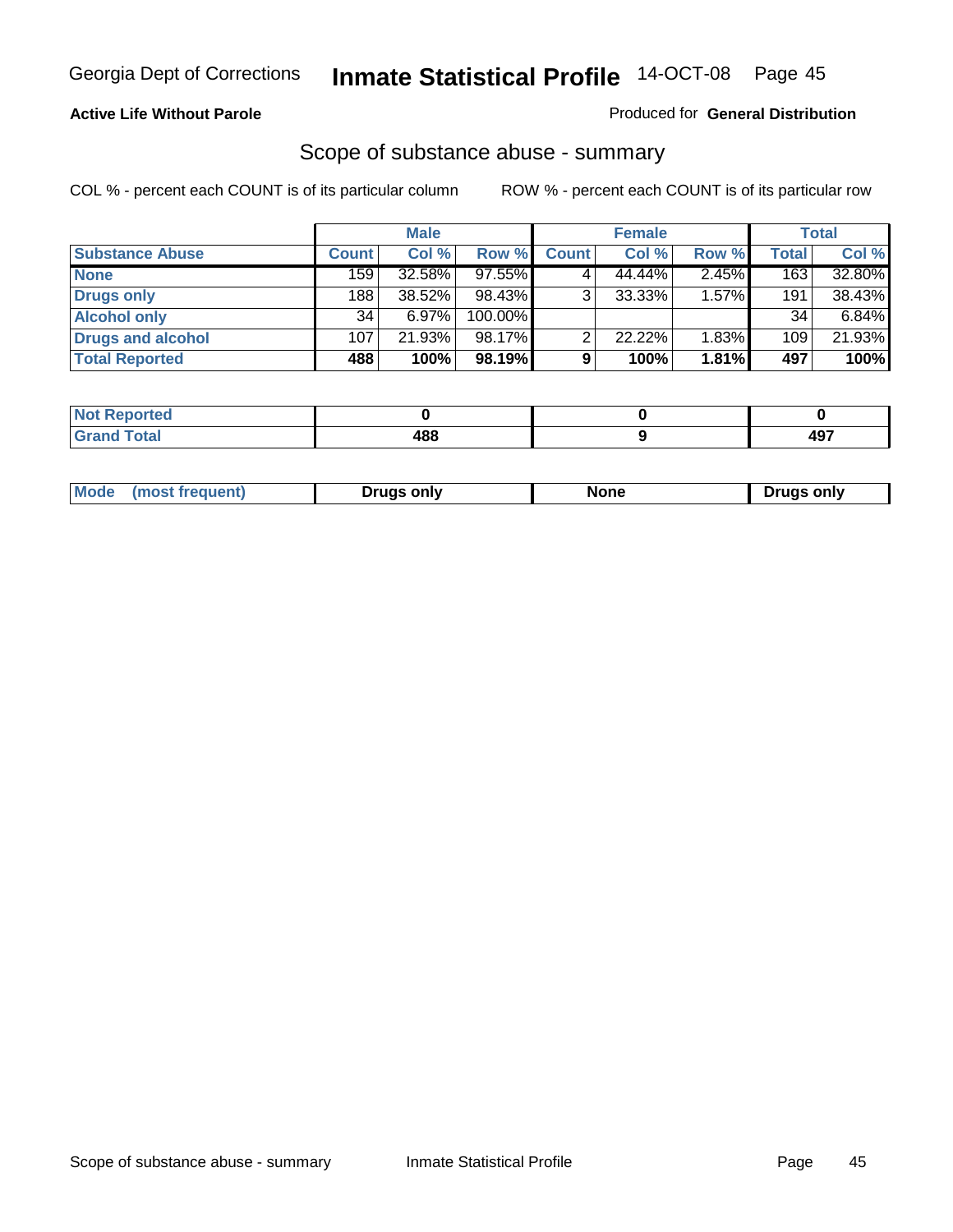Georgia Dept of Corrections **Inmate Statistical Profile** 14-OCT-08

**Active Life Without Parole**

Produced for **General Distribution**

## Scope of substance abuse - summary

COL % - percent each COUNT is of its particular column

ROW % - percent each COUNT is of its particular row

| | Male | | | Female | | | Total | |
|---|---|---|---|---|---|---|---|---|
| **Substance Abuse** | **Count** | **Col %** | **Row %** | **Count** | **Col %** | **Row %** | **Total** | **Col %** |
| **None** | 159 | 32.58% | 97.55% | 4 | 44.44% | 2.45% | 163 | 32.80% |
| **Drugs only** | 188 | 38.52% | 98.43% | 3 | 33.33% | 1.57% | 191 | 38.43% |
| **Alcohol only** | 34 | 6.97% | 100.00% | | | | 34 | 6.84% |
| **Drugs and alcohol** | 107 | 21.93% | 98.17% | 2 | 22.22% | 1.83% | 109 | 21.93% |
| **Total Reported** | **488** | **100%** | **98.19%** | **9** | **100%** | **1.81%** | **497** | **100%** |

| | Male | Female | Total |
|---|---|---|---|
| **Not Reported** | **0** | **0** | **0** |
| **Grand Total** | **488** | **9** | **497** |

| | Male | Female | Total |
|---|---|---|---|
| **Mode (most frequent)** | **Drugs only** | **None** | **Drugs only** |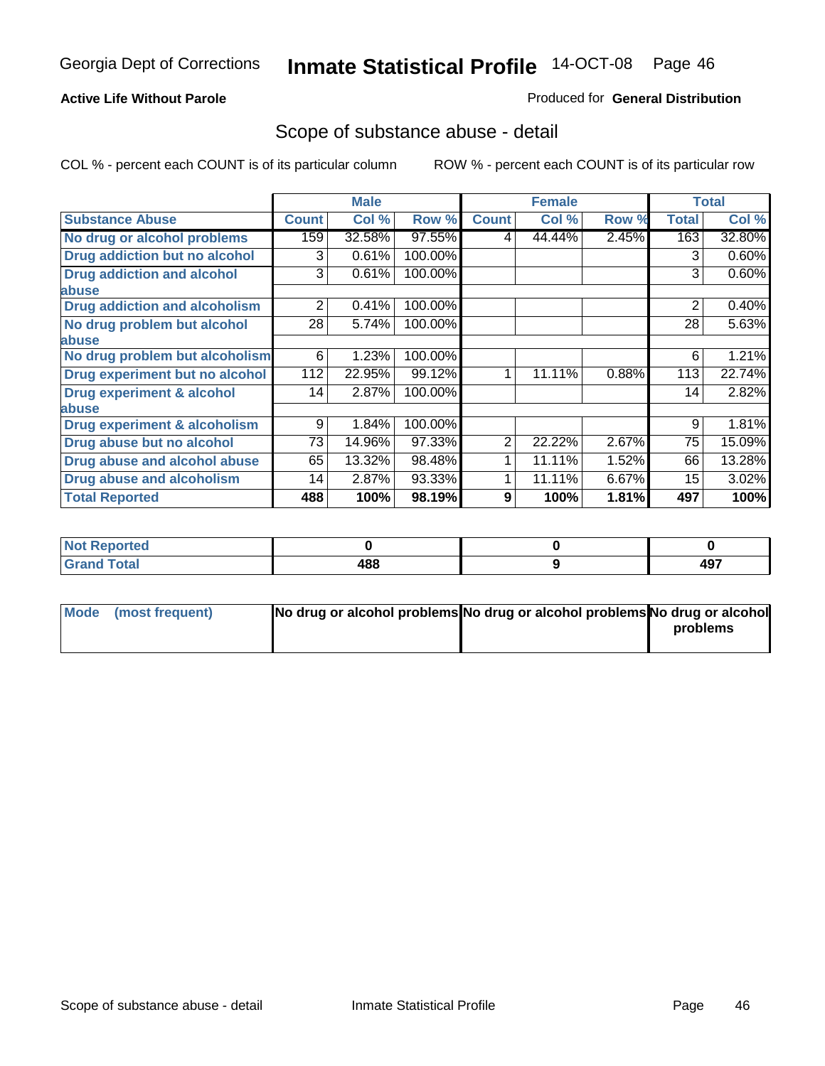**Active Life Without Parole**

Produced for **General Distribution**

## Scope of substance abuse - detail

COL % - percent each COUNT is of its particular column

ROW % - percent each COUNT is of its particular row

| | Male | | | Female | | | Total | |
|---|---|---|---|---|---|---|---|---|
| **Substance Abuse** | **Count** | **Col %** | **Row %** | **Count** | **Col %** | **Row %** | **Total** | **Col %** |
| **No drug or alcohol problems** | 159 | 32.58% | 97.55% | 4 | 44.44% | 2.45% | 163 | 32.80% |
| **Drug addiction but no alcohol** | 3 | 0.61% | 100.00% | | | | 3 | 0.60% |
| **Drug addiction and alcohol abuse** | 3 | 0.61% | 100.00% | | | | 3 | 0.60% |
| **Drug addiction and alcoholism** | 2 | 0.41% | 100.00% | | | | 2 | 0.40% |
| **No drug problem but alcohol abuse** | 28 | 5.74% | 100.00% | | | | 28 | 5.63% |
| **No drug problem but alcoholism** | 6 | 1.23% | 100.00% | | | | 6 | 1.21% |
| **Drug experiment but no alcohol** | 112 | 22.95% | 99.12% | 1 | 11.11% | 0.88% | 113 | 22.74% |
| **Drug experiment & alcohol abuse** | 14 | 2.87% | 100.00% | | | | 14 | 2.82% |
| **Drug experiment & alcoholism** | 9 | 1.84% | 100.00% | | | | 9 | 1.81% |
| **Drug abuse but no alcohol** | 73 | 14.96% | 97.33% | 2 | 22.22% | 2.67% | 75 | 15.09% |
| **Drug abuse and alcohol abuse** | 65 | 13.32% | 98.48% | 1 | 11.11% | 1.52% | 66 | 13.28% |
| **Drug abuse and alcoholism** | 14 | 2.87% | 93.33% | 1 | 11.11% | 6.67% | 15 | 3.02% |
| **Total Reported** | **488** | **100%** | **98.19%** | **9** | **100%** | **1.81%** | **497** | **100%** |

| | Male | Female | Total |
|---|---|---|---|
| **Not Reported** | **0** | **0** | **0** |
| **Grand Total** | **488** | **9** | **497** |

| | Male | Female | Total |
|---|---|---|---|
| **Mode (most frequent)** | **No drug or alcohol problems** | **No drug or alcohol problems** | **No drug or alcohol problems** |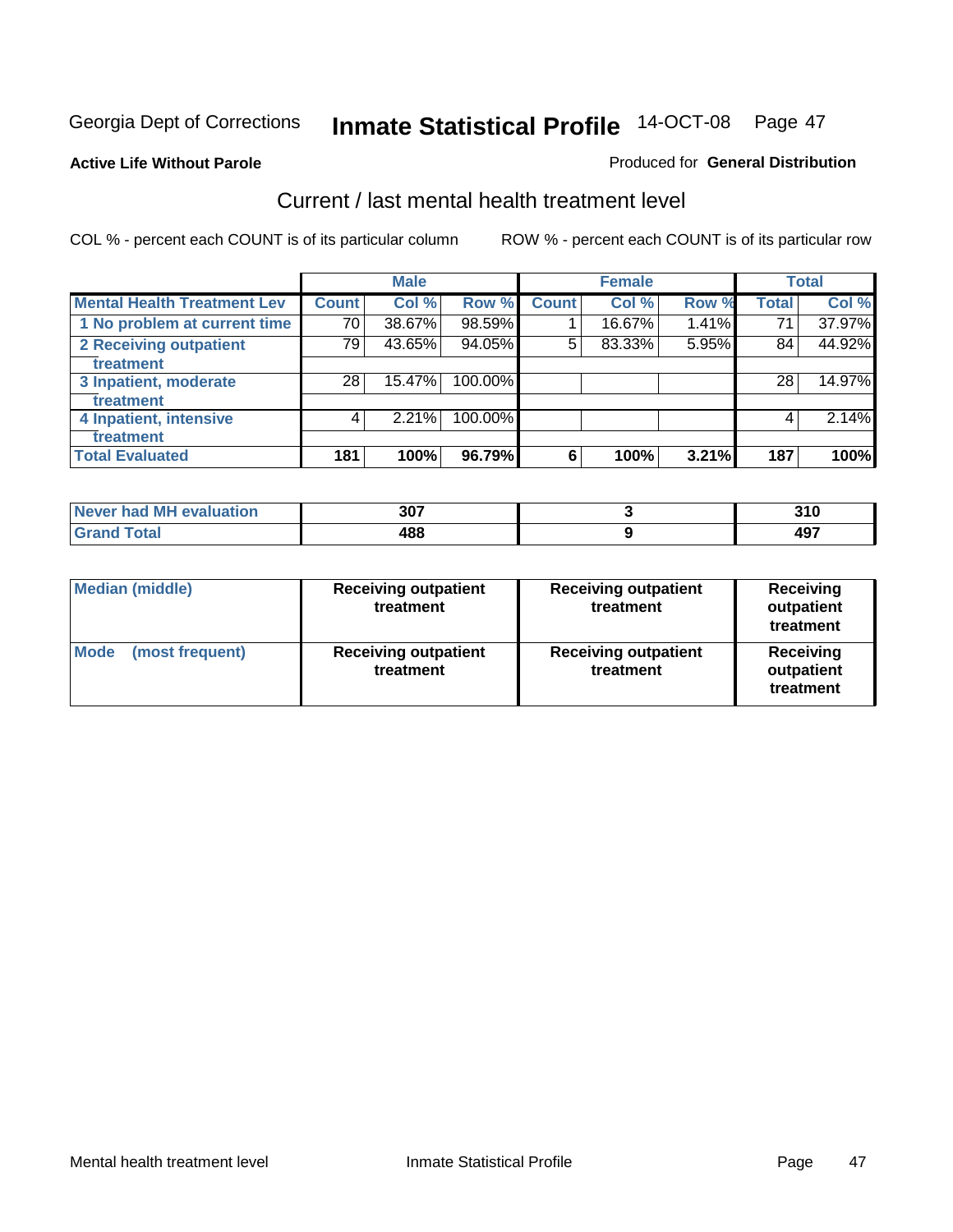Georgia Dept of Corrections **Inmate Statistical Profile** 14-OCT-08 Page 47

**Active Life Without Parole**

Produced for **General Distribution**

## Current / last mental health treatment level

COL % - percent each COUNT is of its particular column

ROW % - percent each COUNT is of its particular row

| | Male | | | Female | | | Total | |
|---|---|---|---|---|---|---|---|---|
| **Mental Health Treatment Lev** | **Count** | **Col %** | **Row %** | **Count** | **Col %** | **Row %** | **Total** | **Col %** |
| **1 No problem at current time** | 70 | 38.67% | 98.59% | 1 | 16.67% | 1.41% | 71 | 37.97% |
| **2 Receiving outpatient treatment** | 79 | 43.65% | 94.05% | 5 | 83.33% | 5.95% | 84 | 44.92% |
| **3 Inpatient, moderate treatment** | 28 | 15.47% | 100.00% | | | | 28 | 14.97% |
| **4 Inpatient, intensive treatment** | 4 | 2.21% | 100.00% | | | | 4 | 2.14% |
| **Total Evaluated** | **181** | **100%** | **96.79%** | **6** | **100%** | **3.21%** | **187** | **100%** |

| | | | |
|---|---|---|---|
| **Never had MH evaluation** | **307** | **3** | **310** |
| **Grand Total** | **488** | **9** | **497** |

| | | | |
|---|---|---|---|
| **Median (middle)** | **Receiving outpatient treatment** | **Receiving outpatient treatment** | **Receiving outpatient treatment** |
| **Mode (most frequent)** | **Receiving outpatient treatment** | **Receiving outpatient treatment** | **Receiving outpatient treatment** |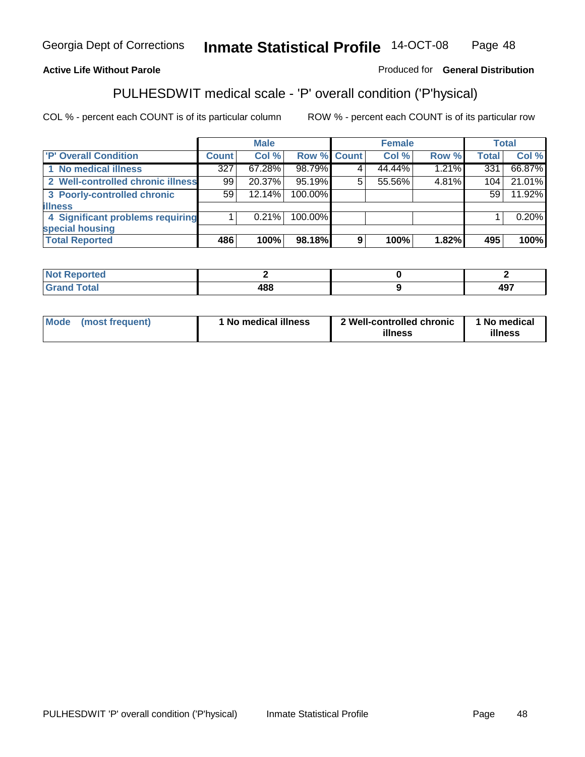**Active Life Without Parole**

Produced for **General Distribution**

## PULHESDWIT medical scale - 'P' overall condition ('P'hysical)

COL % - percent each COUNT is of its particular column

ROW % - percent each COUNT is of its particular row

| | Male | | | Female | | | Total | |
|---|---|---|---|---|---|---|---|---|
| 'P' Overall Condition | Count | Col % | Row % | Count | Col % | Row % | Total | Col % |
| 1 No medical illness | 327 | 67.28% | 98.79% | 4 | 44.44% | 1.21% | 331 | 66.87% |
| 2 Well-controlled chronic illness | 99 | 20.37% | 95.19% | 5 | 55.56% | 4.81% | 104 | 21.01% |
| 3 Poorly-controlled chronic illness | 59 | 12.14% | 100.00% | | | | 59 | 11.92% |
| 4 Significant problems requiring special housing | 1 | 0.21% | 100.00% | | | | 1 | 0.20% |
| **Total Reported** | **486** | **100%** | **98.18%** | **9** | **100%** | **1.82%** | **495** | **100%** |

| | Male | Female | Total |
|---|---|---|---|
| Not Reported | 2 | 0 | 2 |
| Grand Total | 488 | 9 | 497 |

| | Male | Female | Total |
|---|---|---|---|
| Mode (most frequent) | 1 No medical illness | 2 Well-controlled chronic illness | 1 No medical illness |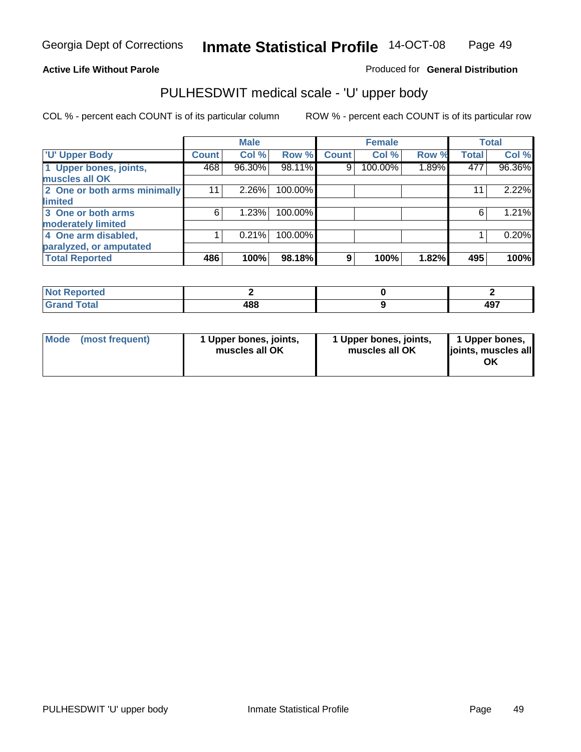Georgia Dept of Corrections **Inmate Statistical Profile** 14-OCT-08

**Active Life Without Parole**

Produced for **General Distribution**

## PULHESDWIT medical scale - 'U' upper body

COL % - percent each COUNT is of its particular column

ROW % - percent each COUNT is of its particular row

| | Male | | | Female | | | Total | |
|---|---|---|---|---|---|---|---|---|
| **'U' Upper Body** | **Count** | **Col %** | **Row %** | **Count** | **Col %** | **Row %** | **Total** | **Col %** |
| **1 Upper bones, joints, muscles all OK** | 468 | 96.30% | 98.11% | 9 | 100.00% | 1.89% | 477 | 96.36% |
| **2 One or both arms minimally limited** | 11 | 2.26% | 100.00% | | | | 11 | 2.22% |
| **3 One or both arms moderately limited** | 6 | 1.23% | 100.00% | | | | 6 | 1.21% |
| **4 One arm disabled, paralyzed, or amputated** | 1 | 0.21% | 100.00% | | | | 1 | 0.20% |
| **Total Reported** | **486** | **100%** | **98.18%** | **9** | **100%** | **1.82%** | **495** | **100%** |

| | Male | Female | Total |
|---|---|---|---|
| **Not Reported** | **2** | **0** | **2** |
| **Grand Total** | **488** | **9** | **497** |

| | Male | Female | Total |
|---|---|---|---|
| **Mode (most frequent)** | **1 Upper bones, joints, muscles all OK** | **1 Upper bones, joints, muscles all OK** | **1 Upper bones, joints, muscles all OK** |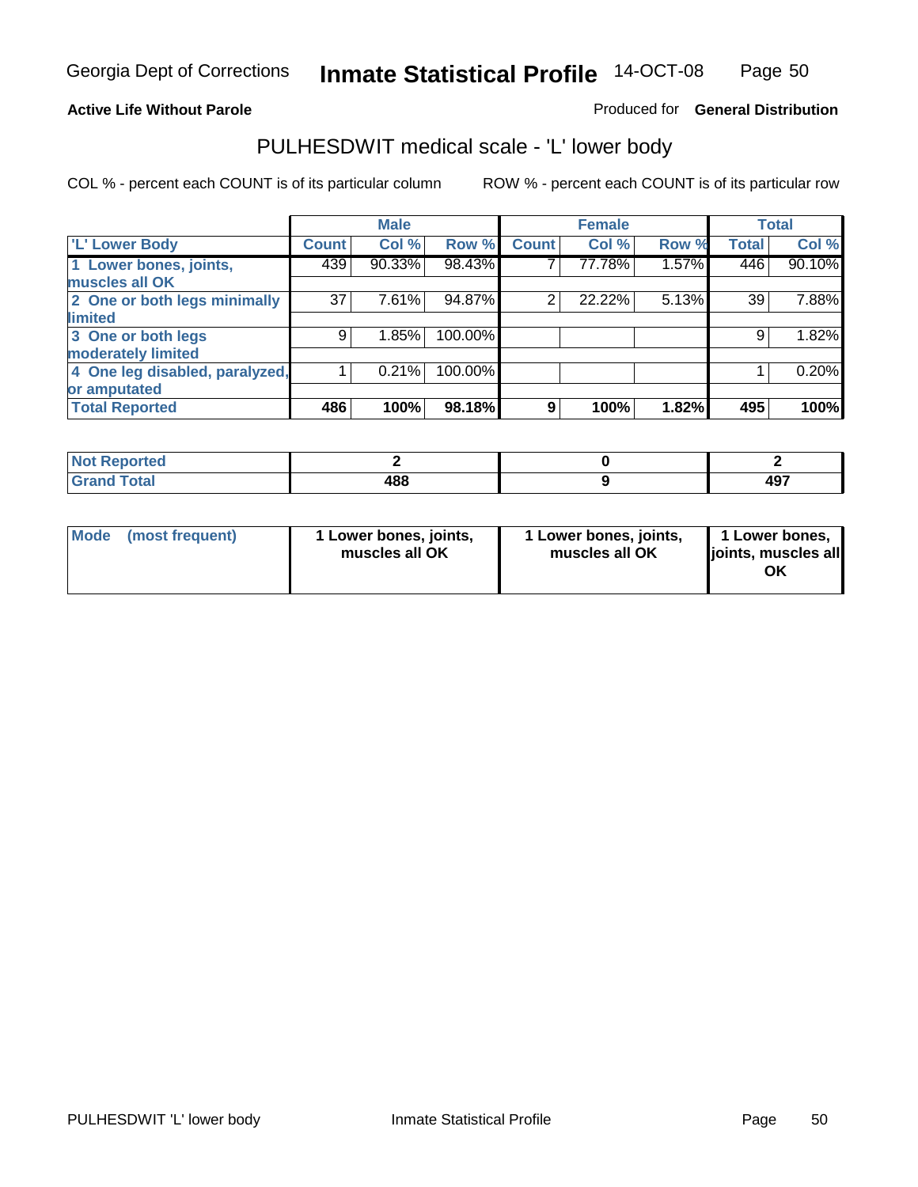Georgia Dept of Corrections **Inmate Statistical Profile** 14-OCT-08

**Active Life Without Parole**

Produced for **General Distribution**

## PULHESDWIT medical scale - 'L' lower body

COL % - percent each COUNT is of its particular column

ROW % - percent each COUNT is of its particular row

| | Male | | | Female | | | Total | |
|---|---|---|---|---|---|---|---|---|
| 'L' Lower Body | Count | Col % | Row % | Count | Col % | Row % | Total | Col % |
| 1 Lower bones, joints, muscles all OK | 439 | 90.33% | 98.43% | 7 | 77.78% | 1.57% | 446 | 90.10% |
| 2 One or both legs minimally limited | 37 | 7.61% | 94.87% | 2 | 22.22% | 5.13% | 39 | 7.88% |
| 3 One or both legs moderately limited | 9 | 1.85% | 100.00% | | | | 9 | 1.82% |
| 4 One leg disabled, paralyzed, or amputated | 1 | 0.21% | 100.00% | | | | 1 | 0.20% |
| **Total Reported** | **486** | **100%** | **98.18%** | **9** | **100%** | **1.82%** | **495** | **100%** |

| | Male | Female | Total |
|---|---|---|---|
| Not Reported | 2 | 0 | 2 |
| Grand Total | 488 | 9 | 497 |

| | Male | Female | Total |
|---|---|---|---|
| Mode (most frequent) | 1 Lower bones, joints, muscles all OK | 1 Lower bones, joints, muscles all OK | 1 Lower bones, joints, muscles all OK |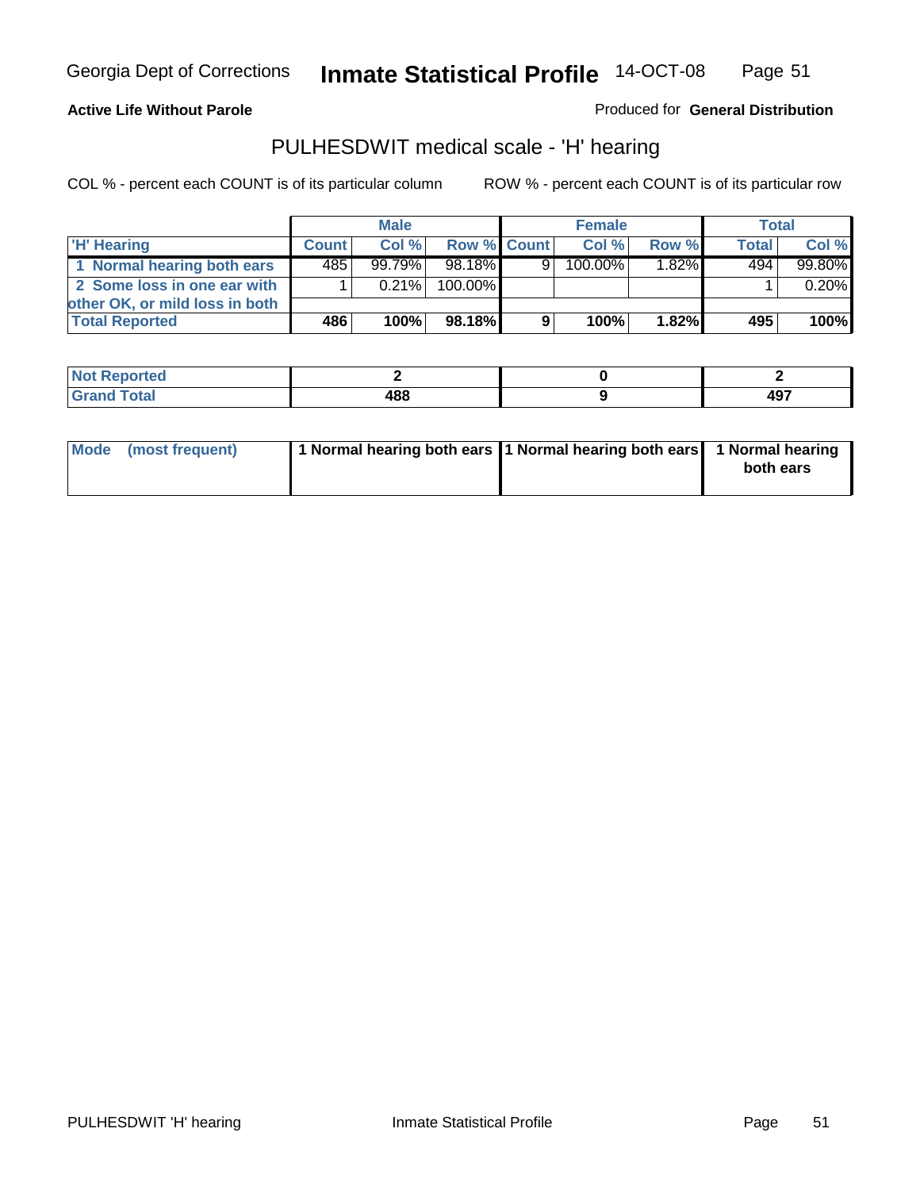**Active Life Without Parole**

Produced for **General Distribution**

## PULHESDWIT medical scale - 'H' hearing

COL % - percent each COUNT is of its particular column

ROW % - percent each COUNT is of its particular row

| | Male | | | Female | | | Total | |
|---|---|---|---|---|---|---|---|---|
| 'H' Hearing | Count | Col % | Row % | Count | Col % | Row % | Total | Col % |
| 1 Normal hearing both ears | 485 | 99.79% | 98.18% | 9 | 100.00% | 1.82% | 494 | 99.80% |
| 2 Some loss in one ear with other OK, or mild loss in both | 1 | 0.21% | 100.00% | | | | 1 | 0.20% |
| **Total Reported** | **486** | **100%** | **98.18%** | **9** | **100%** | **1.82%** | **495** | **100%** |

| | Male | Female | Total |
|---|---|---|---|
| Not Reported | 2 | 0 | 2 |
| Grand Total | 488 | 9 | 497 |

| | Male | Female | Total |
|---|---|---|---|
| Mode (most frequent) | 1 Normal hearing both ears | 1 Normal hearing both ears | 1 Normal hearing both ears |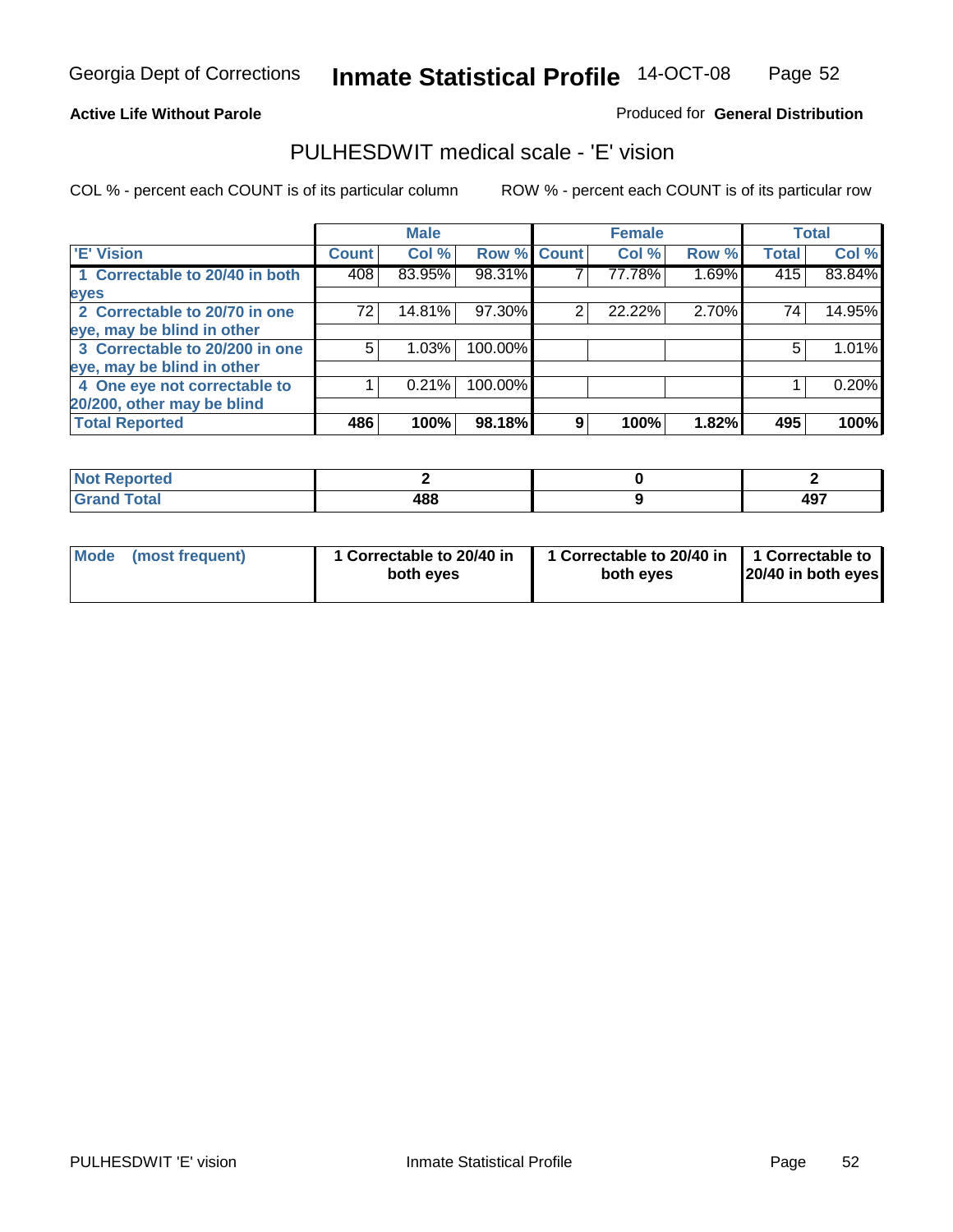Georgia Dept of Corrections **Inmate Statistical Profile** 14-OCT-08

**Active Life Without Parole**

Produced for **General Distribution**

## PULHESDWIT medical scale - 'E' vision

COL % - percent each COUNT is of its particular column

ROW % - percent each COUNT is of its particular row

| | Male | | | Female | | | Total | |
|---|---|---|---|---|---|---|---|---|
| 'E' Vision | Count | Col % | Row % | Count | Col % | Row % | Total | Col % |
| 1 Correctable to 20/40 in both eyes | 408 | 83.95% | 98.31% | 7 | 77.78% | 1.69% | 415 | 83.84% |
| 2 Correctable to 20/70 in one eye, may be blind in other | 72 | 14.81% | 97.30% | 2 | 22.22% | 2.70% | 74 | 14.95% |
| 3 Correctable to 20/200 in one eye, may be blind in other | 5 | 1.03% | 100.00% | | | | 5 | 1.01% |
| 4 One eye not correctable to 20/200, other may be blind | 1 | 0.21% | 100.00% | | | | 1 | 0.20% |
| **Total Reported** | **486** | **100%** | **98.18%** | **9** | **100%** | **1.82%** | **495** | **100%** |

| | Male | Female | Total |
|---|---|---|---|
| Not Reported | 2 | 0 | 2 |
| Grand Total | 488 | 9 | 497 |

| | Male | Female | Total |
|---|---|---|---|
| Mode (most frequent) | 1 Correctable to 20/40 in both eyes | 1 Correctable to 20/40 in both eyes | 1 Correctable to 20/40 in both eyes |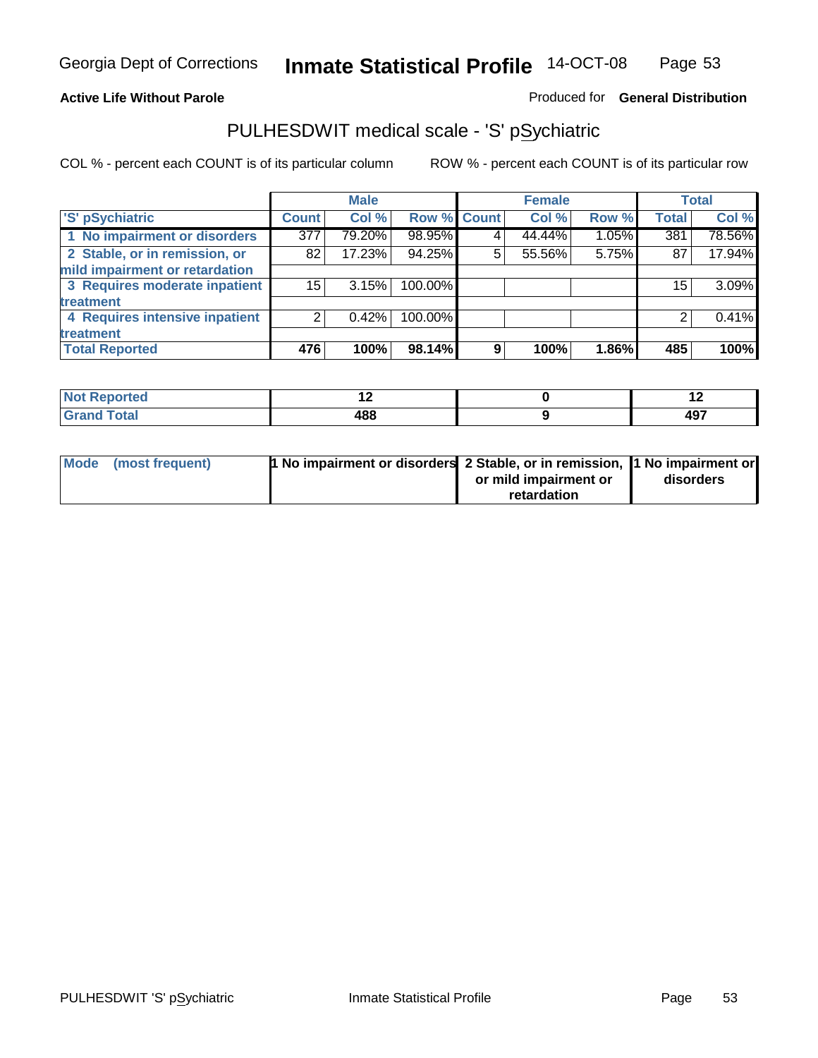**Active Life Without Parole** Produced for **General Distribution**

# PULHESDWIT medical scale - 'S' pSychiatric

COL % - percent each COUNT is of its particular column ROW % - percent each COUNT is of its particular row

| | Male | | | Female | | | Total | |
|---|---|---|---|---|---|---|---|---|
| 'S' pSychiatric | Count | Col % | Row % | Count | Col % | Row % | Total | Col % |
| 1 No impairment or disorders | 377 | 79.20% | 98.95% | 4 | 44.44% | 1.05% | 381 | 78.56% |
| 2 Stable, or in remission, or mild impairment or retardation | 82 | 17.23% | 94.25% | 5 | 55.56% | 5.75% | 87 | 17.94% |
| 3 Requires moderate inpatient treatment | 15 | 3.15% | 100.00% | | | | 15 | 3.09% |
| 4 Requires intensive inpatient treatment | 2 | 0.42% | 100.00% | | | | 2 | 0.41% |
| **Total Reported** | **476** | **100%** | **98.14%** | **9** | **100%** | **1.86%** | **485** | **100%** |

| | Male | Female | Total |
|---|---|---|---|
| Not Reported | 12 | 0 | 12 |
| Grand Total | 488 | 9 | 497 |

| | Male | Female | Total |
|---|---|---|---|
| Mode (most frequent) | 1 No impairment or disorders | 2 Stable, or in remission, or mild impairment or retardation | 1 No impairment or disorders |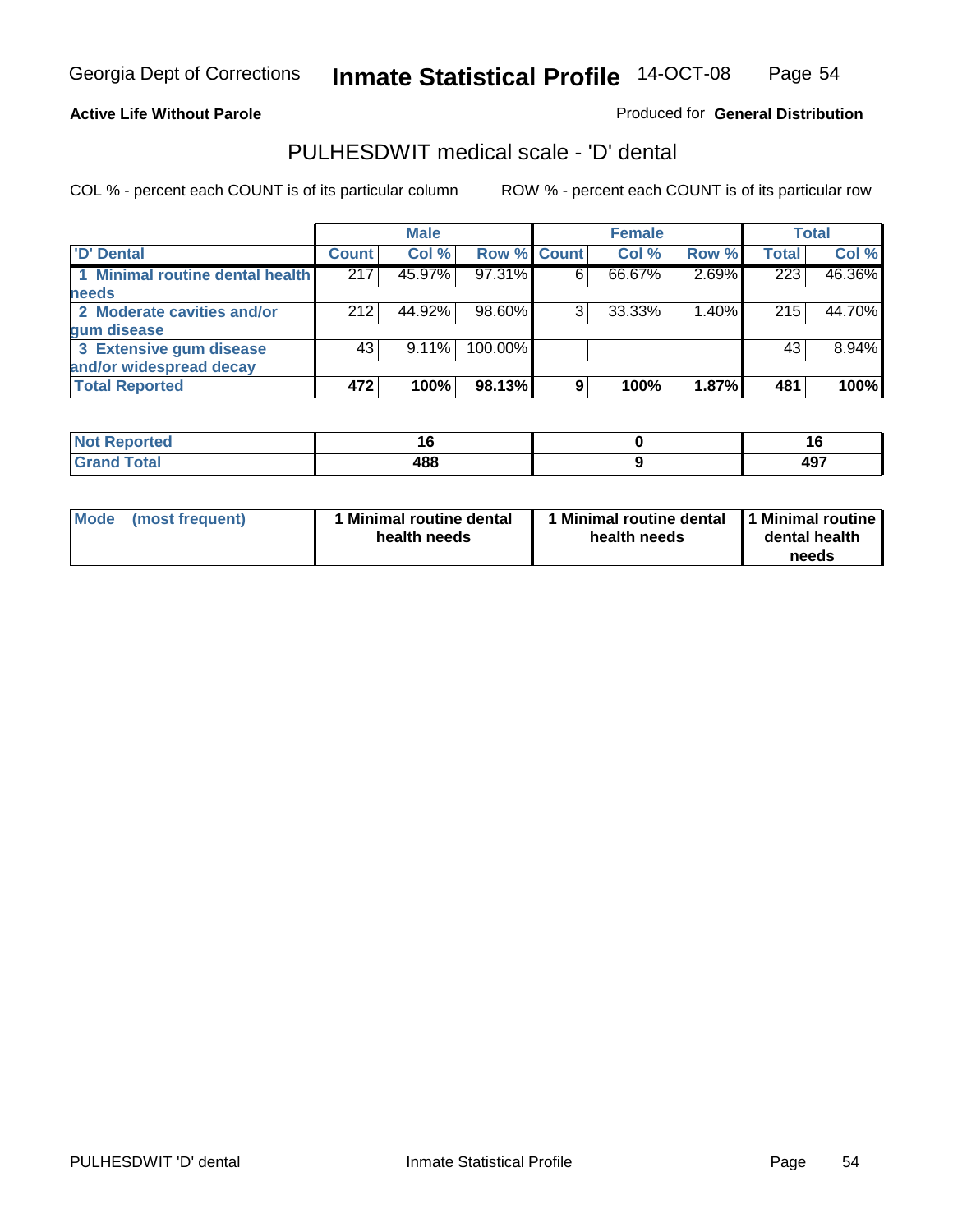Georgia Dept of Corrections **Inmate Statistical Profile** 14-OCT-08

**Active Life Without Parole**

Produced for **General Distribution**

## PULHESDWIT medical scale - 'D' dental

COL % - percent each COUNT is of its particular column

ROW % - percent each COUNT is of its particular row

| | Male | | | Female | | | Total | |
|---|---|---|---|---|---|---|---|---|
| 'D' Dental | Count | Col % | Row % | Count | Col % | Row % | Total | Col % |
| 1 Minimal routine dental health needs | 217 | 45.97% | 97.31% | 6 | 66.67% | 2.69% | 223 | 46.36% |
| 2 Moderate cavities and/or gum disease | 212 | 44.92% | 98.60% | 3 | 33.33% | 1.40% | 215 | 44.70% |
| 3 Extensive gum disease and/or widespread decay | 43 | 9.11% | 100.00% | | | | 43 | 8.94% |
| **Total Reported** | **472** | **100%** | **98.13%** | **9** | **100%** | **1.87%** | **481** | **100%** |

| | Male | Female | Total |
|---|---|---|---|
| Not Reported | 16 | 0 | 16 |
| Grand Total | 488 | 9 | 497 |

| | Male | Female | Total |
|---|---|---|---|
| Mode (most frequent) | 1 Minimal routine dental health needs | 1 Minimal routine dental health needs | 1 Minimal routine dental health needs |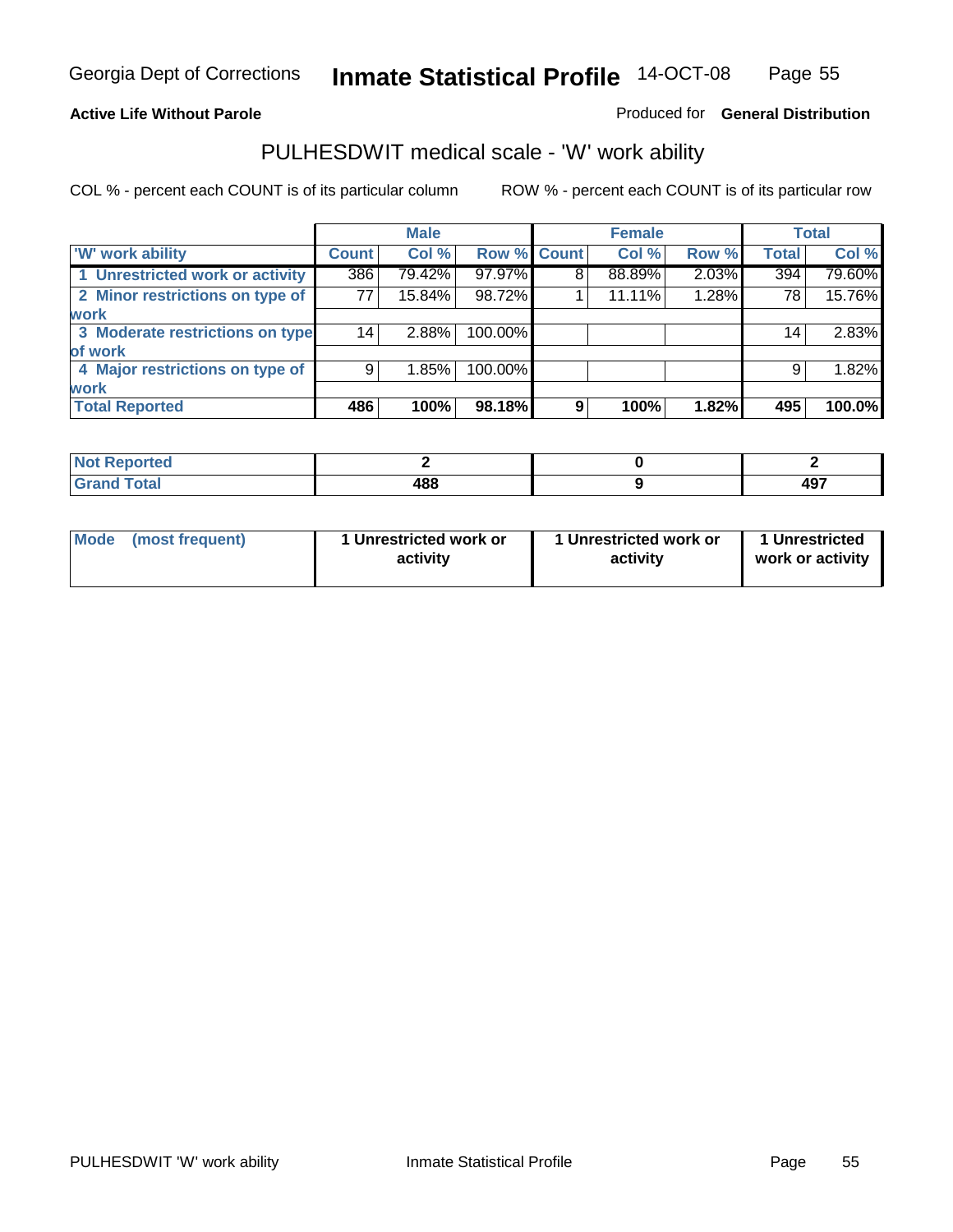Georgia Dept of Corrections **Inmate Statistical Profile** 14-OCT-08

**Active Life Without Parole** Produced for **General Distribution**

## PULHESDWIT medical scale - 'W' work ability

COL % - percent each COUNT is of its particular column ROW % - percent each COUNT is of its particular row

| | Male | | | Female | | | Total | |
|---|---|---|---|---|---|---|---|---|
| 'W' work ability | Count | Col % | Row % | Count | Col % | Row % | Total | Col % |
| 1 Unrestricted work or activity | 386 | 79.42% | 97.97% | 8 | 88.89% | 2.03% | 394 | 79.60% |
| 2 Minor restrictions on type of work | 77 | 15.84% | 98.72% | 1 | 11.11% | 1.28% | 78 | 15.76% |
| 3 Moderate restrictions on type of work | 14 | 2.88% | 100.00% | | | | 14 | 2.83% |
| 4 Major restrictions on type of work | 9 | 1.85% | 100.00% | | | | 9 | 1.82% |
| **Total Reported** | **486** | **100%** | **98.18%** | **9** | **100%** | **1.82%** | **495** | **100.0%** |

| | Male | Female | Total |
|---|---|---|---|
| Not Reported | 2 | 0 | 2 |
| Grand Total | 488 | 9 | 497 |

| | Male | Female | Total |
|---|---|---|---|
| Mode (most frequent) | 1 Unrestricted work or activity | 1 Unrestricted work or activity | 1 Unrestricted work or activity |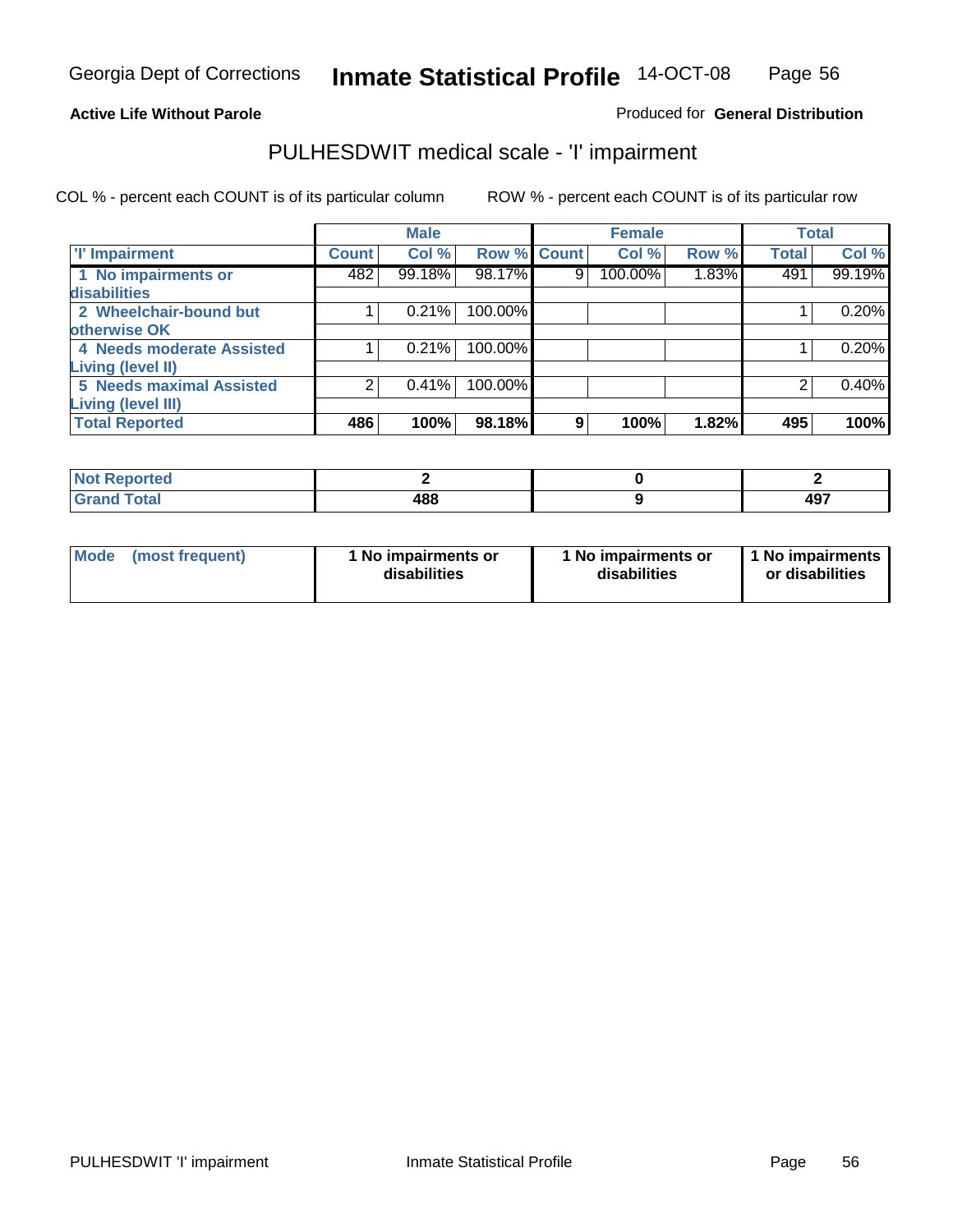**Active Life Without Parole**

Produced for **General Distribution**

## PULHESDWIT medical scale - 'I' impairment

COL % - percent each COUNT is of its particular column ROW % - percent each COUNT is of its particular row

| | Male | | | Female | | | Total | |
|---|---|---|---|---|---|---|---|---|
| 'I' Impairment | Count | Col % | Row % | Count | Col % | Row % | Total | Col % |
| 1 No impairments or disabilities | 482 | 99.18% | 98.17% | 9 | 100.00% | 1.83% | 491 | 99.19% |
| 2 Wheelchair-bound but otherwise OK | 1 | 0.21% | 100.00% | | | | 1 | 0.20% |
| 4 Needs moderate Assisted Living (level II) | 1 | 0.21% | 100.00% | | | | 1 | 0.20% |
| 5 Needs maximal Assisted Living (level III) | 2 | 0.41% | 100.00% | | | | 2 | 0.40% |
| **Total Reported** | **486** | **100%** | **98.18%** | **9** | **100%** | **1.82%** | **495** | **100%** |

| | Male | Female | Total |
|---|---|---|---|
| Not Reported | 2 | 0 | 2 |
| Grand Total | 488 | 9 | 497 |

| | Male | Female | Total |
|---|---|---|---|
| Mode (most frequent) | 1 No impairments or disabilities | 1 No impairments or disabilities | 1 No impairments or disabilities |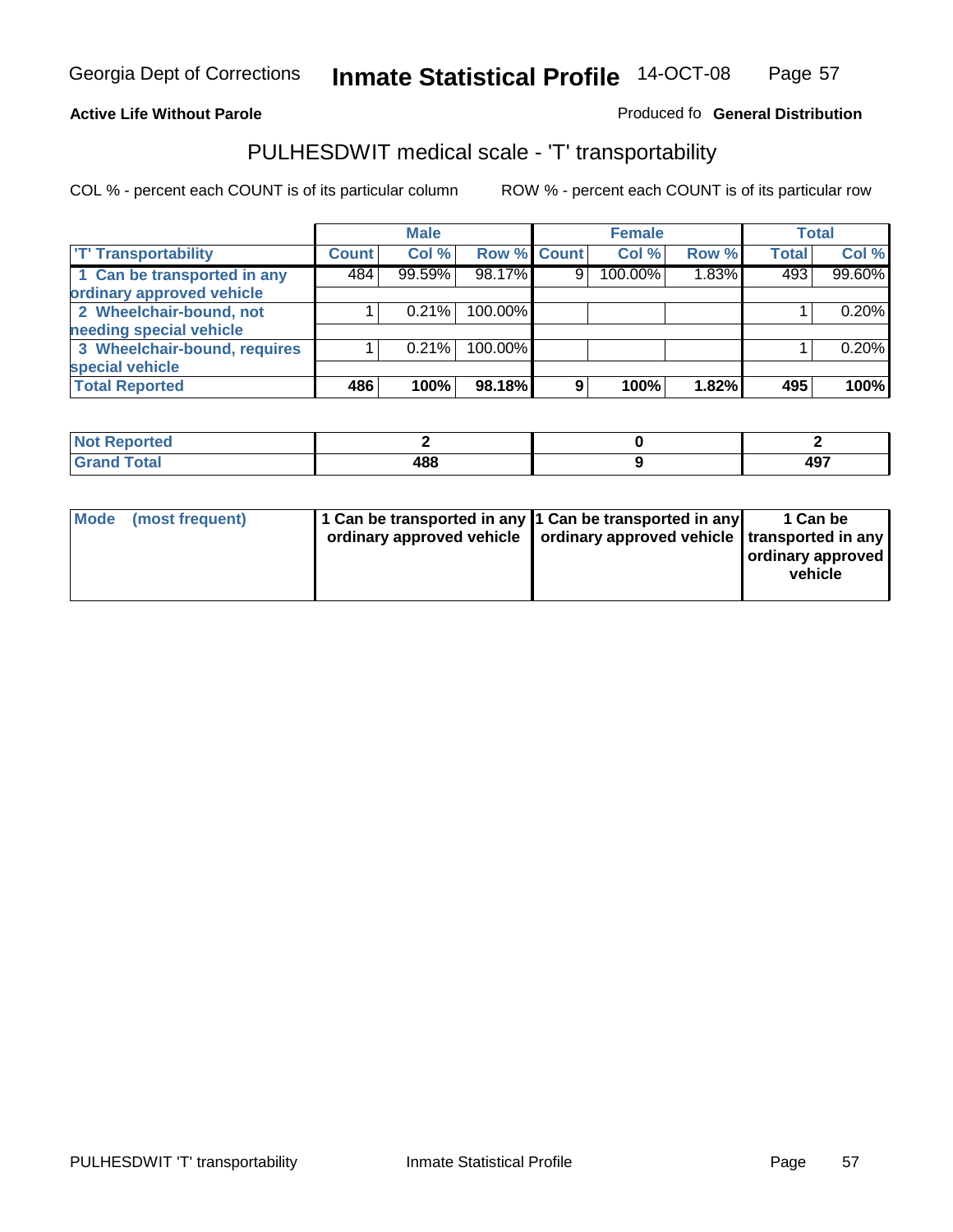**Active Life Without Parole**

Produced fo **General Distribution**

## PULHESDWIT medical scale - 'T' transportability

COL % - percent each COUNT is of its particular column

ROW % - percent each COUNT is of its particular row

| | Male | | | Female | | | Total | |
|---|---|---|---|---|---|---|---|---|
| 'T' Transportability | Count | Col % | Row % | Count | Col % | Row % | Total | Col % |
| 1 Can be transported in any ordinary approved vehicle | 484 | 99.59% | 98.17% | 9 | 100.00% | 1.83% | 493 | 99.60% |
| 2 Wheelchair-bound, not needing special vehicle | 1 | 0.21% | 100.00% | | | | 1 | 0.20% |
| 3 Wheelchair-bound, requires special vehicle | 1 | 0.21% | 100.00% | | | | 1 | 0.20% |
| **Total Reported** | **486** | **100%** | **98.18%** | **9** | **100%** | **1.82%** | **495** | **100%** |

| | Male | Female | Total |
|---|---|---|---|
| Not Reported | 2 | 0 | 2 |
| Grand Total | 488 | 9 | 497 |

| | Male | Female | Total |
|---|---|---|---|
| Mode (most frequent) | 1 Can be transported in any ordinary approved vehicle | 1 Can be transported in any ordinary approved vehicle | 1 Can be transported in any ordinary approved vehicle |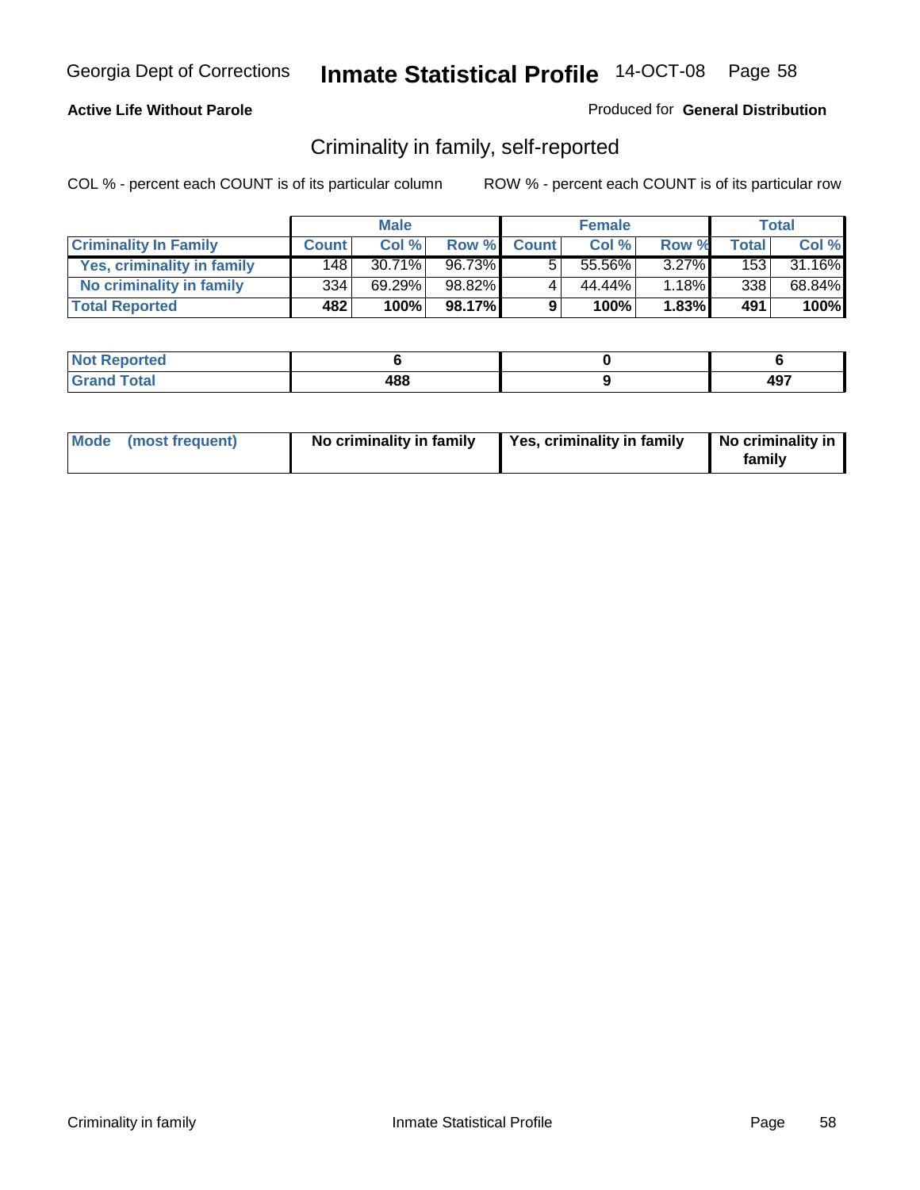**Active Life Without Parole**

Produced for **General Distribution**

## Criminality in family, self-reported

COL % - percent each COUNT is of its particular column

ROW % - percent each COUNT is of its particular row

| | Male | | | Female | | | Total | |
|---|---|---|---|---|---|---|---|---|
| **Criminality In Family** | **Count** | **Col %** | **Row %** | **Count** | **Col %** | **Row %** | **Total** | **Col %** |
| Yes, criminality in family | 148 | 30.71% | 96.73% | 5 | 55.56% | 3.27% | 153 | 31.16% |
| No criminality in family | 334 | 69.29% | 98.82% | 4 | 44.44% | 1.18% | 338 | 68.84% |
| **Total Reported** | **482** | **100%** | **98.17%** | **9** | **100%** | **1.83%** | **491** | **100%** |

| | Male | Female | Total |
|---|---|---|---|
| Not Reported | 6 | 0 | 6 |
| Grand Total | 488 | 9 | 497 |

| Mode (most frequent) | Male | Female | Total |
|---|---|---|---|
| | No criminality in family | Yes, criminality in family | No criminality in family |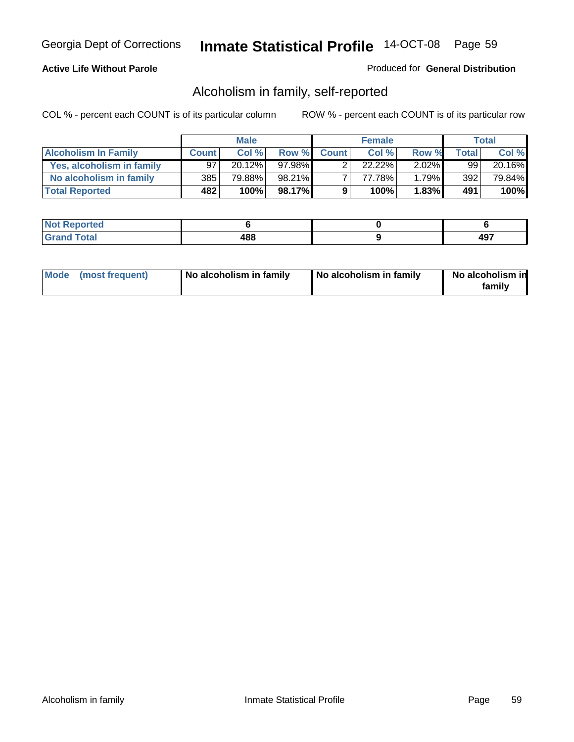Georgia Dept of Corrections **Inmate Statistical Profile** 14-OCT-08

**Active Life Without Parole**

Produced for **General Distribution**

## Alcoholism in family, self-reported

COL % - percent each COUNT is of its particular column    ROW % - percent each COUNT is of its particular row

| | Male | | | Female | | | Total | |
|---|---|---|---|---|---|---|---|---|
| **Alcoholism In Family** | **Count** | **Col %** | **Row %** | **Count** | **Col %** | **Row %** | **Total** | **Col %** |
| **Yes, alcoholism in family** | 97 | 20.12% | 97.98% | 2 | 22.22% | 2.02% | 99 | 20.16% |
| **No alcoholism in family** | 385 | 79.88% | 98.21% | 7 | 77.78% | 1.79% | 392 | 79.84% |
| **Total Reported** | **482** | **100%** | **98.17%** | **9** | **100%** | **1.83%** | **491** | **100%** |

| | Male | Female | Total |
|---|---|---|---|
| **Not Reported** | **6** | **0** | **6** |
| **Grand Total** | **488** | **9** | **497** |

| | Male | Female | Total |
|---|---|---|---|
| **Mode (most frequent)** | **No alcoholism in family** | **No alcoholism in family** | **No alcoholism in family** |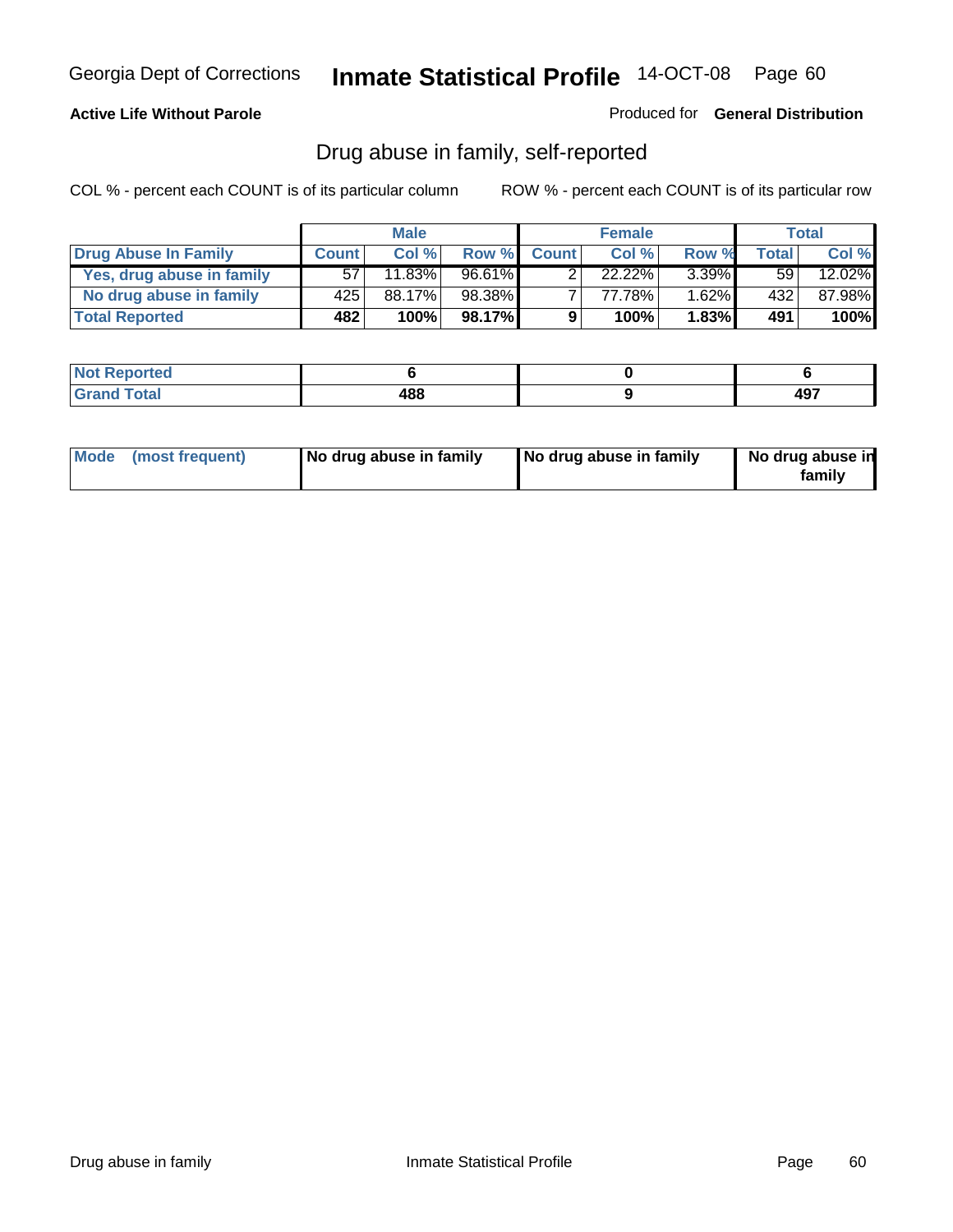**Active Life Without Parole**

Produced for **General Distribution**

## Drug abuse in family, self-reported

COL % - percent each COUNT is of its particular column

ROW % - percent each COUNT is of its particular row

| | Male | | | Female | | | Total | |
|---|---|---|---|---|---|---|---|---|
| **Drug Abuse In Family** | **Count** | **Col %** | **Row %** | **Count** | **Col %** | **Row %** | **Total** | **Col %** |
| Yes, drug abuse in family | 57 | 11.83% | 96.61% | 2 | 22.22% | 3.39% | 59 | 12.02% |
| No drug abuse in family | 425 | 88.17% | 98.38% | 7 | 77.78% | 1.62% | 432 | 87.98% |
| **Total Reported** | **482** | **100%** | **98.17%** | **9** | **100%** | **1.83%** | **491** | **100%** |

| | Male | Female | Total |
|---|---|---|---|
| **Not Reported** | **6** | **0** | **6** |
| **Grand Total** | **488** | **9** | **497** |

| | Male | Female | Total |
|---|---|---|---|
| **Mode (most frequent)** | **No drug abuse in family** | **No drug abuse in family** | **No drug abuse in family** |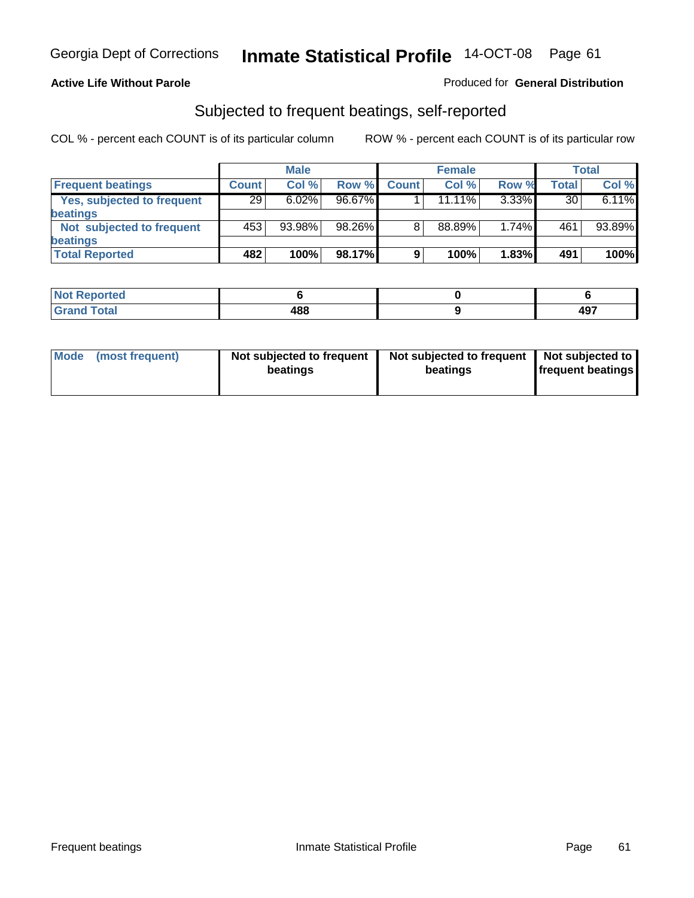Georgia Dept of Corrections **Inmate Statistical Profile** 14-OCT-08

**Active Life Without Parole**

Produced for **General Distribution**

## Subjected to frequent beatings, self-reported

COL % - percent each COUNT is of its particular column        ROW % - percent each COUNT is of its particular row

| | Male | | | Female | | | Total | |
|---|---|---|---|---|---|---|---|---|
| **Frequent beatings** | **Count** | **Col %** | **Row %** | **Count** | **Col %** | **Row %** | **Total** | **Col %** |
| **Yes, subjected to frequent beatings** | 29 | 6.02% | 96.67% | 1 | 11.11% | 3.33% | 30 | 6.11% |
| **Not subjected to frequent beatings** | 453 | 93.98% | 98.26% | 8 | 88.89% | 1.74% | 461 | 93.89% |
| **Total Reported** | **482** | **100%** | **98.17%** | **9** | **100%** | **1.83%** | **491** | **100%** |

| | Male | Female | Total |
|---|---|---|---|
| **Not Reported** | **6** | **0** | **6** |
| **Grand Total** | **488** | **9** | **497** |

| | Male | Female | Total |
|---|---|---|---|
| **Mode (most frequent)** | **Not subjected to frequent beatings** | **Not subjected to frequent beatings** | **Not subjected to frequent beatings** |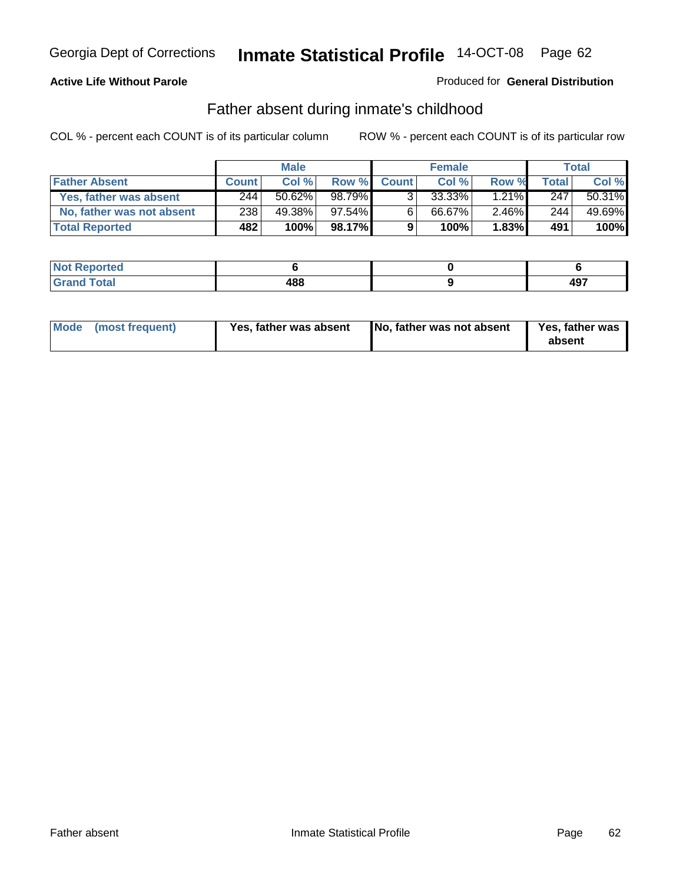**Active Life Without Parole** — Produced for **General Distribution**

## Father absent during inmate's childhood

COL % - percent each COUNT is of its particular column    ROW % - percent each COUNT is of its particular row

| | Male | | | Female | | | Total | |
|---|---|---|---|---|---|---|---|---|
| **Father Absent** | **Count** | **Col %** | **Row %** | **Count** | **Col %** | **Row %** | **Total** | **Col %** |
| **Yes, father was absent** | 244 | 50.62% | 98.79% | 3 | 33.33% | 1.21% | 247 | 50.31% |
| **No, father was not absent** | 238 | 49.38% | 97.54% | 6 | 66.67% | 2.46% | 244 | 49.69% |
| **Total Reported** | **482** | **100%** | **98.17%** | **9** | **100%** | **1.83%** | **491** | **100%** |

| | Male | Female | Total |
|---|---|---|---|
| **Not Reported** | **6** | **0** | **6** |
| **Grand Total** | **488** | **9** | **497** |

| | Male | Female | Total |
|---|---|---|---|
| **Mode (most frequent)** | **Yes, father was absent** | **No, father was not absent** | **Yes, father was absent** |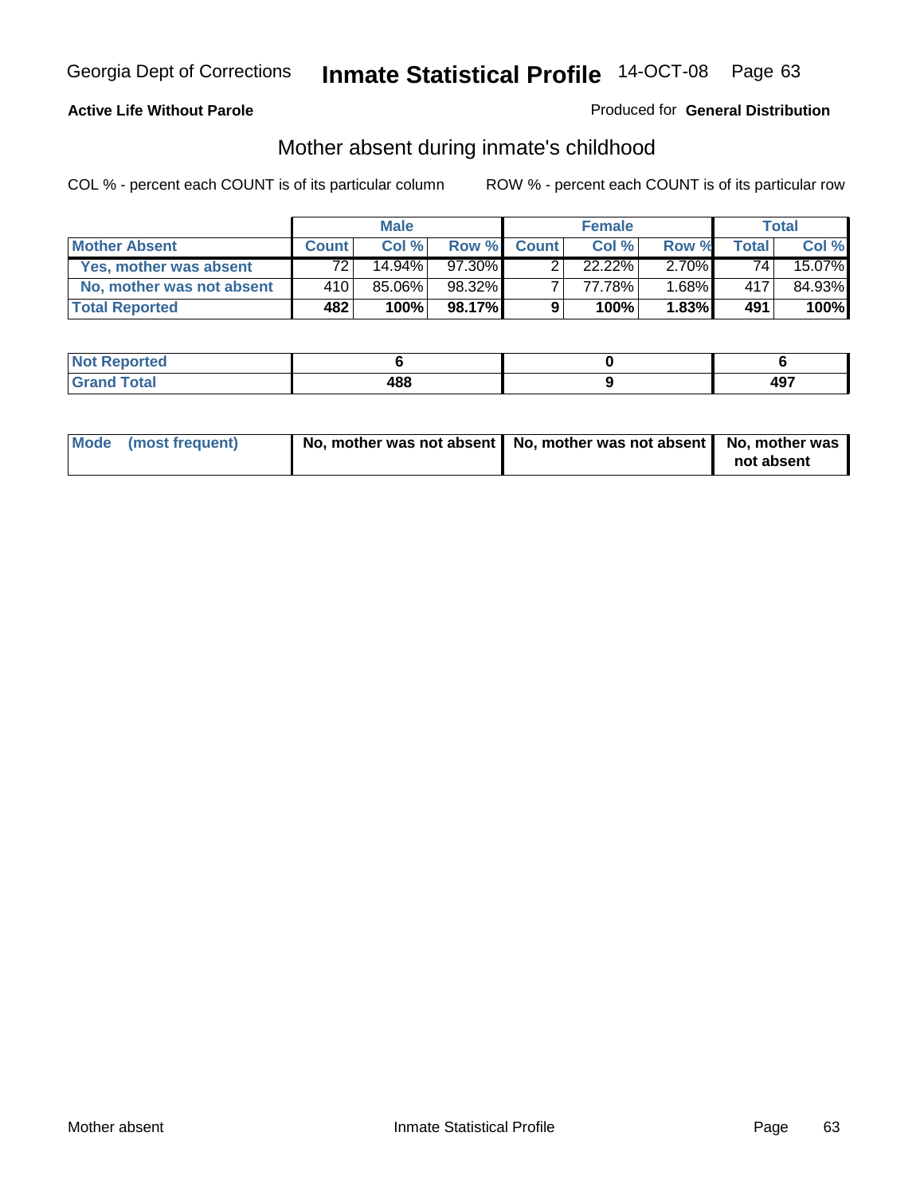**Active Life Without Parole**

Produced for **General Distribution**

## Mother absent during inmate's childhood

COL % - percent each COUNT is of its particular column

ROW % - percent each COUNT is of its particular row

| | Male | | | Female | | | Total | |
|---|---|---|---|---|---|---|---|---|
| **Mother Absent** | **Count** | **Col %** | **Row %** | **Count** | **Col %** | **Row %** | **Total** | **Col %** |
| **Yes, mother was absent** | 72 | 14.94% | 97.30% | 2 | 22.22% | 2.70% | 74 | 15.07% |
| **No, mother was not absent** | 410 | 85.06% | 98.32% | 7 | 77.78% | 1.68% | 417 | 84.93% |
| **Total Reported** | **482** | **100%** | **98.17%** | **9** | **100%** | **1.83%** | **491** | **100%** |

| | Male | Female | Total |
|---|---|---|---|
| **Not Reported** | **6** | **0** | **6** |
| **Grand Total** | **488** | **9** | **497** |

| | Male | Female | Total |
|---|---|---|---|
| **Mode (most frequent)** | **No, mother was not absent** | **No, mother was not absent** | **No, mother was not absent** |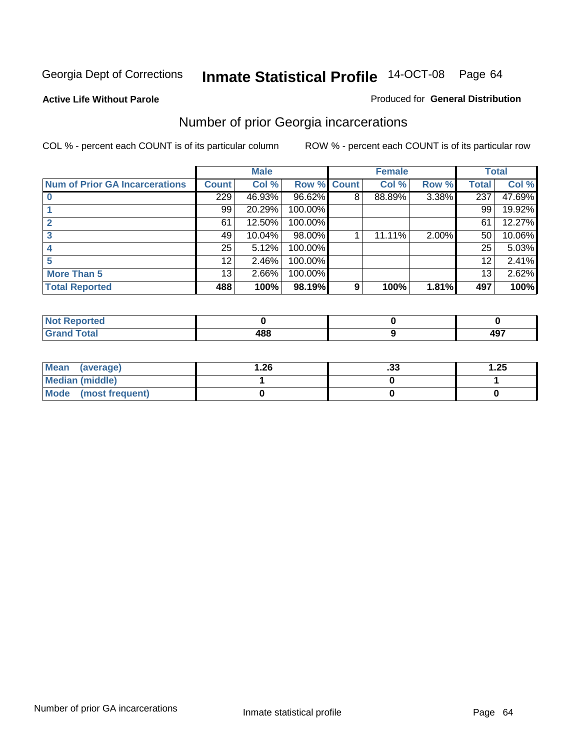Georgia Dept of Corrections **Inmate Statistical Profile** 14-OCT-08 Page 64

**Active Life Without Parole**

Produced for **General Distribution**

## Number of prior Georgia incarcerations

COL % - percent each COUNT is of its particular column

ROW % - percent each COUNT is of its particular row

| | Male | | | Female | | | Total | |
|---|---|---|---|---|---|---|---|---|
| **Num of Prior GA Incarcerations** | **Count** | **Col %** | **Row %** | **Count** | **Col %** | **Row %** | **Total** | **Col %** |
| **0** | 229 | 46.93% | 96.62% | 8 | 88.89% | 3.38% | 237 | 47.69% |
| **1** | 99 | 20.29% | 100.00% | | | | 99 | 19.92% |
| **2** | 61 | 12.50% | 100.00% | | | | 61 | 12.27% |
| **3** | 49 | 10.04% | 98.00% | 1 | 11.11% | 2.00% | 50 | 10.06% |
| **4** | 25 | 5.12% | 100.00% | | | | 25 | 5.03% |
| **5** | 12 | 2.46% | 100.00% | | | | 12 | 2.41% |
| **More Than 5** | 13 | 2.66% | 100.00% | | | | 13 | 2.62% |
| **Total Reported** | **488** | **100%** | **98.19%** | **9** | **100%** | **1.81%** | **497** | **100%** |

| | Male | Female | Total |
|---|---|---|---|
| **Not Reported** | **0** | **0** | **0** |
| **Grand Total** | **488** | **9** | **497** |

| | Male | Female | Total |
|---|---|---|---|
| **Mean (average)** | **1.26** | **.33** | **1.25** |
| **Median (middle)** | **1** | **0** | **1** |
| **Mode (most frequent)** | **0** | **0** | **0** |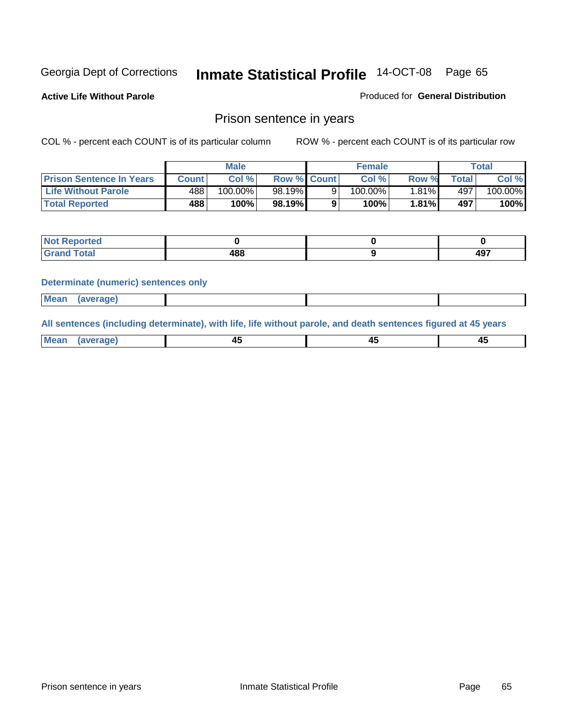Georgia Dept of Corrections **Inmate Statistical Profile** 14-OCT-08 Page 65

**Active Life Without Parole**

Produced for **General Distribution**

## Prison sentence in years

COL % - percent each COUNT is of its particular column

ROW % - percent each COUNT is of its particular row

| | Male | | | Female | | | Total | |
|---|---|---|---|---|---|---|---|---|
| **Prison Sentence In Years** | **Count** | **Col %** | **Row %** | **Count** | **Col %** | **Row %** | **Total** | **Col %** |
| **Life Without Parole** | 488 | 100.00% | 98.19% | 9 | 100.00% | 1.81% | 497 | 100.00% |
| **Total Reported** | **488** | **100%** | **98.19%** | **9** | **100%** | **1.81%** | **497** | **100%** |

| | Male | Female | Total |
|---|---|---|---|
| **Not Reported** | **0** | **0** | **0** |
| **Grand Total** | **488** | **9** | **497** |

**Determinate (numeric) sentences only**

| | Male | Female | Total |
|---|---|---|---|
| **Mean (average)** | | | |

**All sentences (including determinate), with life, life without parole, and death sentences figured at 45 years**

| | Male | Female | Total |
|---|---|---|---|
| **Mean (average)** | **45** | **45** | **45** |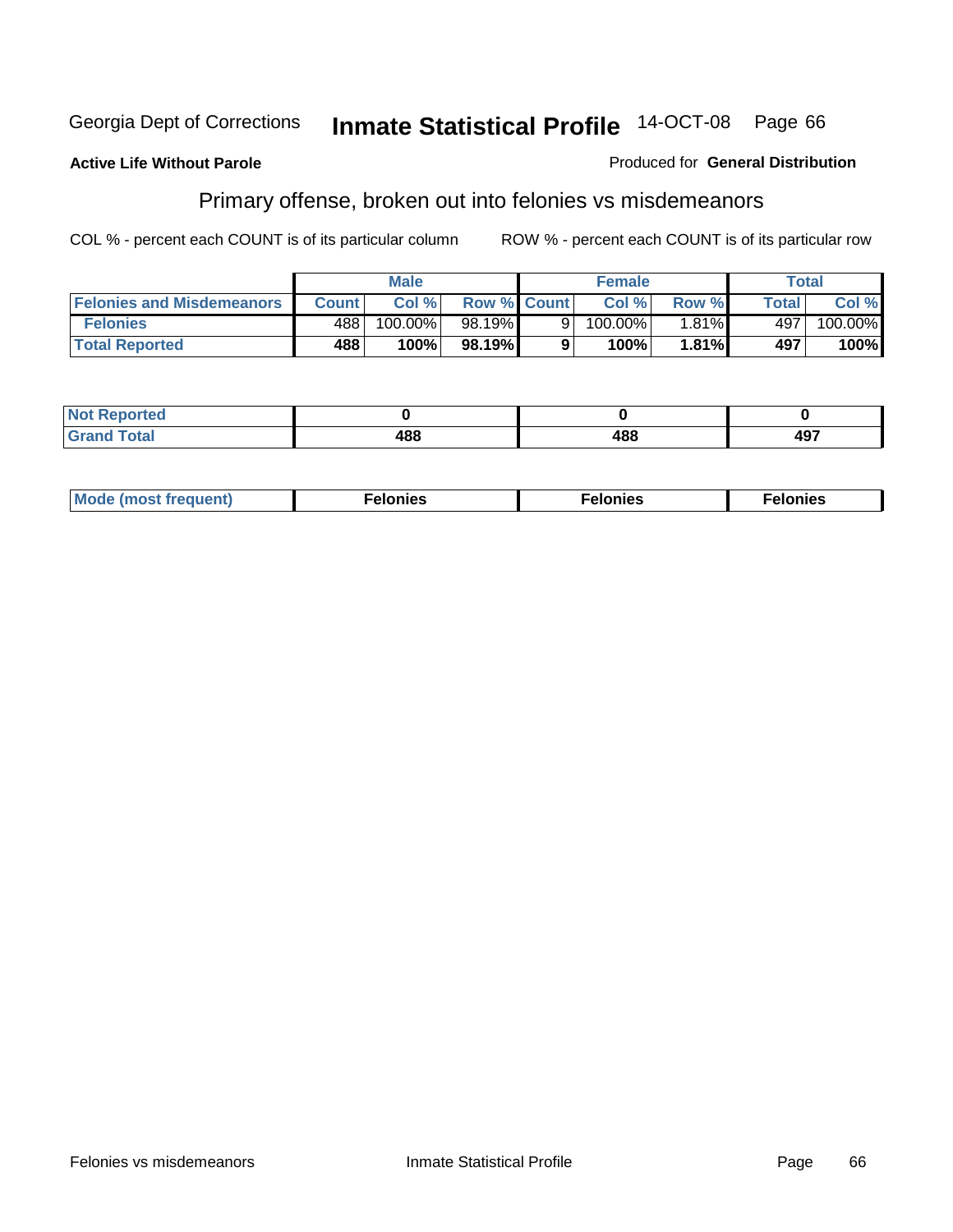Georgia Dept of Corrections **Inmate Statistical Profile** 14-OCT-08

**Active Life Without Parole**

Produced for **General Distribution**

## Primary offense, broken out into felonies vs misdemeanors

COL % - percent each COUNT is of its particular column

ROW % - percent each COUNT is of its particular row

| | Male | | | Female | | | Total | |
|---|---|---|---|---|---|---|---|---|
| **Felonies and Misdemeanors** | **Count** | **Col %** | **Row %** | **Count** | **Col %** | **Row %** | **Total** | **Col %** |
| **Felonies** | 488 | 100.00% | 98.19% | 9 | 100.00% | 1.81% | 497 | 100.00% |
| **Total Reported** | **488** | **100%** | **98.19%** | **9** | **100%** | **1.81%** | **497** | **100%** |

| | | | |
|---|---|---|---|
| **Not Reported** | **0** | **0** | **0** |
| **Grand Total** | **488** | **488** | **497** |

| | | | |
|---|---|---|---|
| **Mode (most frequent)** | **Felonies** | **Felonies** | **Felonies** |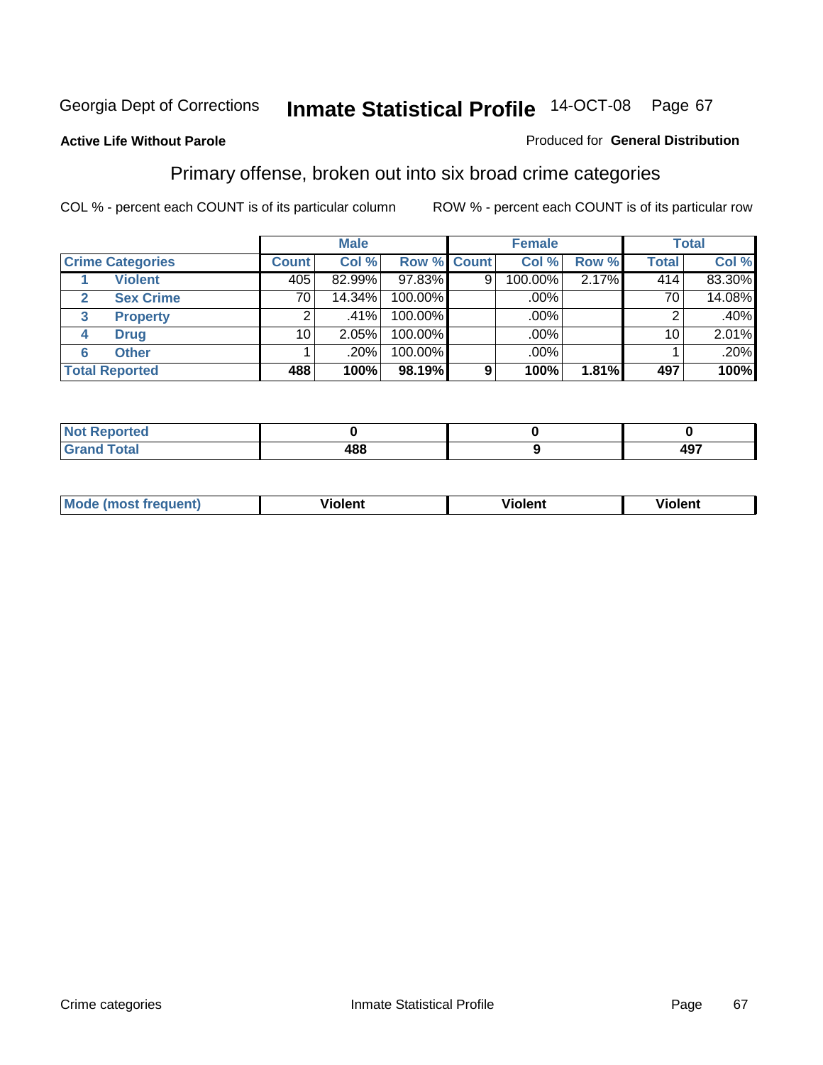Georgia Dept of Corrections **Inmate Statistical Profile** 14-OCT-08 Page 67

**Active Life Without Parole**

Produced for **General Distribution**

## Primary offense, broken out into six broad crime categories

COL % - percent each COUNT is of its particular column

ROW % - percent each COUNT is of its particular row

| | | Male | | | Female | | | Total | |
|---|---|---|---|---|---|---|---|---|---|
| Crime Categories | | Count | Col % | Row % | Count | Col % | Row % | Total | Col % |
| 1 | Violent | 405 | 82.99% | 97.83% | 9 | 100.00% | 2.17% | 414 | 83.30% |
| 2 | Sex Crime | 70 | 14.34% | 100.00% | | .00% | | 70 | 14.08% |
| 3 | Property | 2 | .41% | 100.00% | | .00% | | 2 | .40% |
| 4 | Drug | 10 | 2.05% | 100.00% | | .00% | | 10 | 2.01% |
| 6 | Other | 1 | .20% | 100.00% | | .00% | | 1 | .20% |
| **Total Reported** | | **488** | **100%** | **98.19%** | **9** | **100%** | **1.81%** | **497** | **100%** |

| | Male | Female | Total |
|---|---|---|---|
| Not Reported | **0** | **0** | **0** |
| Grand Total | **488** | **9** | **497** |

| | Male | Female | Total |
|---|---|---|---|
| Mode (most frequent) | **Violent** | **Violent** | **Violent** |

Crime categories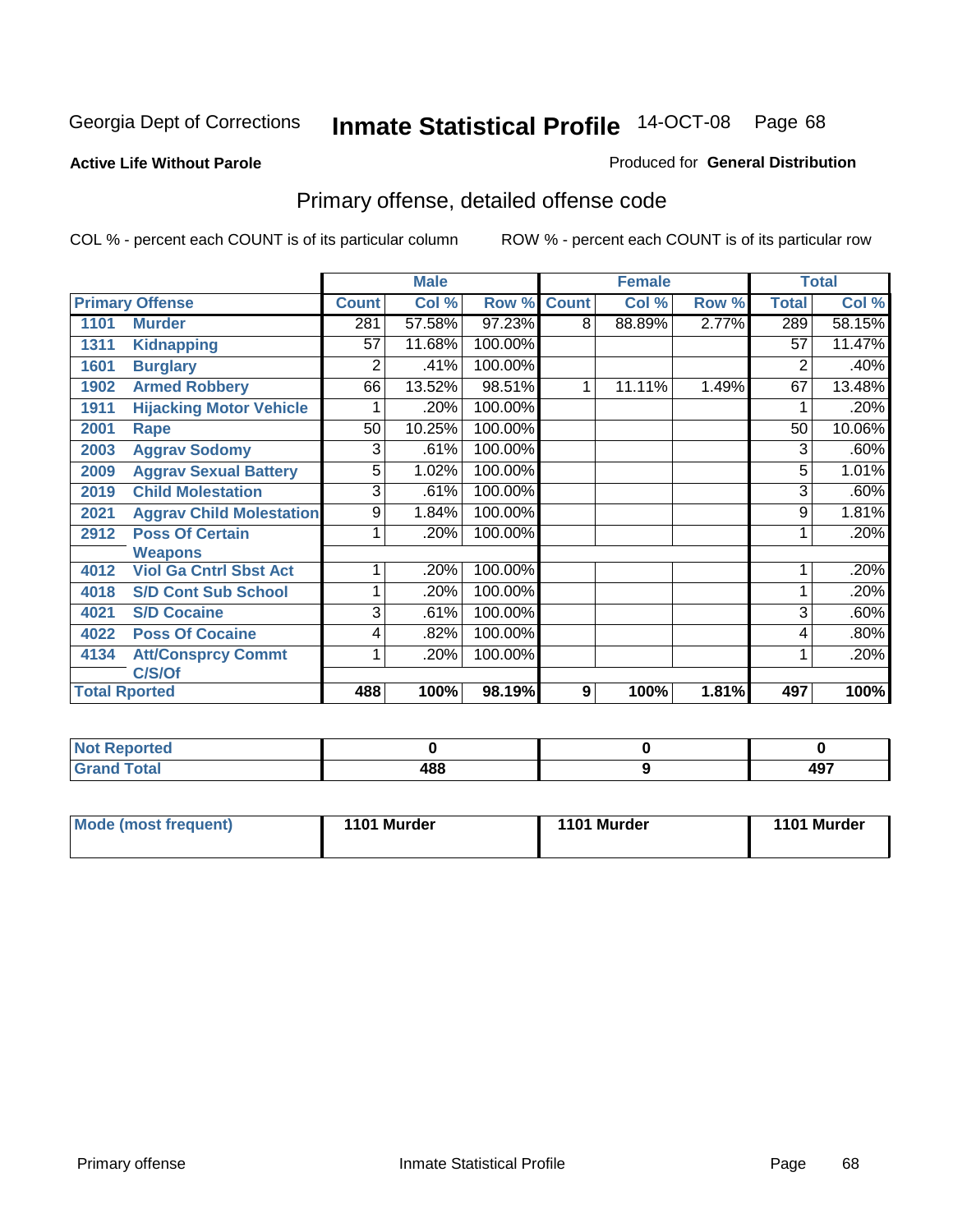Georgia Dept of Corrections **Inmate Statistical Profile** 14-OCT-08

**Active Life Without Parole**

Produced for **General Distribution**

## Primary offense, detailed offense code

COL % - percent each COUNT is of its particular column

ROW % - percent each COUNT is of its particular row

| Primary Offense | | Male | | | Female | | | Total | |
|---|---|---|---|---|---|---|---|---|---|
| | | Count | Col % | Row % | Count | Col % | Row % | Total | Col % |
| 1101 | Murder | 281 | 57.58% | 97.23% | 8 | 88.89% | 2.77% | 289 | 58.15% |
| 1311 | Kidnapping | 57 | 11.68% | 100.00% | | | | 57 | 11.47% |
| 1601 | Burglary | 2 | .41% | 100.00% | | | | 2 | .40% |
| 1902 | Armed Robbery | 66 | 13.52% | 98.51% | 1 | 11.11% | 1.49% | 67 | 13.48% |
| 1911 | Hijacking Motor Vehicle | 1 | .20% | 100.00% | | | | 1 | .20% |
| 2001 | Rape | 50 | 10.25% | 100.00% | | | | 50 | 10.06% |
| 2003 | Aggrav Sodomy | 3 | .61% | 100.00% | | | | 3 | .60% |
| 2009 | Aggrav Sexual Battery | 5 | 1.02% | 100.00% | | | | 5 | 1.01% |
| 2019 | Child Molestation | 3 | .61% | 100.00% | | | | 3 | .60% |
| 2021 | Aggrav Child Molestation | 9 | 1.84% | 100.00% | | | | 9 | 1.81% |
| 2912 | Poss Of Certain Weapons | 1 | .20% | 100.00% | | | | 1 | .20% |
| 4012 | Viol Ga Cntrl Sbst Act | 1 | .20% | 100.00% | | | | 1 | .20% |
| 4018 | S/D Cont Sub School | 1 | .20% | 100.00% | | | | 1 | .20% |
| 4021 | S/D Cocaine | 3 | .61% | 100.00% | | | | 3 | .60% |
| 4022 | Poss Of Cocaine | 4 | .82% | 100.00% | | | | 4 | .80% |
| 4134 | Att/Consprcy Commt C/S/Of | 1 | .20% | 100.00% | | | | 1 | .20% |
| **Total Rported** | | **488** | **100%** | **98.19%** | **9** | **100%** | **1.81%** | **497** | **100%** |

| | Male | Female | Total |
|---|---|---|---|
| Not Reported | 0 | 0 | 0 |
| Grand Total | 488 | 9 | 497 |

| | Male | Female | Total |
|---|---|---|---|
| Mode (most frequent) | 1101 Murder | 1101 Murder | 1101 Murder |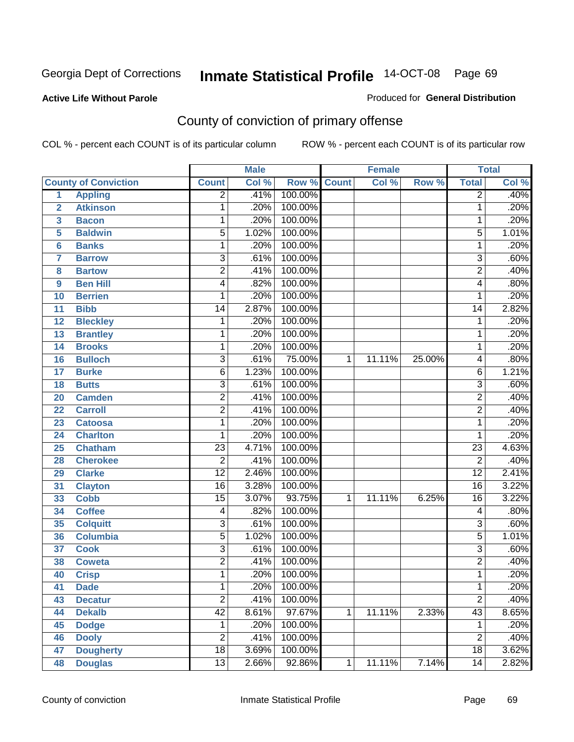Georgia Dept of Corrections

# Inmate Statistical Profile 14-OCT-08

**Active Life Without Parole**

Produced for **General Distribution**

## County of conviction of primary offense

COL % - percent each COUNT is of its particular column ROW % - percent each COUNT is of its particular row

| | | Male | | | Female | | | Total | |
|---|---|---|---|---|---|---|---|---|---|
| County of Conviction | | Count | Col % | Row % | Count | Col % | Row % | Total | Col % |
| 1 | Appling | 2 | .41% | 100.00% | | | | 2 | .40% |
| 2 | Atkinson | 1 | .20% | 100.00% | | | | 1 | .20% |
| 3 | Bacon | 1 | .20% | 100.00% | | | | 1 | .20% |
| 5 | Baldwin | 5 | 1.02% | 100.00% | | | | 5 | 1.01% |
| 6 | Banks | 1 | .20% | 100.00% | | | | 1 | .20% |
| 7 | Barrow | 3 | .61% | 100.00% | | | | 3 | .60% |
| 8 | Bartow | 2 | .41% | 100.00% | | | | 2 | .40% |
| 9 | Ben Hill | 4 | .82% | 100.00% | | | | 4 | .80% |
| 10 | Berrien | 1 | .20% | 100.00% | | | | 1 | .20% |
| 11 | Bibb | 14 | 2.87% | 100.00% | | | | 14 | 2.82% |
| 12 | Bleckley | 1 | .20% | 100.00% | | | | 1 | .20% |
| 13 | Brantley | 1 | .20% | 100.00% | | | | 1 | .20% |
| 14 | Brooks | 1 | .20% | 100.00% | | | | 1 | .20% |
| 16 | Bulloch | 3 | .61% | 75.00% | 1 | 11.11% | 25.00% | 4 | .80% |
| 17 | Burke | 6 | 1.23% | 100.00% | | | | 6 | 1.21% |
| 18 | Butts | 3 | .61% | 100.00% | | | | 3 | .60% |
| 20 | Camden | 2 | .41% | 100.00% | | | | 2 | .40% |
| 22 | Carroll | 2 | .41% | 100.00% | | | | 2 | .40% |
| 23 | Catoosa | 1 | .20% | 100.00% | | | | 1 | .20% |
| 24 | Charlton | 1 | .20% | 100.00% | | | | 1 | .20% |
| 25 | Chatham | 23 | 4.71% | 100.00% | | | | 23 | 4.63% |
| 28 | Cherokee | 2 | .41% | 100.00% | | | | 2 | .40% |
| 29 | Clarke | 12 | 2.46% | 100.00% | | | | 12 | 2.41% |
| 31 | Clayton | 16 | 3.28% | 100.00% | | | | 16 | 3.22% |
| 33 | Cobb | 15 | 3.07% | 93.75% | 1 | 11.11% | 6.25% | 16 | 3.22% |
| 34 | Coffee | 4 | .82% | 100.00% | | | | 4 | .80% |
| 35 | Colquitt | 3 | .61% | 100.00% | | | | 3 | .60% |
| 36 | Columbia | 5 | 1.02% | 100.00% | | | | 5 | 1.01% |
| 37 | Cook | 3 | .61% | 100.00% | | | | 3 | .60% |
| 38 | Coweta | 2 | .41% | 100.00% | | | | 2 | .40% |
| 40 | Crisp | 1 | .20% | 100.00% | | | | 1 | .20% |
| 41 | Dade | 1 | .20% | 100.00% | | | | 1 | .20% |
| 43 | Decatur | 2 | .41% | 100.00% | | | | 2 | .40% |
| 44 | Dekalb | 42 | 8.61% | 97.67% | 1 | 11.11% | 2.33% | 43 | 8.65% |
| 45 | Dodge | 1 | .20% | 100.00% | | | | 1 | .20% |
| 46 | Dooly | 2 | .41% | 100.00% | | | | 2 | .40% |
| 47 | Dougherty | 18 | 3.69% | 100.00% | | | | 18 | 3.62% |
| 48 | Douglas | 13 | 2.66% | 92.86% | 1 | 11.11% | 7.14% | 14 | 2.82% |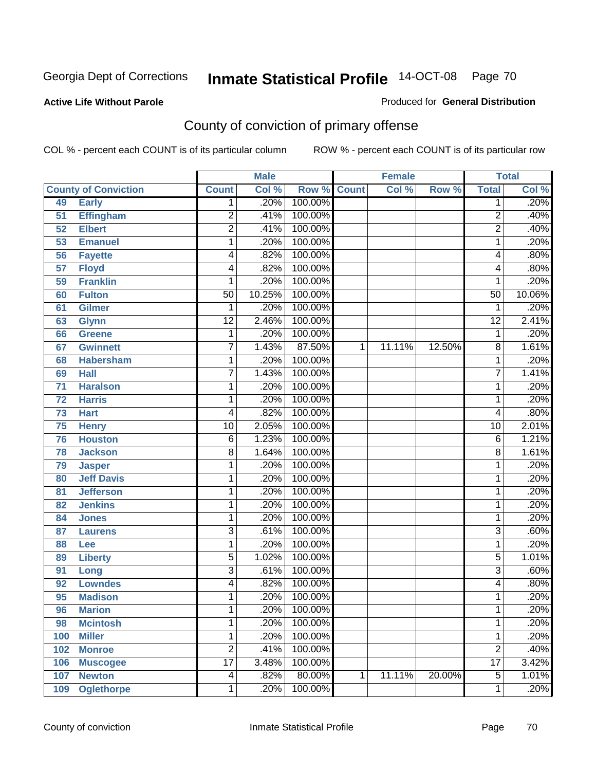Georgia Dept of Corrections **Inmate Statistical Profile** 14-OCT-08

**Active Life Without Parole**

Produced for **General Distribution**

## County of conviction of primary offense

COL % - percent each COUNT is of its particular column ROW % - percent each COUNT is of its particular row

| County of Conviction | | Male | | | Female | | | Total | |
|---|---|---|---|---|---|---|---|---|---|
| | | Count | Col % | Row % | Count | Col % | Row % | Total | Col % |
| 49 | Early | 1 | .20% | 100.00% | | | | 1 | .20% |
| 51 | Effingham | 2 | .41% | 100.00% | | | | 2 | .40% |
| 52 | Elbert | 2 | .41% | 100.00% | | | | 2 | .40% |
| 53 | Emanuel | 1 | .20% | 100.00% | | | | 1 | .20% |
| 56 | Fayette | 4 | .82% | 100.00% | | | | 4 | .80% |
| 57 | Floyd | 4 | .82% | 100.00% | | | | 4 | .80% |
| 59 | Franklin | 1 | .20% | 100.00% | | | | 1 | .20% |
| 60 | Fulton | 50 | 10.25% | 100.00% | | | | 50 | 10.06% |
| 61 | Gilmer | 1 | .20% | 100.00% | | | | 1 | .20% |
| 63 | Glynn | 12 | 2.46% | 100.00% | | | | 12 | 2.41% |
| 66 | Greene | 1 | .20% | 100.00% | | | | 1 | .20% |
| 67 | Gwinnett | 7 | 1.43% | 87.50% | 1 | 11.11% | 12.50% | 8 | 1.61% |
| 68 | Habersham | 1 | .20% | 100.00% | | | | 1 | .20% |
| 69 | Hall | 7 | 1.43% | 100.00% | | | | 7 | 1.41% |
| 71 | Haralson | 1 | .20% | 100.00% | | | | 1 | .20% |
| 72 | Harris | 1 | .20% | 100.00% | | | | 1 | .20% |
| 73 | Hart | 4 | .82% | 100.00% | | | | 4 | .80% |
| 75 | Henry | 10 | 2.05% | 100.00% | | | | 10 | 2.01% |
| 76 | Houston | 6 | 1.23% | 100.00% | | | | 6 | 1.21% |
| 78 | Jackson | 8 | 1.64% | 100.00% | | | | 8 | 1.61% |
| 79 | Jasper | 1 | .20% | 100.00% | | | | 1 | .20% |
| 80 | Jeff Davis | 1 | .20% | 100.00% | | | | 1 | .20% |
| 81 | Jefferson | 1 | .20% | 100.00% | | | | 1 | .20% |
| 82 | Jenkins | 1 | .20% | 100.00% | | | | 1 | .20% |
| 84 | Jones | 1 | .20% | 100.00% | | | | 1 | .20% |
| 87 | Laurens | 3 | .61% | 100.00% | | | | 3 | .60% |
| 88 | Lee | 1 | .20% | 100.00% | | | | 1 | .20% |
| 89 | Liberty | 5 | 1.02% | 100.00% | | | | 5 | 1.01% |
| 91 | Long | 3 | .61% | 100.00% | | | | 3 | .60% |
| 92 | Lowndes | 4 | .82% | 100.00% | | | | 4 | .80% |
| 95 | Madison | 1 | .20% | 100.00% | | | | 1 | .20% |
| 96 | Marion | 1 | .20% | 100.00% | | | | 1 | .20% |
| 98 | Mcintosh | 1 | .20% | 100.00% | | | | 1 | .20% |
| 100 | Miller | 1 | .20% | 100.00% | | | | 1 | .20% |
| 102 | Monroe | 2 | .41% | 100.00% | | | | 2 | .40% |
| 106 | Muscogee | 17 | 3.48% | 100.00% | | | | 17 | 3.42% |
| 107 | Newton | 4 | .82% | 80.00% | 1 | 11.11% | 20.00% | 5 | 1.01% |
| 109 | Oglethorpe | 1 | .20% | 100.00% | | | | 1 | .20% |

County of conviction Inmate Statistical Profile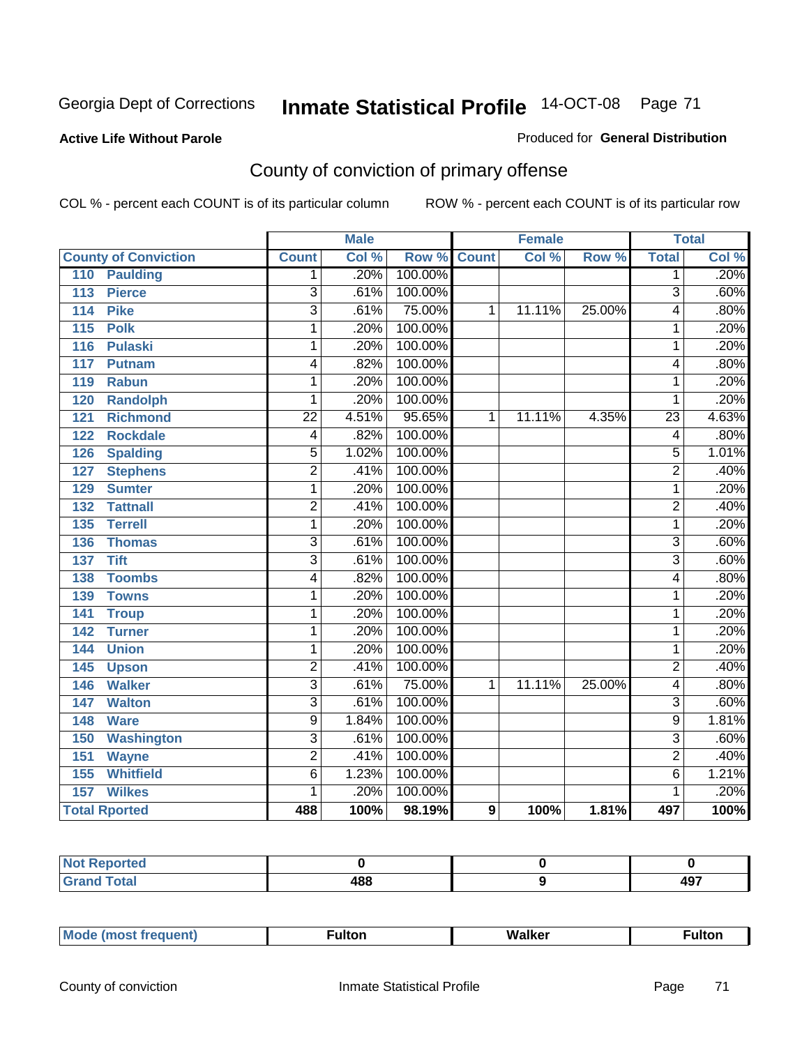**Active Life Without Parole**

Produced for **General Distribution**

## County of conviction of primary offense

COL % - percent each COUNT is of its particular column

ROW % - percent each COUNT is of its particular row

| | Male | | | Female | | | Total | |
|---|---|---|---|---|---|---|---|---|
| **County of Conviction** | **Count** | **Col %** | **Row %** | **Count** | **Col %** | **Row %** | **Total** | **Col %** |
| 110 Paulding | 1 | .20% | 100.00% | | | | 1 | .20% |
| 113 Pierce | 3 | .61% | 100.00% | | | | 3 | .60% |
| 114 Pike | 3 | .61% | 75.00% | 1 | 11.11% | 25.00% | 4 | .80% |
| 115 Polk | 1 | .20% | 100.00% | | | | 1 | .20% |
| 116 Pulaski | 1 | .20% | 100.00% | | | | 1 | .20% |
| 117 Putnam | 4 | .82% | 100.00% | | | | 4 | .80% |
| 119 Rabun | 1 | .20% | 100.00% | | | | 1 | .20% |
| 120 Randolph | 1 | .20% | 100.00% | | | | 1 | .20% |
| 121 Richmond | 22 | 4.51% | 95.65% | 1 | 11.11% | 4.35% | 23 | 4.63% |
| 122 Rockdale | 4 | .82% | 100.00% | | | | 4 | .80% |
| 126 Spalding | 5 | 1.02% | 100.00% | | | | 5 | 1.01% |
| 127 Stephens | 2 | .41% | 100.00% | | | | 2 | .40% |
| 129 Sumter | 1 | .20% | 100.00% | | | | 1 | .20% |
| 132 Tattnall | 2 | .41% | 100.00% | | | | 2 | .40% |
| 135 Terrell | 1 | .20% | 100.00% | | | | 1 | .20% |
| 136 Thomas | 3 | .61% | 100.00% | | | | 3 | .60% |
| 137 Tift | 3 | .61% | 100.00% | | | | 3 | .60% |
| 138 Toombs | 4 | .82% | 100.00% | | | | 4 | .80% |
| 139 Towns | 1 | .20% | 100.00% | | | | 1 | .20% |
| 141 Troup | 1 | .20% | 100.00% | | | | 1 | .20% |
| 142 Turner | 1 | .20% | 100.00% | | | | 1 | .20% |
| 144 Union | 1 | .20% | 100.00% | | | | 1 | .20% |
| 145 Upson | 2 | .41% | 100.00% | | | | 2 | .40% |
| 146 Walker | 3 | .61% | 75.00% | 1 | 11.11% | 25.00% | 4 | .80% |
| 147 Walton | 3 | .61% | 100.00% | | | | 3 | .60% |
| 148 Ware | 9 | 1.84% | 100.00% | | | | 9 | 1.81% |
| 150 Washington | 3 | .61% | 100.00% | | | | 3 | .60% |
| 151 Wayne | 2 | .41% | 100.00% | | | | 2 | .40% |
| 155 Whitfield | 6 | 1.23% | 100.00% | | | | 6 | 1.21% |
| 157 Wilkes | 1 | .20% | 100.00% | | | | 1 | .20% |
| **Total Rported** | **488** | **100%** | **98.19%** | **9** | **100%** | **1.81%** | **497** | **100%** |

| | Male | Female | Total |
|---|---|---|---|
| Not Reported | 0 | 0 | 0 |
| Grand Total | 488 | 9 | 497 |

| | Male | Female | Total |
|---|---|---|---|
| Mode (most frequent) | Fulton | Walker | Fulton |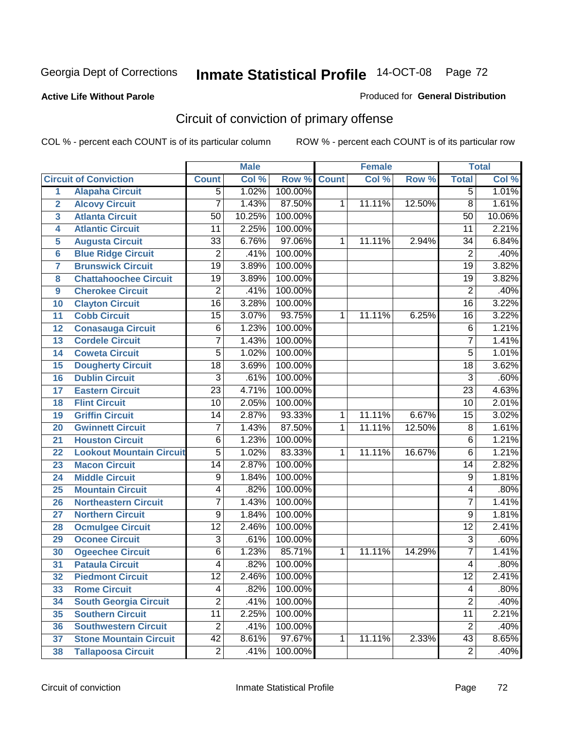Georgia Dept of Corrections **Inmate Statistical Profile** 14-OCT-08

**Active Life Without Parole**

Produced for **General Distribution**

## Circuit of conviction of primary offense

COL % - percent each COUNT is of its particular column ROW % - percent each COUNT is of its particular row

| | | Male | | | Female | | | Total | |
|---|---|---|---|---|---|---|---|---|---|
| **Circuit of Conviction** | | **Count** | **Col %** | **Row %** | **Count** | **Col %** | **Row %** | **Total** | **Col %** |
| 1 | Alapaha Circuit | 5 | 1.02% | 100.00% | | | | 5 | 1.01% |
| 2 | Alcovy Circuit | 7 | 1.43% | 87.50% | 1 | 11.11% | 12.50% | 8 | 1.61% |
| 3 | Atlanta Circuit | 50 | 10.25% | 100.00% | | | | 50 | 10.06% |
| 4 | Atlantic Circuit | 11 | 2.25% | 100.00% | | | | 11 | 2.21% |
| 5 | Augusta Circuit | 33 | 6.76% | 97.06% | 1 | 11.11% | 2.94% | 34 | 6.84% |
| 6 | Blue Ridge Circuit | 2 | .41% | 100.00% | | | | 2 | .40% |
| 7 | Brunswick Circuit | 19 | 3.89% | 100.00% | | | | 19 | 3.82% |
| 8 | Chattahoochee Circuit | 19 | 3.89% | 100.00% | | | | 19 | 3.82% |
| 9 | Cherokee Circuit | 2 | .41% | 100.00% | | | | 2 | .40% |
| 10 | Clayton Circuit | 16 | 3.28% | 100.00% | | | | 16 | 3.22% |
| 11 | Cobb Circuit | 15 | 3.07% | 93.75% | 1 | 11.11% | 6.25% | 16 | 3.22% |
| 12 | Conasauga Circuit | 6 | 1.23% | 100.00% | | | | 6 | 1.21% |
| 13 | Cordele Circuit | 7 | 1.43% | 100.00% | | | | 7 | 1.41% |
| 14 | Coweta Circuit | 5 | 1.02% | 100.00% | | | | 5 | 1.01% |
| 15 | Dougherty Circuit | 18 | 3.69% | 100.00% | | | | 18 | 3.62% |
| 16 | Dublin Circuit | 3 | .61% | 100.00% | | | | 3 | .60% |
| 17 | Eastern Circuit | 23 | 4.71% | 100.00% | | | | 23 | 4.63% |
| 18 | Flint Circuit | 10 | 2.05% | 100.00% | | | | 10 | 2.01% |
| 19 | Griffin Circuit | 14 | 2.87% | 93.33% | 1 | 11.11% | 6.67% | 15 | 3.02% |
| 20 | Gwinnett Circuit | 7 | 1.43% | 87.50% | 1 | 11.11% | 12.50% | 8 | 1.61% |
| 21 | Houston Circuit | 6 | 1.23% | 100.00% | | | | 6 | 1.21% |
| 22 | Lookout Mountain Circuit | 5 | 1.02% | 83.33% | 1 | 11.11% | 16.67% | 6 | 1.21% |
| 23 | Macon Circuit | 14 | 2.87% | 100.00% | | | | 14 | 2.82% |
| 24 | Middle Circuit | 9 | 1.84% | 100.00% | | | | 9 | 1.81% |
| 25 | Mountain Circuit | 4 | .82% | 100.00% | | | | 4 | .80% |
| 26 | Northeastern Circuit | 7 | 1.43% | 100.00% | | | | 7 | 1.41% |
| 27 | Northern Circuit | 9 | 1.84% | 100.00% | | | | 9 | 1.81% |
| 28 | Ocmulgee Circuit | 12 | 2.46% | 100.00% | | | | 12 | 2.41% |
| 29 | Oconee Circuit | 3 | .61% | 100.00% | | | | 3 | .60% |
| 30 | Ogeechee Circuit | 6 | 1.23% | 85.71% | 1 | 11.11% | 14.29% | 7 | 1.41% |
| 31 | Pataula Circuit | 4 | .82% | 100.00% | | | | 4 | .80% |
| 32 | Piedmont Circuit | 12 | 2.46% | 100.00% | | | | 12 | 2.41% |
| 33 | Rome Circuit | 4 | .82% | 100.00% | | | | 4 | .80% |
| 34 | South Georgia Circuit | 2 | .41% | 100.00% | | | | 2 | .40% |
| 35 | Southern Circuit | 11 | 2.25% | 100.00% | | | | 11 | 2.21% |
| 36 | Southwestern Circuit | 2 | .41% | 100.00% | | | | 2 | .40% |
| 37 | Stone Mountain Circuit | 42 | 8.61% | 97.67% | 1 | 11.11% | 2.33% | 43 | 8.65% |
| 38 | Tallapoosa Circuit | 2 | .41% | 100.00% | | | | 2 | .40% |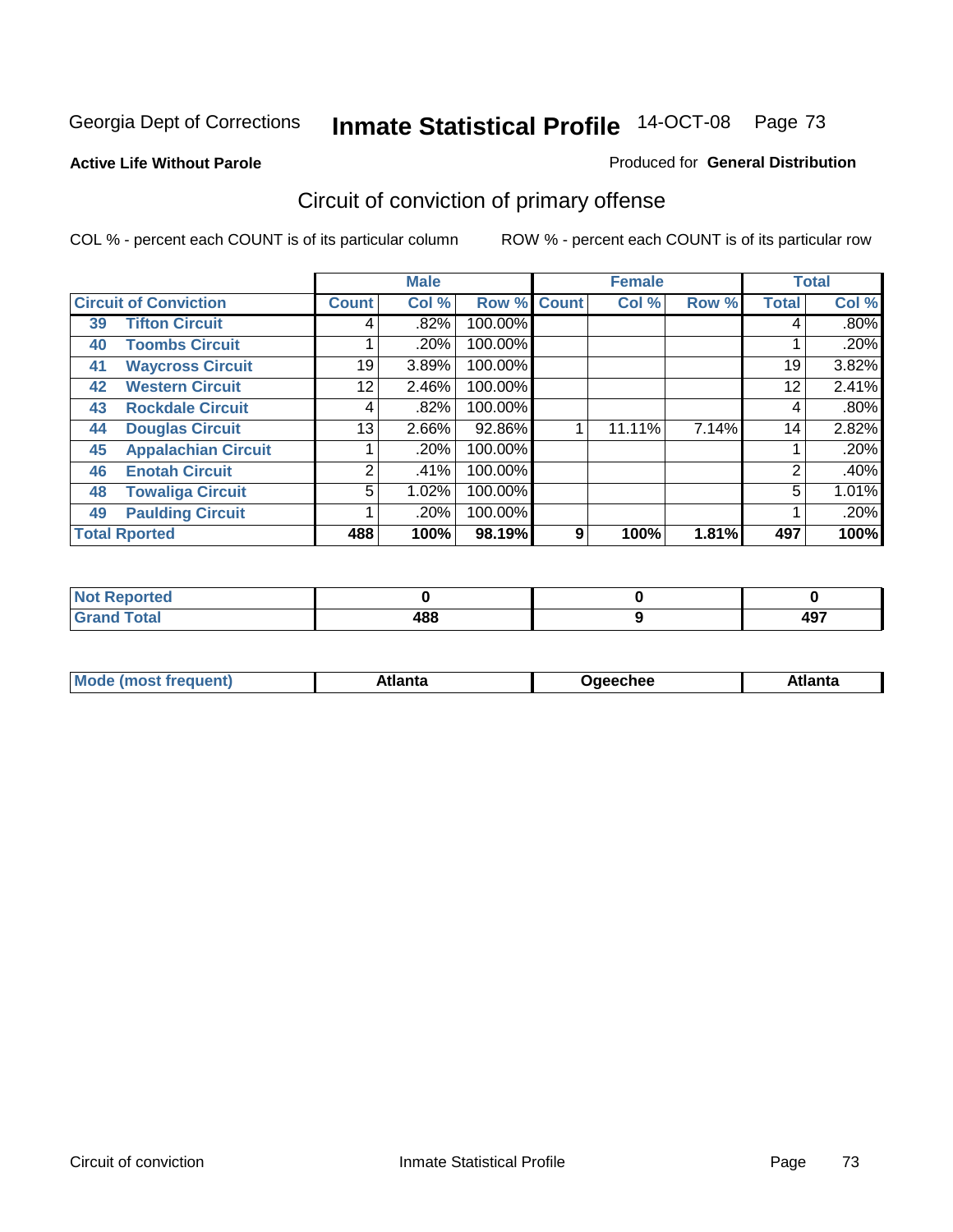Georgia Dept of Corrections **Inmate Statistical Profile** 14-OCT-08

**Active Life Without Parole**

Produced for **General Distribution**

## Circuit of conviction of primary offense

COL % - percent each COUNT is of its particular column

ROW % - percent each COUNT is of its particular row

| Circuit of Conviction | | Male | | | Female | | | Total | |
|---|---|---|---|---|---|---|---|---|---|
| | | Count | Col % | Row % | Count | Col % | Row % | Total | Col % |
| 39 | Tifton Circuit | 4 | .82% | 100.00% | | | | 4 | .80% |
| 40 | Toombs Circuit | 1 | .20% | 100.00% | | | | 1 | .20% |
| 41 | Waycross Circuit | 19 | 3.89% | 100.00% | | | | 19 | 3.82% |
| 42 | Western Circuit | 12 | 2.46% | 100.00% | | | | 12 | 2.41% |
| 43 | Rockdale Circuit | 4 | .82% | 100.00% | | | | 4 | .80% |
| 44 | Douglas Circuit | 13 | 2.66% | 92.86% | 1 | 11.11% | 7.14% | 14 | 2.82% |
| 45 | Appalachian Circuit | 1 | .20% | 100.00% | | | | 1 | .20% |
| 46 | Enotah Circuit | 2 | .41% | 100.00% | | | | 2 | .40% |
| 48 | Towaliga Circuit | 5 | 1.02% | 100.00% | | | | 5 | 1.01% |
| 49 | Paulding Circuit | 1 | .20% | 100.00% | | | | 1 | .20% |
| **Total Rported** | | **488** | **100%** | **98.19%** | **9** | **100%** | **1.81%** | **497** | **100%** |

| | Male | Female | Total |
|---|---|---|---|
| Not Reported | **0** | **0** | **0** |
| Grand Total | **488** | **9** | **497** |

| | Male | Female | Total |
|---|---|---|---|
| Mode (most frequent) | **Atlanta** | **Ogeechee** | **Atlanta** |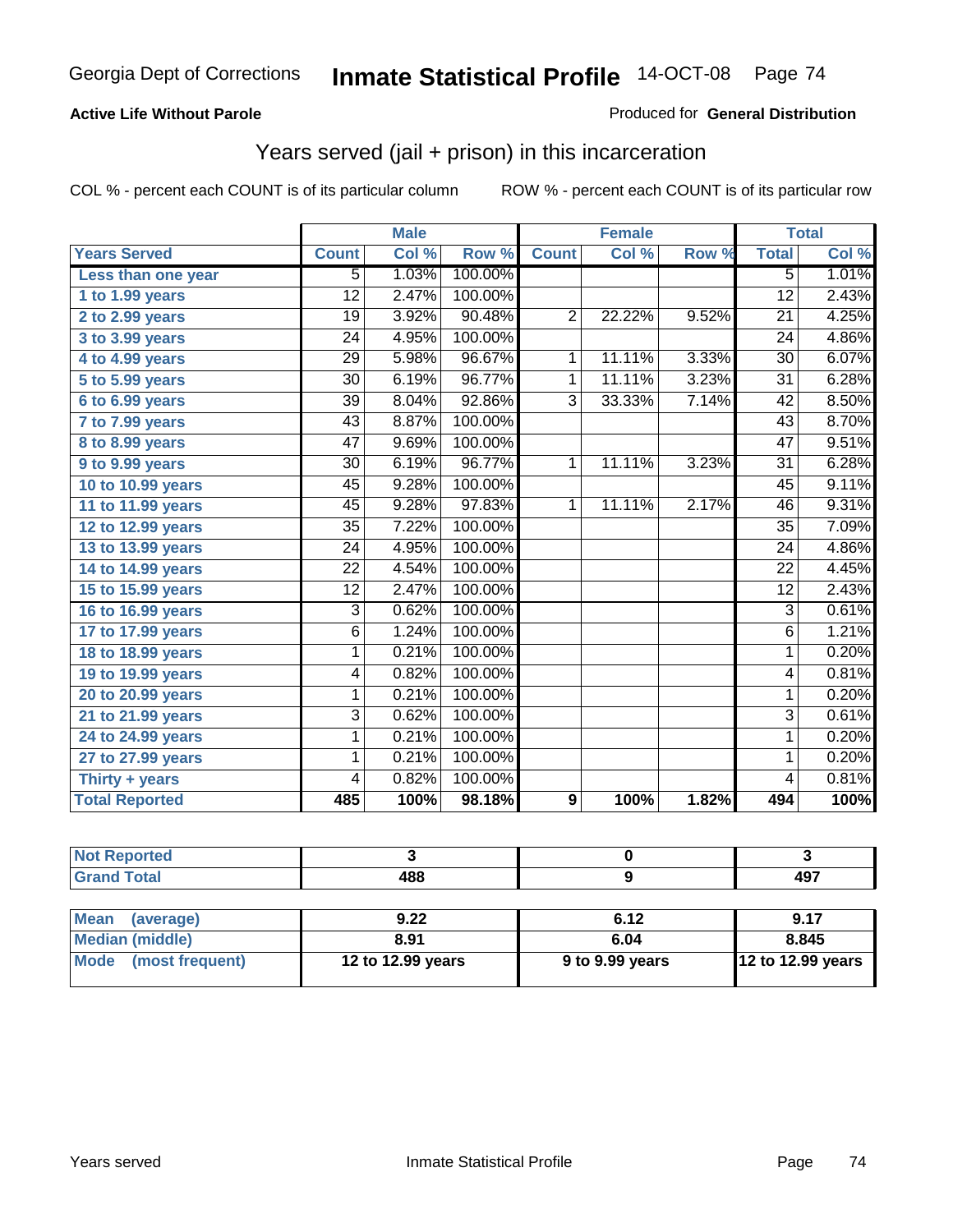# Inmate Statistical Profile

Georgia Dept of Corrections — 14-OCT-08

**Active Life Without Parole**

Produced for **General Distribution**

## Years served (jail + prison) in this incarceration

COL % - percent each COUNT is of its particular column

ROW % - percent each COUNT is of its particular row

| | Male | | | Female | | | Total | |
|---|---|---|---|---|---|---|---|---|
| **Years Served** | **Count** | **Col %** | **Row %** | **Count** | **Col %** | **Row %** | **Total** | **Col %** |
| **Less than one year** | 5 | 1.03% | 100.00% | | | | 5 | 1.01% |
| **1 to 1.99 years** | 12 | 2.47% | 100.00% | | | | 12 | 2.43% |
| **2 to 2.99 years** | 19 | 3.92% | 90.48% | 2 | 22.22% | 9.52% | 21 | 4.25% |
| **3 to 3.99 years** | 24 | 4.95% | 100.00% | | | | 24 | 4.86% |
| **4 to 4.99 years** | 29 | 5.98% | 96.67% | 1 | 11.11% | 3.33% | 30 | 6.07% |
| **5 to 5.99 years** | 30 | 6.19% | 96.77% | 1 | 11.11% | 3.23% | 31 | 6.28% |
| **6 to 6.99 years** | 39 | 8.04% | 92.86% | 3 | 33.33% | 7.14% | 42 | 8.50% |
| **7 to 7.99 years** | 43 | 8.87% | 100.00% | | | | 43 | 8.70% |
| **8 to 8.99 years** | 47 | 9.69% | 100.00% | | | | 47 | 9.51% |
| **9 to 9.99 years** | 30 | 6.19% | 96.77% | 1 | 11.11% | 3.23% | 31 | 6.28% |
| **10 to 10.99 years** | 45 | 9.28% | 100.00% | | | | 45 | 9.11% |
| **11 to 11.99 years** | 45 | 9.28% | 97.83% | 1 | 11.11% | 2.17% | 46 | 9.31% |
| **12 to 12.99 years** | 35 | 7.22% | 100.00% | | | | 35 | 7.09% |
| **13 to 13.99 years** | 24 | 4.95% | 100.00% | | | | 24 | 4.86% |
| **14 to 14.99 years** | 22 | 4.54% | 100.00% | | | | 22 | 4.45% |
| **15 to 15.99 years** | 12 | 2.47% | 100.00% | | | | 12 | 2.43% |
| **16 to 16.99 years** | 3 | 0.62% | 100.00% | | | | 3 | 0.61% |
| **17 to 17.99 years** | 6 | 1.24% | 100.00% | | | | 6 | 1.21% |
| **18 to 18.99 years** | 1 | 0.21% | 100.00% | | | | 1 | 0.20% |
| **19 to 19.99 years** | 4 | 0.82% | 100.00% | | | | 4 | 0.81% |
| **20 to 20.99 years** | 1 | 0.21% | 100.00% | | | | 1 | 0.20% |
| **21 to 21.99 years** | 3 | 0.62% | 100.00% | | | | 3 | 0.61% |
| **24 to 24.99 years** | 1 | 0.21% | 100.00% | | | | 1 | 0.20% |
| **27 to 27.99 years** | 1 | 0.21% | 100.00% | | | | 1 | 0.20% |
| **Thirty + years** | 4 | 0.82% | 100.00% | | | | 4 | 0.81% |
| **Total Reported** | **485** | **100%** | **98.18%** | **9** | **100%** | **1.82%** | **494** | **100%** |

| | Male | Female | Total |
|---|---|---|---|
| **Not Reported** | **3** | **0** | **3** |
| **Grand Total** | **488** | **9** | **497** |

| | Male | Female | Total |
|---|---|---|---|
| **Mean (average)** | **9.22** | **6.12** | **9.17** |
| **Median (middle)** | **8.91** | **6.04** | **8.845** |
| **Mode (most frequent)** | **12 to 12.99 years** | **9 to 9.99 years** | **12 to 12.99 years** |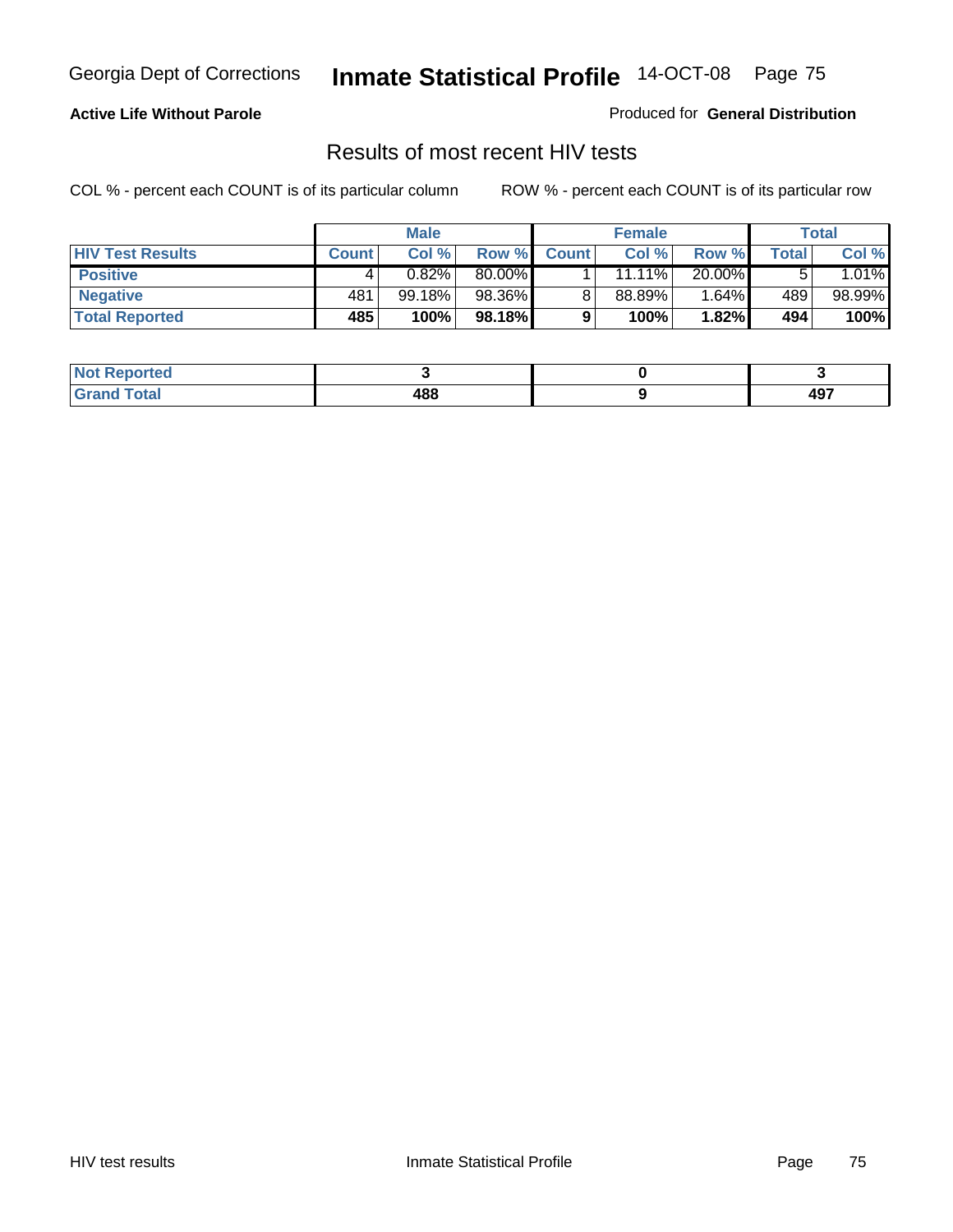**Active Life Without Parole**

Produced for **General Distribution**

## Results of most recent HIV tests

COL % - percent each COUNT is of its particular column

ROW % - percent each COUNT is of its particular row

| | Male | | | Female | | | Total | |
|---|---|---|---|---|---|---|---|---|
| **HIV Test Results** | **Count** | **Col %** | **Row %** | **Count** | **Col %** | **Row %** | **Total** | **Col %** |
| **Positive** | 4 | 0.82% | 80.00% | 1 | 11.11% | 20.00% | 5 | 1.01% |
| **Negative** | 481 | 99.18% | 98.36% | 8 | 88.89% | 1.64% | 489 | 98.99% |
| **Total Reported** | **485** | **100%** | **98.18%** | **9** | **100%** | **1.82%** | **494** | **100%** |

| | Male | Female | Total |
|---|---|---|---|
| **Not Reported** | **3** | **0** | **3** |
| **Grand Total** | **488** | **9** | **497** |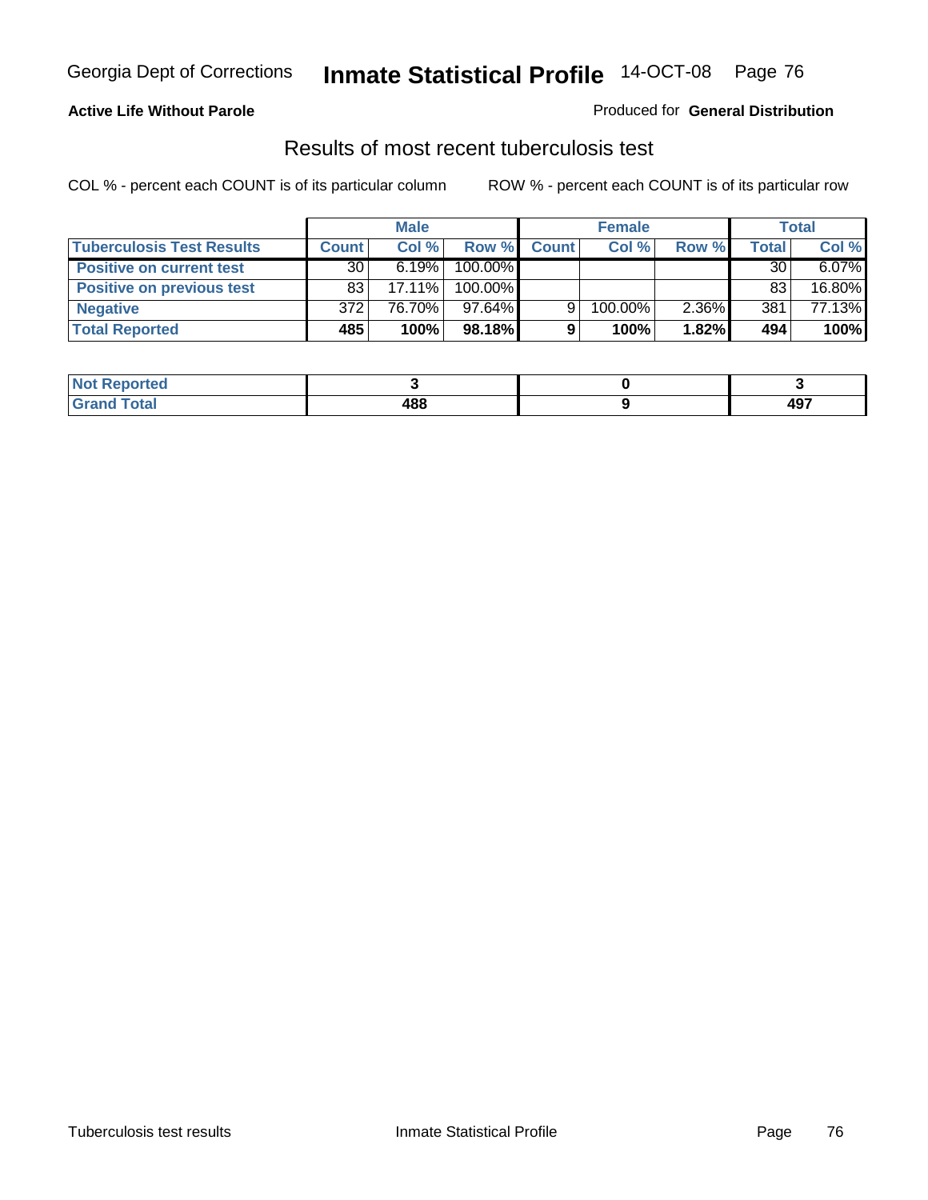Georgia Dept of Corrections **Inmate Statistical Profile** 14-OCT-08

**Active Life Without Parole**

Produced for **General Distribution**

## Results of most recent tuberculosis test

COL % - percent each COUNT is of its particular column ROW % - percent each COUNT is of its particular row

| | Male | | | Female | | | Total | |
|---|---|---|---|---|---|---|---|---|
| **Tuberculosis Test Results** | **Count** | **Col %** | **Row %** | **Count** | **Col %** | **Row %** | **Total** | **Col %** |
| **Positive on current test** | 30 | 6.19% | 100.00% | | | | 30 | 6.07% |
| **Positive on previous test** | 83 | 17.11% | 100.00% | | | | 83 | 16.80% |
| **Negative** | 372 | 76.70% | 97.64% | 9 | 100.00% | 2.36% | 381 | 77.13% |
| **Total Reported** | **485** | **100%** | **98.18%** | **9** | **100%** | **1.82%** | **494** | **100%** |

| | Male | Female | Total |
|---|---|---|---|
| **Not Reported** | **3** | **0** | **3** |
| **Grand Total** | **488** | **9** | **497** |

Tuberculosis test results Inmate Statistical Profile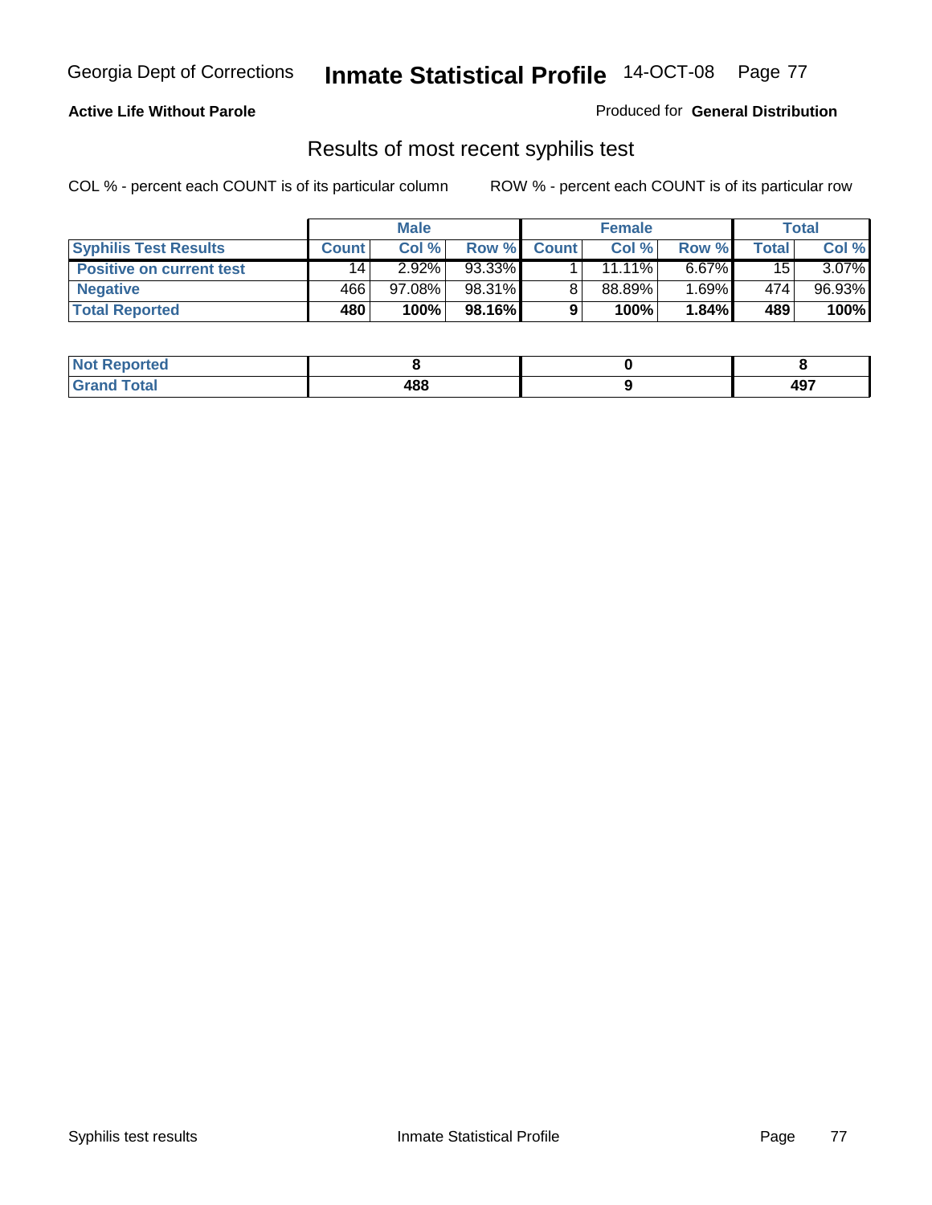**Active Life Without Parole**

Produced for **General Distribution**

## Results of most recent syphilis test

COL % - percent each COUNT is of its particular column

ROW % - percent each COUNT is of its particular row

| | Male | | | Female | | | Total | |
|---|---|---|---|---|---|---|---|---|
| **Syphilis Test Results** | **Count** | **Col %** | **Row %** | **Count** | **Col %** | **Row %** | **Total** | **Col %** |
| **Positive on current test** | 14 | 2.92% | 93.33% | 1 | 11.11% | 6.67% | 15 | 3.07% |
| **Negative** | 466 | 97.08% | 98.31% | 8 | 88.89% | 1.69% | 474 | 96.93% |
| **Total Reported** | **480** | **100%** | **98.16%** | **9** | **100%** | **1.84%** | **489** | **100%** |

| | Male | Female | Total |
|---|---|---|---|
| **Not Reported** | **8** | **0** | **8** |
| **Grand Total** | **488** | **9** | **497** |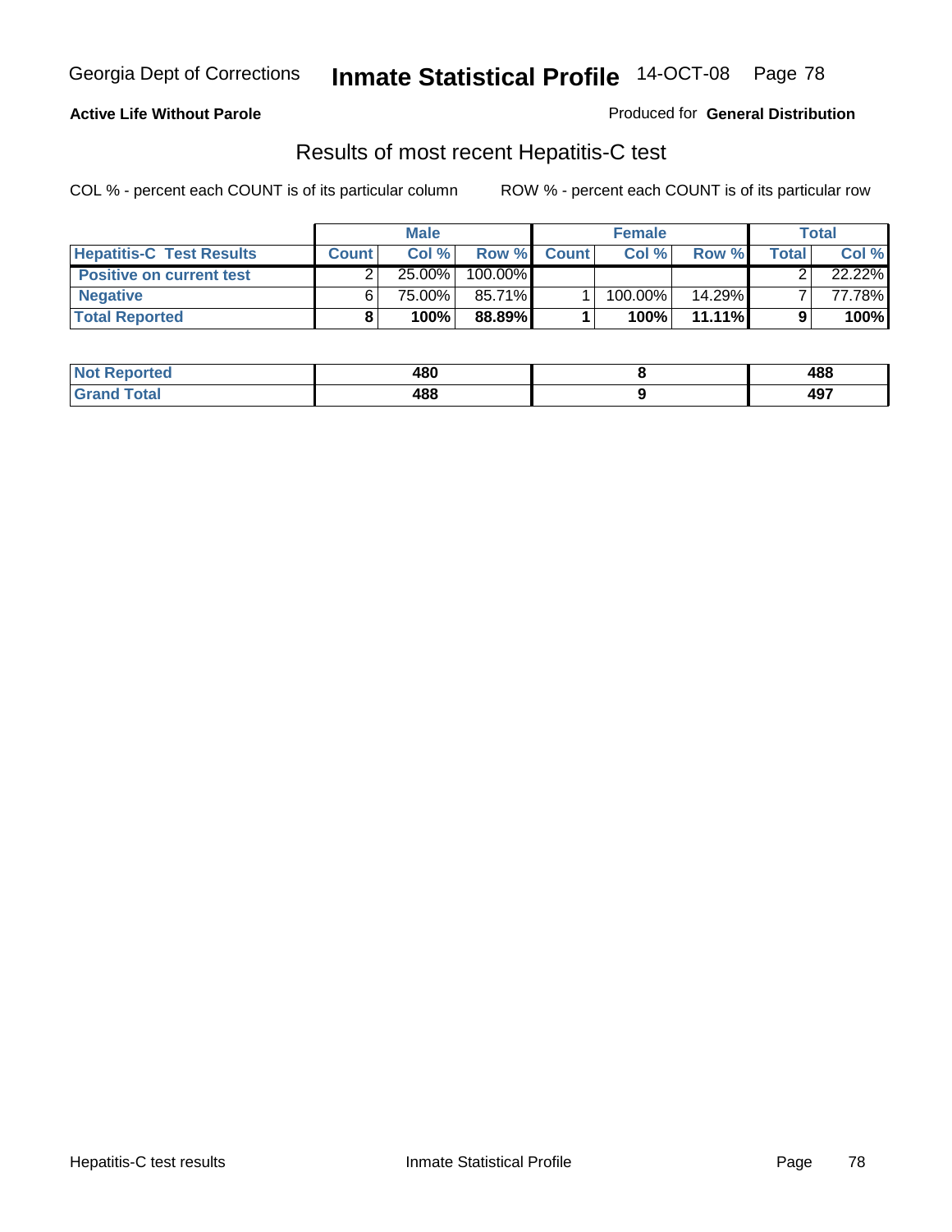**Active Life Without Parole**

Produced for **General Distribution**

## Results of most recent Hepatitis-C test

COL % - percent each COUNT is of its particular column

ROW % - percent each COUNT is of its particular row

| | Male | | | Female | | | Total | |
|---|---|---|---|---|---|---|---|---|
| **Hepatitis-C Test Results** | **Count** | **Col %** | **Row %** | **Count** | **Col %** | **Row %** | **Total** | **Col %** |
| **Positive on current test** | 2 | 25.00% | 100.00% | | | | 2 | 22.22% |
| **Negative** | 6 | 75.00% | 85.71% | 1 | 100.00% | 14.29% | 7 | 77.78% |
| **Total Reported** | **8** | **100%** | **88.89%** | **1** | **100%** | **11.11%** | **9** | **100%** |

| | Male | Female | Total |
|---|---|---|---|
| **Not Reported** | **480** | **8** | **488** |
| **Grand Total** | **488** | **9** | **497** |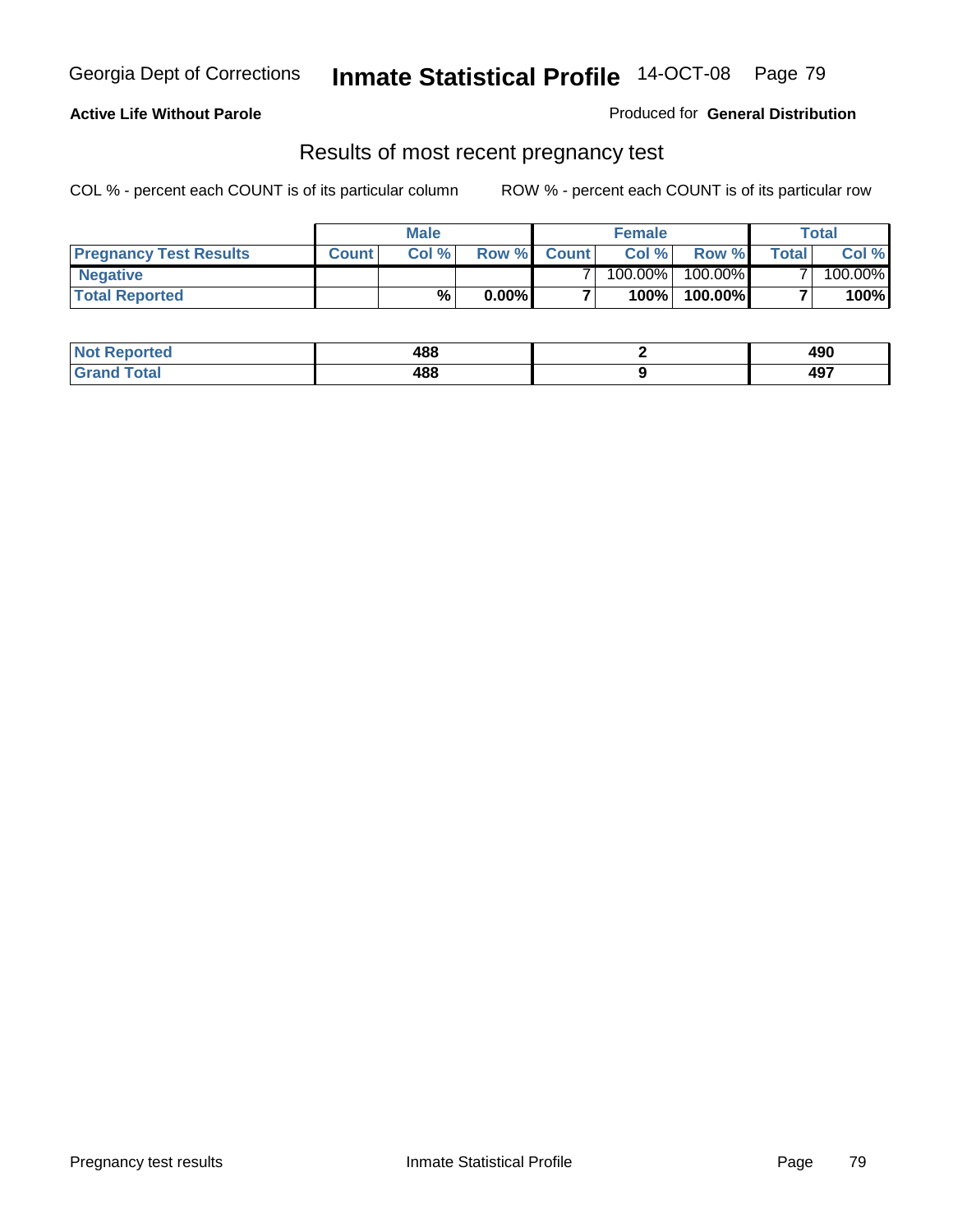**Active Life Without Parole**

Produced for **General Distribution**

## Results of most recent pregnancy test

COL % - percent each COUNT is of its particular column

ROW % - percent each COUNT is of its particular row

| | Male | | | Female | | | Total | |
|---|---|---|---|---|---|---|---|---|
| **Pregnancy Test Results** | **Count** | **Col %** | **Row %** | **Count** | **Col %** | **Row %** | **Total** | **Col %** |
| **Negative** | | | | 7 | 100.00% | 100.00% | 7 | 100.00% |
| **Total Reported** | | **%** | **0.00%** | **7** | **100%** | **100.00%** | **7** | **100%** |

| | Male | Female | Total |
|---|---|---|---|
| **Not Reported** | **488** | **2** | **490** |
| **Grand Total** | **488** | **9** | **497** |

Pregnancy test results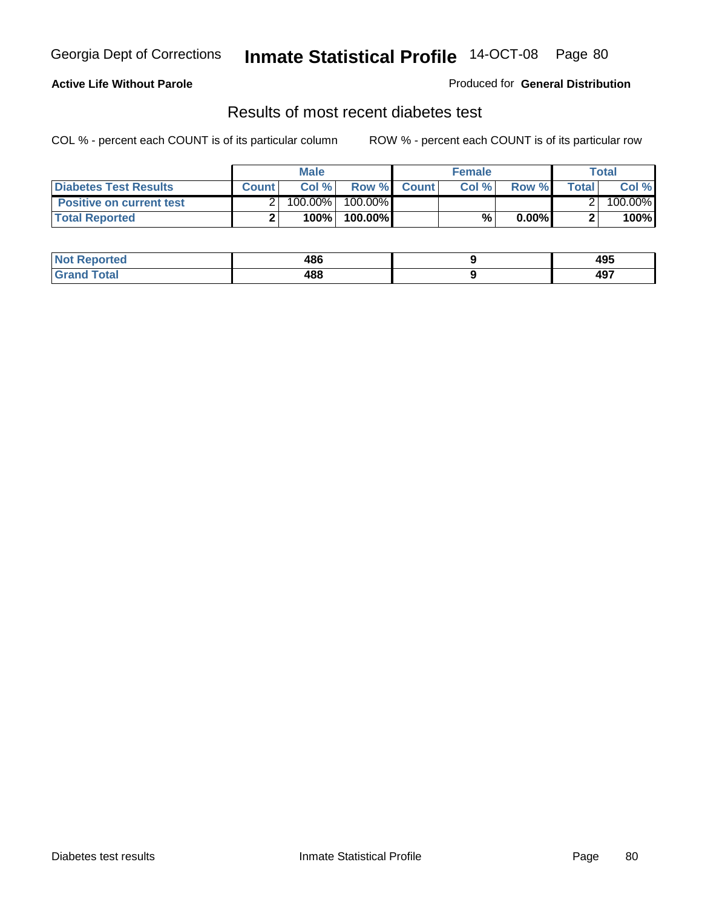**Active Life Without Parole**

Produced for **General Distribution**

## Results of most recent diabetes test

COL % - percent each COUNT is of its particular column

ROW % - percent each COUNT is of its particular row

| | Male | | | Female | | | Total | |
|---|---|---|---|---|---|---|---|---|
| **Diabetes Test Results** | **Count** | **Col %** | **Row %** | **Count** | **Col %** | **Row %** | **Total** | **Col %** |
| **Positive on current test** | 2 | 100.00% | 100.00% | | | | 2 | 100.00% |
| **Total Reported** | **2** | **100%** | **100.00%** | | **%** | **0.00%** | **2** | **100%** |

| | Male | Female | Total |
|---|---|---|---|
| **Not Reported** | **486** | **9** | **495** |
| **Grand Total** | **488** | **9** | **497** |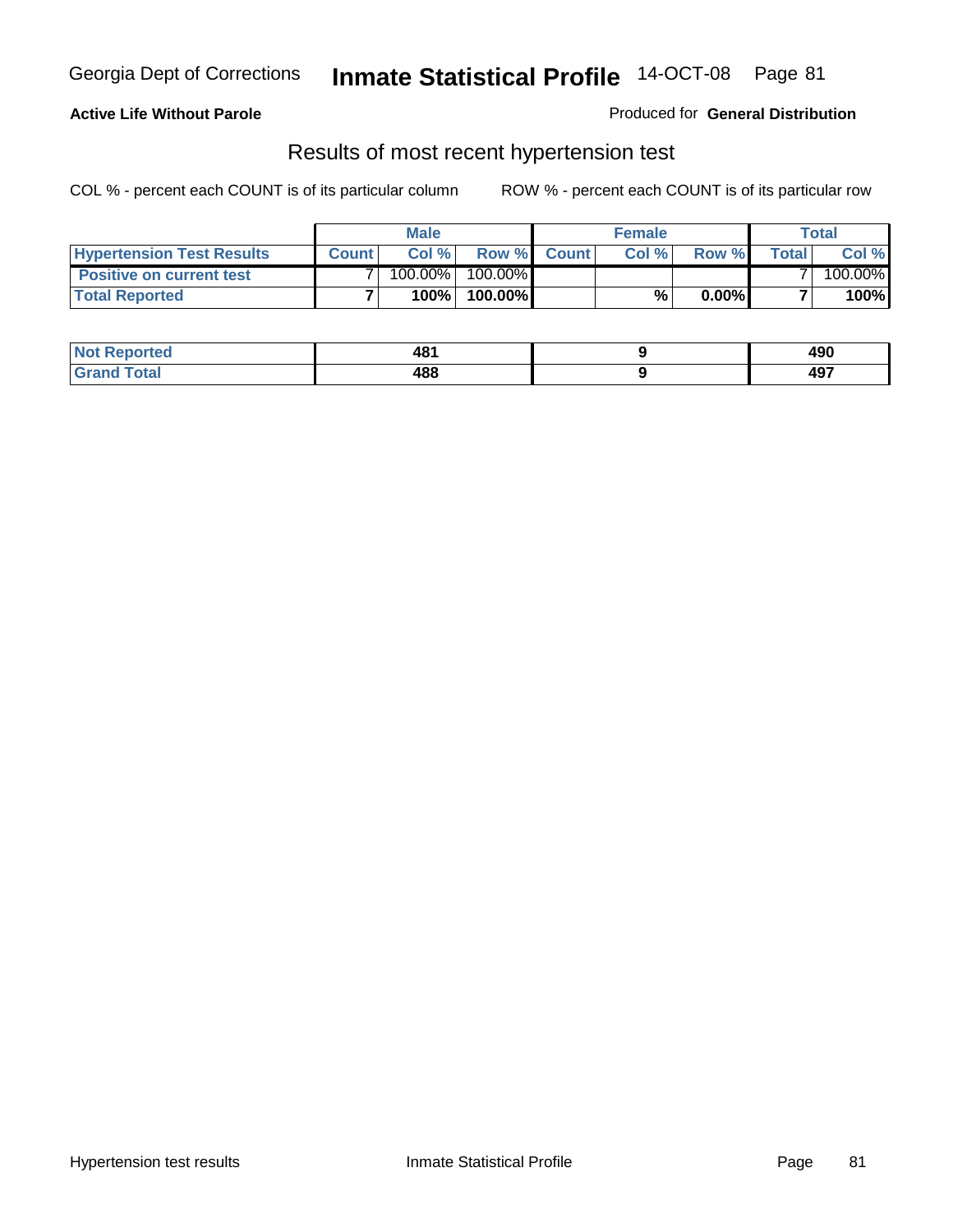Georgia Dept of Corrections **Inmate Statistical Profile** 14-OCT-08 Page 81

**Active Life Without Parole**

Produced for **General Distribution**

## Results of most recent hypertension test

COL % - percent each COUNT is of its particular column    ROW % - percent each COUNT is of its particular row

| | Male | | | Female | | | Total | |
|---|---|---|---|---|---|---|---|---|
| **Hypertension Test Results** | **Count** | **Col %** | **Row %** | **Count** | **Col %** | **Row %** | **Total** | **Col %** |
| **Positive on current test** | 7 | 100.00% | 100.00% | | | | 7 | 100.00% |
| **Total Reported** | **7** | **100%** | **100.00%** | | **%** | **0.00%** | **7** | **100%** |

| | Male | Female | Total |
|---|---|---|---|
| **Not Reported** | **481** | **9** | **490** |
| **Grand Total** | **488** | **9** | **497** |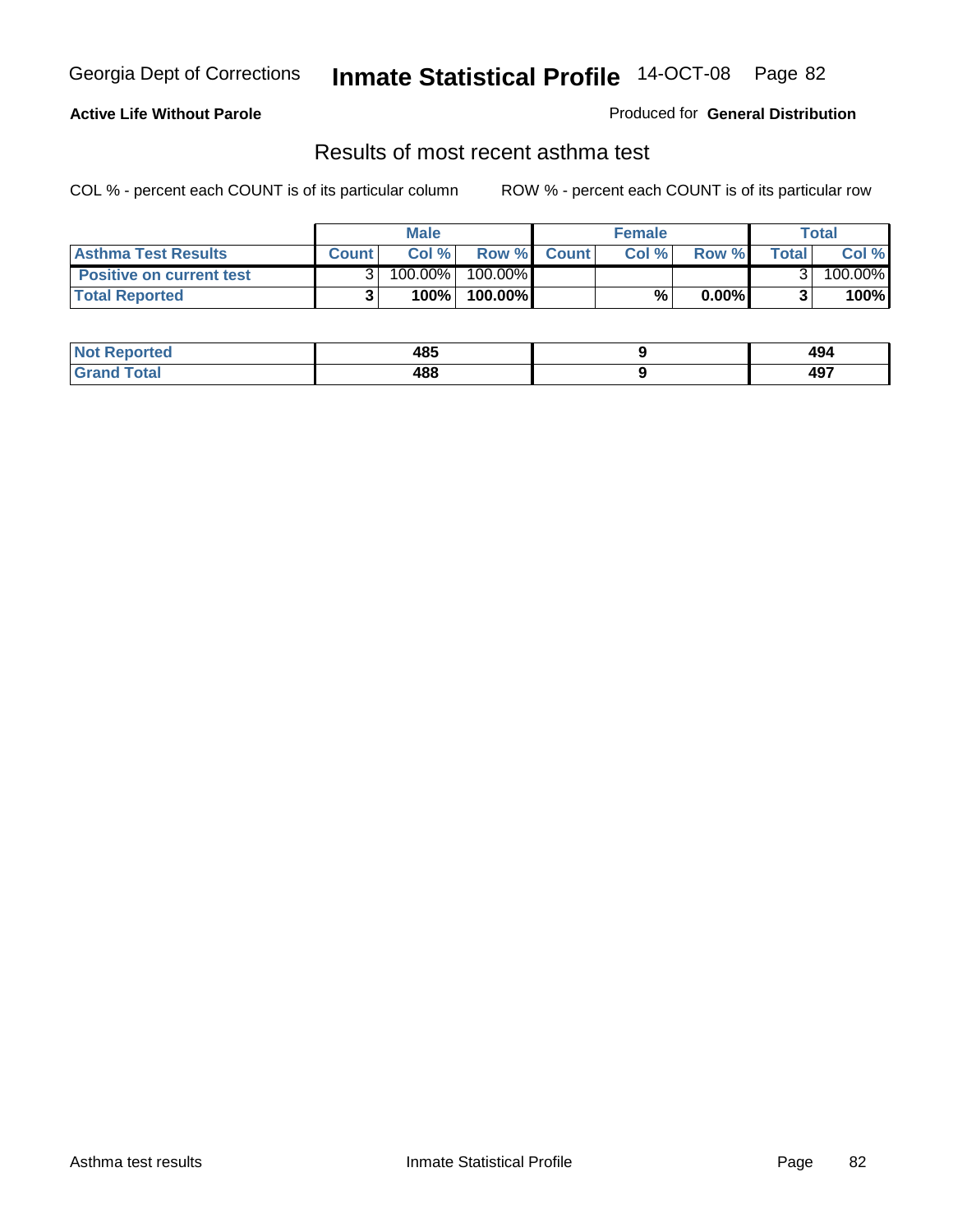Georgia Dept of Corrections **Inmate Statistical Profile** 14-OCT-08 Page 82

**Active Life Without Parole**

Produced for **General Distribution**

## Results of most recent asthma test

COL % - percent each COUNT is of its particular column

ROW % - percent each COUNT is of its particular row

| | Male | | | Female | | | Total | |
|---|---|---|---|---|---|---|---|---|
| **Asthma Test Results** | **Count** | **Col %** | **Row %** | **Count** | **Col %** | **Row %** | **Total** | **Col %** |
| **Positive on current test** | 3 | 100.00% | 100.00% | | | | 3 | 100.00% |
| **Total Reported** | **3** | **100%** | **100.00%** | | **%** | **0.00%** | **3** | **100%** |

| | Male | Female | Total |
|---|---|---|---|
| **Not Reported** | **485** | **9** | **494** |
| **Grand Total** | **488** | **9** | **497** |

Asthma test results

Inmate Statistical Profile